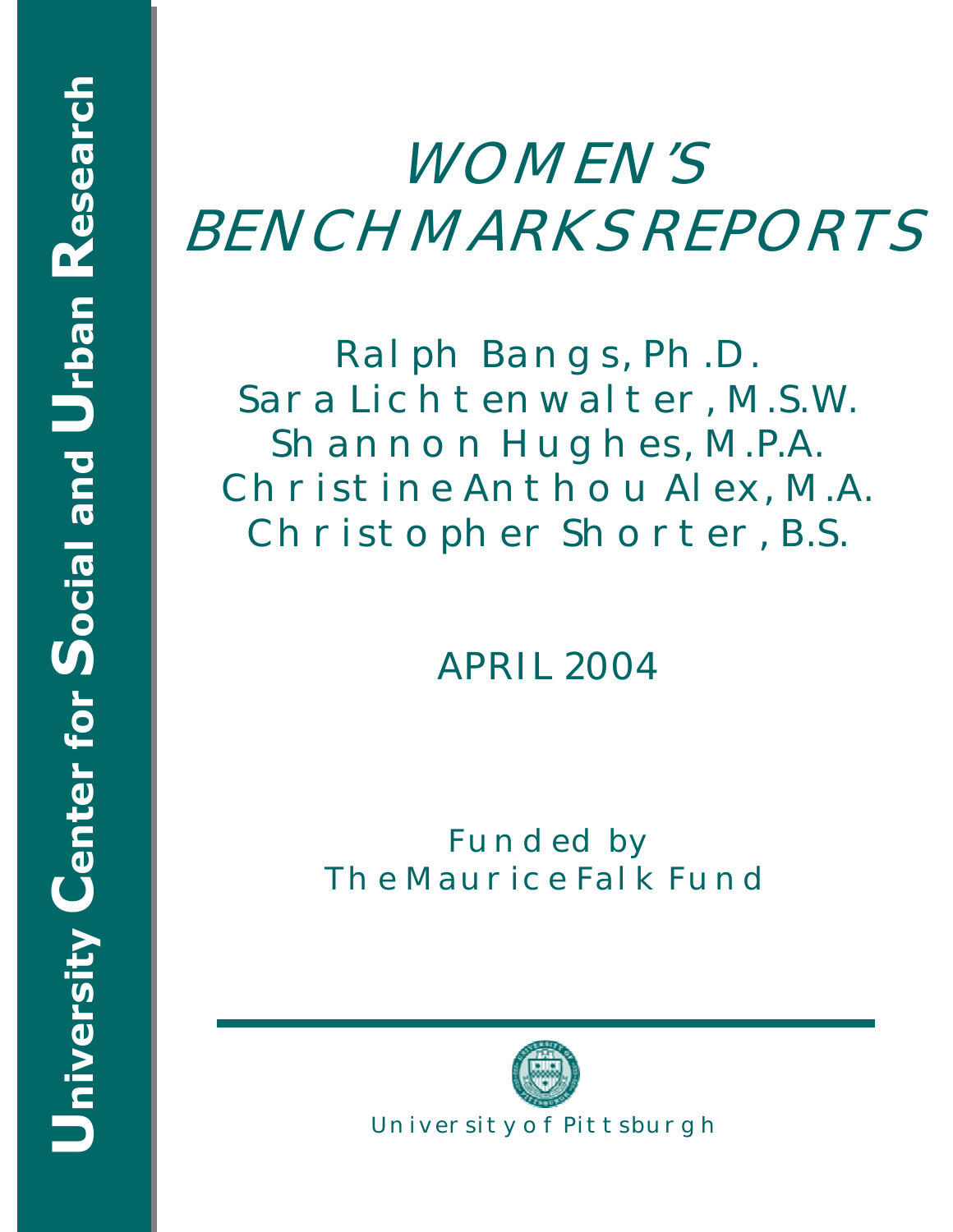University Center for Social and Urban Research

# WOMEN'S BENCHMARKS REPORTS

Ralph Bangs, Ph.D.
Sara Lichtenwalter, M.S.W.
Shannon Hughes, M.P.A.
Christine Anthou Alex, M.A.
Christopher Shorter, B.S.

APRIL 2004

Funded by
The Maurice Falk Fund

University of Pittsburgh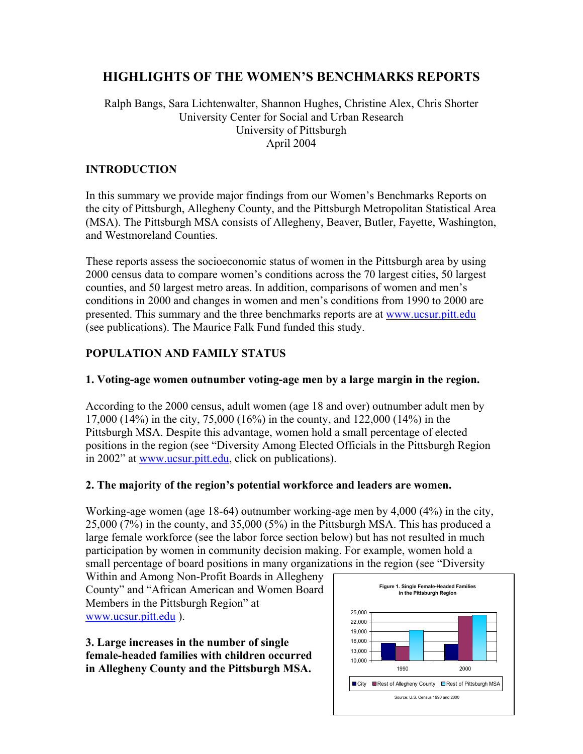# HIGHLIGHTS OF THE WOMEN'S BENCHMARKS REPORTS

Ralph Bangs, Sara Lichtenwalter, Shannon Hughes, Christine Alex, Chris Shorter
University Center for Social and Urban Research
University of Pittsburgh
April 2004

## INTRODUCTION

In this summary we provide major findings from our Women's Benchmarks Reports on the city of Pittsburgh, Allegheny County, and the Pittsburgh Metropolitan Statistical Area (MSA). The Pittsburgh MSA consists of Allegheny, Beaver, Butler, Fayette, Washington, and Westmoreland Counties.

These reports assess the socioeconomic status of women in the Pittsburgh area by using 2000 census data to compare women's conditions across the 70 largest cities, 50 largest counties, and 50 largest metro areas. In addition, comparisons of women and men's conditions in 2000 and changes in women and men's conditions from 1990 to 2000 are presented. This summary and the three benchmarks reports are at www.ucsur.pitt.edu (see publications). The Maurice Falk Fund funded this study.

## POPULATION AND FAMILY STATUS

### 1. Voting-age women outnumber voting-age men by a large margin in the region.

According to the 2000 census, adult women (age 18 and over) outnumber adult men by 17,000 (14%) in the city, 75,000 (16%) in the county, and 122,000 (14%) in the Pittsburgh MSA. Despite this advantage, women hold a small percentage of elected positions in the region (see "Diversity Among Elected Officials in the Pittsburgh Region in 2002" at www.ucsur.pitt.edu, click on publications).

### 2. The majority of the region's potential workforce and leaders are women.

Working-age women (age 18-64) outnumber working-age men by 4,000 (4%) in the city, 25,000 (7%) in the county, and 35,000 (5%) in the Pittsburgh MSA. This has produced a large female workforce (see the labor force section below) but has not resulted in much participation by women in community decision making. For example, women hold a small percentage of board positions in many organizations in the region (see "Diversity Within and Among Non-Profit Boards in Allegheny County" and "African American and Women Board Members in the Pittsburgh Region" at www.ucsur.pitt.edu ).

### 3. Large increases in the number of single female-headed families with children occurred in Allegheny County and the Pittsburgh MSA.

**Figure 1. Single Female-Headed Families in the Pittsburgh Region**

Source: U.S. Census 1990 and 2000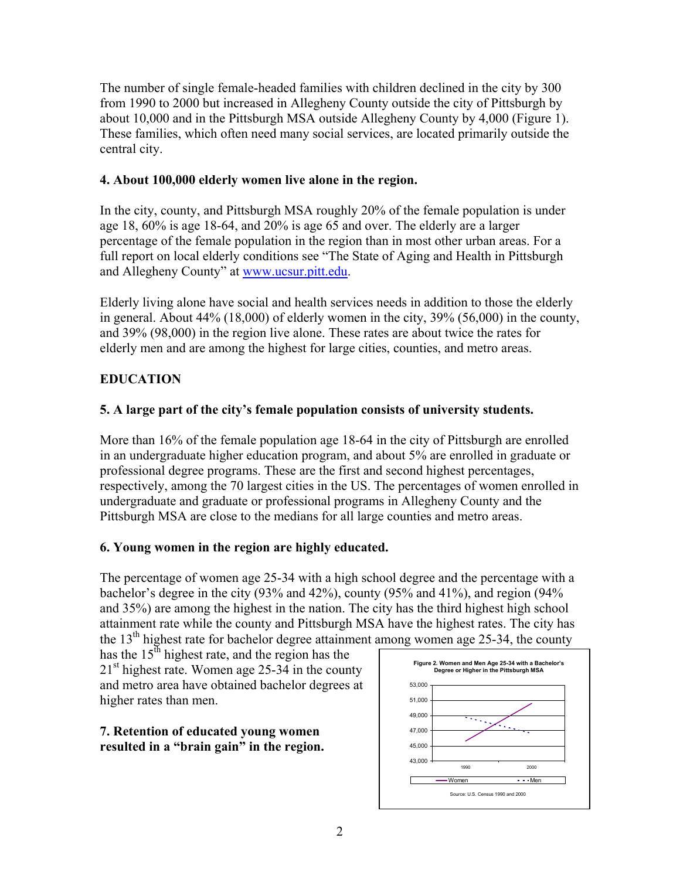The number of single female-headed families with children declined in the city by 300 from 1990 to 2000 but increased in Allegheny County outside the city of Pittsburgh by about 10,000 and in the Pittsburgh MSA outside Allegheny County by 4,000 (Figure 1). These families, which often need many social services, are located primarily outside the central city.

**4. About 100,000 elderly women live alone in the region.**

In the city, county, and Pittsburgh MSA roughly 20% of the female population is under age 18, 60% is age 18-64, and 20% is age 65 and over. The elderly are a larger percentage of the female population in the region than in most other urban areas. For a full report on local elderly conditions see "The State of Aging and Health in Pittsburgh and Allegheny County" at www.ucsur.pitt.edu.

Elderly living alone have social and health services needs in addition to those the elderly in general. About 44% (18,000) of elderly women in the city, 39% (56,000) in the county, and 39% (98,000) in the region live alone. These rates are about twice the rates for elderly men and are among the highest for large cities, counties, and metro areas.

## EDUCATION

**5. A large part of the city's female population consists of university students.**

More than 16% of the female population age 18-64 in the city of Pittsburgh are enrolled in an undergraduate higher education program, and about 5% are enrolled in graduate or professional degree programs. These are the first and second highest percentages, respectively, among the 70 largest cities in the US. The percentages of women enrolled in undergraduate and graduate or professional programs in Allegheny County and the Pittsburgh MSA are close to the medians for all large counties and metro areas.

**6. Young women in the region are highly educated.**

The percentage of women age 25-34 with a high school degree and the percentage with a bachelor's degree in the city (93% and 42%), county (95% and 41%), and region (94% and 35%) are among the highest in the nation. The city has the third highest high school attainment rate while the county and Pittsburgh MSA have the highest rates. The city has the 13th highest rate for bachelor degree attainment among women age 25-34, the county has the 15th highest rate, and the region has the 21st highest rate. Women age 25-34 in the county and metro area have obtained bachelor degrees at higher rates than men.

**Figure 2. Women and Men Age 25-34 with a Bachelor's Degree or Higher in the Pittsburgh MSA**

Source: U.S. Census 1990 and 2000

**7. Retention of educated young women resulted in a "brain gain" in the region.**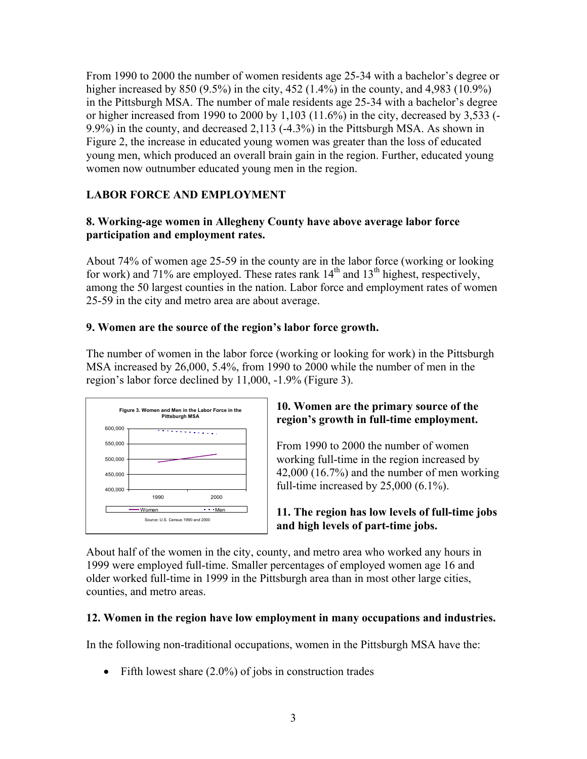From 1990 to 2000 the number of women residents age 25-34 with a bachelor's degree or higher increased by 850 (9.5%) in the city, 452 (1.4%) in the county, and 4,983 (10.9%) in the Pittsburgh MSA. The number of male residents age 25-34 with a bachelor's degree or higher increased from 1990 to 2000 by 1,103 (11.6%) in the city, decreased by 3,533 (-9.9%) in the county, and decreased 2,113 (-4.3%) in the Pittsburgh MSA. As shown in Figure 2, the increase in educated young women was greater than the loss of educated young men, which produced an overall brain gain in the region. Further, educated young women now outnumber educated young men in the region.

## LABOR FORCE AND EMPLOYMENT

### 8. Working-age women in Allegheny County have above average labor force participation and employment rates.

About 74% of women age 25-59 in the county are in the labor force (working or looking for work) and 71% are employed. These rates rank 14th and 13th highest, respectively, among the 50 largest counties in the nation. Labor force and employment rates of women 25-59 in the city and metro area are about average.

### 9. Women are the source of the region's labor force growth.

The number of women in the labor force (working or looking for work) in the Pittsburgh MSA increased by 26,000, 5.4%, from 1990 to 2000 while the number of men in the region's labor force declined by 11,000, -1.9% (Figure 3).

Figure 3. Women and Men in the Labor Force in the Pittsburgh MSA

Source: U.S. Census 1990 and 2000

### 10. Women are the primary source of the region's growth in full-time employment.

From 1990 to 2000 the number of women working full-time in the region increased by 42,000 (16.7%) and the number of men working full-time increased by 25,000 (6.1%).

### 11. The region has low levels of full-time jobs and high levels of part-time jobs.

About half of the women in the city, county, and metro area who worked any hours in 1999 were employed full-time. Smaller percentages of employed women age 16 and older worked full-time in 1999 in the Pittsburgh area than in most other large cities, counties, and metro areas.

### 12. Women in the region have low employment in many occupations and industries.

In the following non-traditional occupations, women in the Pittsburgh MSA have the:

- Fifth lowest share (2.0%) of jobs in construction trades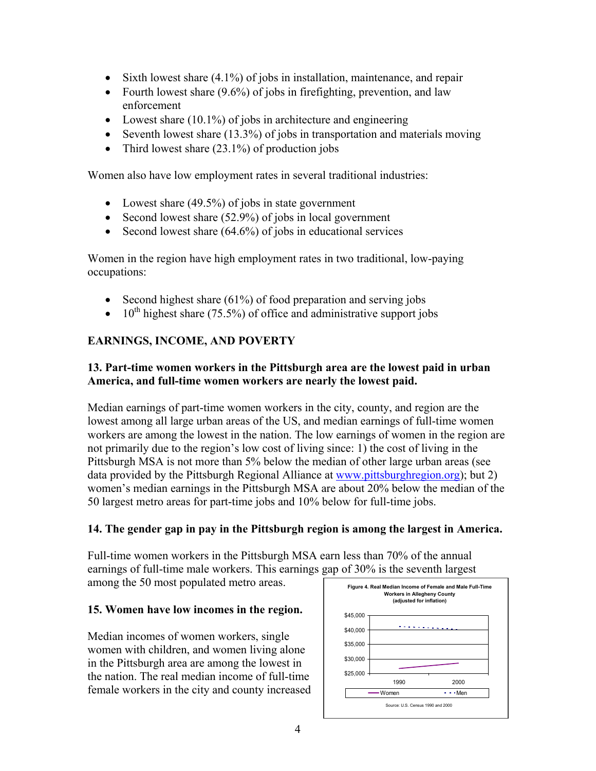- Sixth lowest share (4.1%) of jobs in installation, maintenance, and repair
- Fourth lowest share (9.6%) of jobs in firefighting, prevention, and law enforcement
- Lowest share (10.1%) of jobs in architecture and engineering
- Seventh lowest share (13.3%) of jobs in transportation and materials moving
- Third lowest share (23.1%) of production jobs

Women also have low employment rates in several traditional industries:

- Lowest share (49.5%) of jobs in state government
- Second lowest share (52.9%) of jobs in local government
- Second lowest share (64.6%) of jobs in educational services

Women in the region have high employment rates in two traditional, low-paying occupations:

- Second highest share (61%) of food preparation and serving jobs
- 10th highest share (75.5%) of office and administrative support jobs

## EARNINGS, INCOME, AND POVERTY

### 13. Part-time women workers in the Pittsburgh area are the lowest paid in urban America, and full-time women workers are nearly the lowest paid.

Median earnings of part-time women workers in the city, county, and region are the lowest among all large urban areas of the US, and median earnings of full-time women workers are among the lowest in the nation. The low earnings of women in the region are not primarily due to the region's low cost of living since: 1) the cost of living in the Pittsburgh MSA is not more than 5% below the median of other large urban areas (see data provided by the Pittsburgh Regional Alliance at www.pittsburghregion.org); but 2) women's median earnings in the Pittsburgh MSA are about 20% below the median of the 50 largest metro areas for part-time jobs and 10% below for full-time jobs.

### 14. The gender gap in pay in the Pittsburgh region is among the largest in America.

Full-time women workers in the Pittsburgh MSA earn less than 70% of the annual earnings of full-time male workers. This earnings gap of 30% is the seventh largest among the 50 most populated metro areas.

### 15. Women have low incomes in the region.

Median incomes of women workers, single women with children, and women living alone in the Pittsburgh area are among the lowest in the nation. The real median income of full-time female workers in the city and county increased

**Figure 4. Real Median Income of Female and Male Full-Time Workers in Allegheny County (adjusted for inflation)**

Source: U.S. Census 1990 and 2000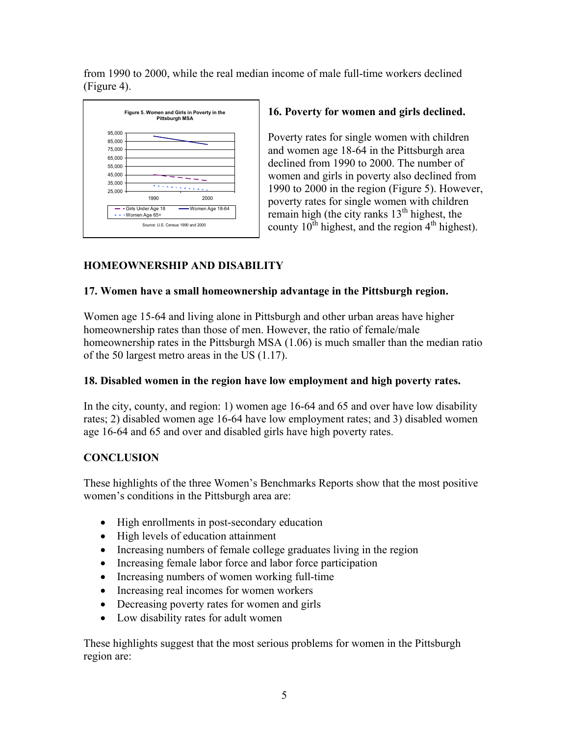from 1990 to 2000, while the real median income of male full-time workers declined (Figure 4).

**Figure 5. Women and Girls in Poverty in the Pittsburgh MSA**

Source: U.S. Census 1990 and 2000

### 16. Poverty for women and girls declined.

Poverty rates for single women with children and women age 18-64 in the Pittsburgh area declined from 1990 to 2000. The number of women and girls in poverty also declined from 1990 to 2000 in the region (Figure 5). However, poverty rates for single women with children remain high (the city ranks 13th highest, the county 10th highest, and the region 4th highest).

## HOMEOWNERSHIP AND DISABILITY

### 17. Women have a small homeownership advantage in the Pittsburgh region.

Women age 15-64 and living alone in Pittsburgh and other urban areas have higher homeownership rates than those of men. However, the ratio of female/male homeownership rates in the Pittsburgh MSA (1.06) is much smaller than the median ratio of the 50 largest metro areas in the US (1.17).

### 18. Disabled women in the region have low employment and high poverty rates.

In the city, county, and region: 1) women age 16-64 and 65 and over have low disability rates; 2) disabled women age 16-64 have low employment rates; and 3) disabled women age 16-64 and 65 and over and disabled girls have high poverty rates.

## CONCLUSION

These highlights of the three Women's Benchmarks Reports show that the most positive women's conditions in the Pittsburgh area are:

- High enrollments in post-secondary education
- High levels of education attainment
- Increasing numbers of female college graduates living in the region
- Increasing female labor force and labor force participation
- Increasing numbers of women working full-time
- Increasing real incomes for women workers
- Decreasing poverty rates for women and girls
- Low disability rates for adult women

These highlights suggest that the most serious problems for women in the Pittsburgh region are: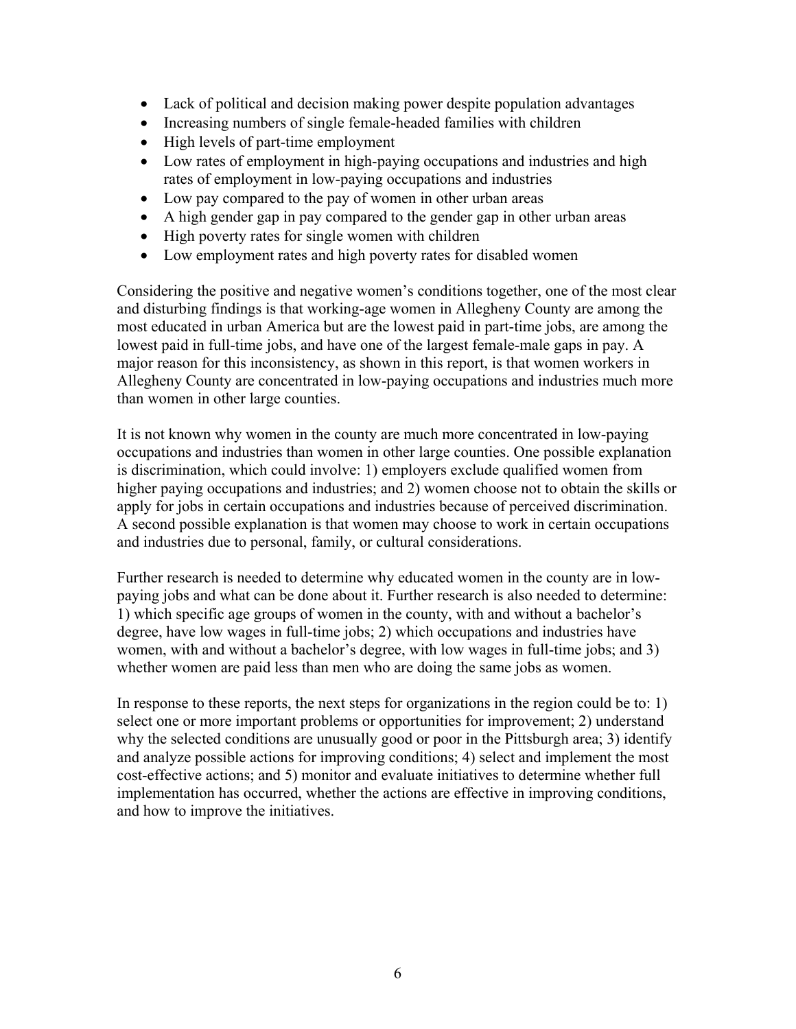- Lack of political and decision making power despite population advantages
- Increasing numbers of single female-headed families with children
- High levels of part-time employment
- Low rates of employment in high-paying occupations and industries and high rates of employment in low-paying occupations and industries
- Low pay compared to the pay of women in other urban areas
- A high gender gap in pay compared to the gender gap in other urban areas
- High poverty rates for single women with children
- Low employment rates and high poverty rates for disabled women

Considering the positive and negative women's conditions together, one of the most clear and disturbing findings is that working-age women in Allegheny County are among the most educated in urban America but are the lowest paid in part-time jobs, are among the lowest paid in full-time jobs, and have one of the largest female-male gaps in pay. A major reason for this inconsistency, as shown in this report, is that women workers in Allegheny County are concentrated in low-paying occupations and industries much more than women in other large counties.

It is not known why women in the county are much more concentrated in low-paying occupations and industries than women in other large counties. One possible explanation is discrimination, which could involve: 1) employers exclude qualified women from higher paying occupations and industries; and 2) women choose not to obtain the skills or apply for jobs in certain occupations and industries because of perceived discrimination. A second possible explanation is that women may choose to work in certain occupations and industries due to personal, family, or cultural considerations.

Further research is needed to determine why educated women in the county are in low-paying jobs and what can be done about it. Further research is also needed to determine: 1) which specific age groups of women in the county, with and without a bachelor's degree, have low wages in full-time jobs; 2) which occupations and industries have women, with and without a bachelor's degree, with low wages in full-time jobs; and 3) whether women are paid less than men who are doing the same jobs as women.

In response to these reports, the next steps for organizations in the region could be to: 1) select one or more important problems or opportunities for improvement; 2) understand why the selected conditions are unusually good or poor in the Pittsburgh area; 3) identify and analyze possible actions for improving conditions; 4) select and implement the most cost-effective actions; and 5) monitor and evaluate initiatives to determine whether full implementation has occurred, whether the actions are effective in improving conditions, and how to improve the initiatives.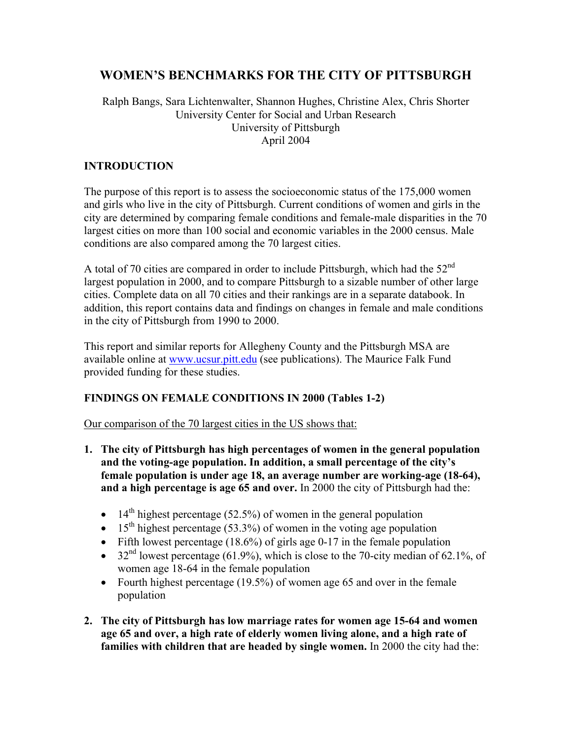# WOMEN'S BENCHMARKS FOR THE CITY OF PITTSBURGH

Ralph Bangs, Sara Lichtenwalter, Shannon Hughes, Christine Alex, Chris Shorter
University Center for Social and Urban Research
University of Pittsburgh
April 2004

## INTRODUCTION

The purpose of this report is to assess the socioeconomic status of the 175,000 women and girls who live in the city of Pittsburgh. Current conditions of women and girls in the city are determined by comparing female conditions and female-male disparities in the 70 largest cities on more than 100 social and economic variables in the 2000 census. Male conditions are also compared among the 70 largest cities.

A total of 70 cities are compared in order to include Pittsburgh, which had the 52nd largest population in 2000, and to compare Pittsburgh to a sizable number of other large cities. Complete data on all 70 cities and their rankings are in a separate databook. In addition, this report contains data and findings on changes in female and male conditions in the city of Pittsburgh from 1990 to 2000.

This report and similar reports for Allegheny County and the Pittsburgh MSA are available online at www.ucsur.pitt.edu (see publications). The Maurice Falk Fund provided funding for these studies.

## FINDINGS ON FEMALE CONDITIONS IN 2000 (Tables 1-2)

Our comparison of the 70 largest cities in the US shows that:

1. **The city of Pittsburgh has high percentages of women in the general population and the voting-age population. In addition, a small percentage of the city's female population is under age 18, an average number are working-age (18-64), and a high percentage is age 65 and over.** In 2000 the city of Pittsburgh had the:
   - 14th highest percentage (52.5%) of women in the general population
   - 15th highest percentage (53.3%) of women in the voting age population
   - Fifth lowest percentage (18.6%) of girls age 0-17 in the female population
   - 32nd lowest percentage (61.9%), which is close to the 70-city median of 62.1%, of women age 18-64 in the female population
   - Fourth highest percentage (19.5%) of women age 65 and over in the female population

2. **The city of Pittsburgh has low marriage rates for women age 15-64 and women age 65 and over, a high rate of elderly women living alone, and a high rate of families with children that are headed by single women.** In 2000 the city had the: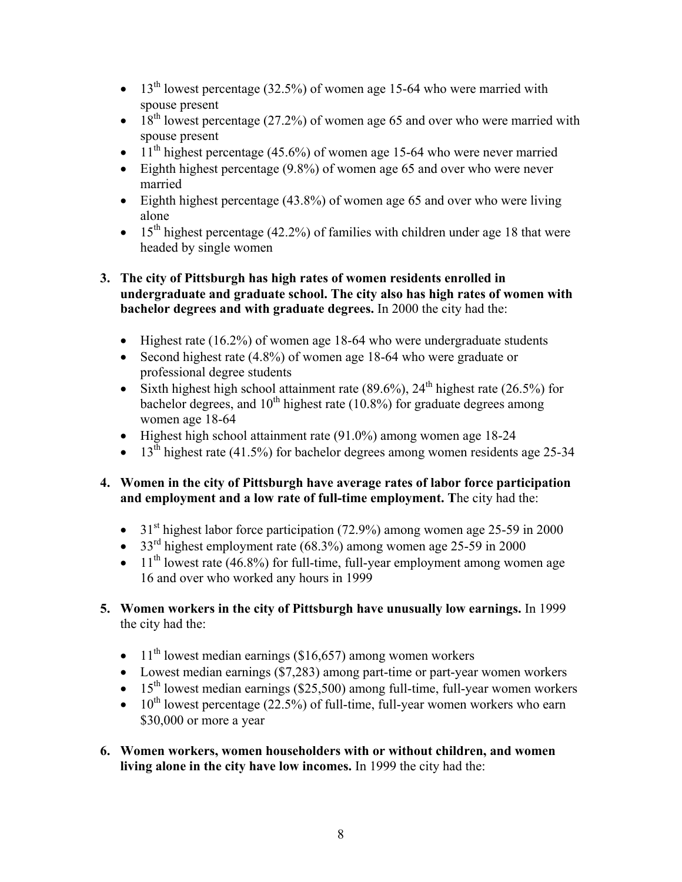- 13th lowest percentage (32.5%) of women age 15-64 who were married with spouse present
- 18th lowest percentage (27.2%) of women age 65 and over who were married with spouse present
- 11th highest percentage (45.6%) of women age 15-64 who were never married
- Eighth highest percentage (9.8%) of women age 65 and over who were never married
- Eighth highest percentage (43.8%) of women age 65 and over who were living alone
- 15th highest percentage (42.2%) of families with children under age 18 that were headed by single women

3. **The city of Pittsburgh has high rates of women residents enrolled in undergraduate and graduate school. The city also has high rates of women with bachelor degrees and with graduate degrees.** In 2000 the city had the:

   - Highest rate (16.2%) of women age 18-64 who were undergraduate students
   - Second highest rate (4.8%) of women age 18-64 who were graduate or professional degree students
   - Sixth highest high school attainment rate (89.6%), 24th highest rate (26.5%) for bachelor degrees, and 10th highest rate (10.8%) for graduate degrees among women age 18-64
   - Highest high school attainment rate (91.0%) among women age 18-24
   - 13th highest rate (41.5%) for bachelor degrees among women residents age 25-34

4. **Women in the city of Pittsburgh have average rates of labor force participation and employment and a low rate of full-time employment. T**he city had the:

   - 31st highest labor force participation (72.9%) among women age 25-59 in 2000
   - 33rd highest employment rate (68.3%) among women age 25-59 in 2000
   - 11th lowest rate (46.8%) for full-time, full-year employment among women age 16 and over who worked any hours in 1999

5. **Women workers in the city of Pittsburgh have unusually low earnings.** In 1999 the city had the:

   - 11th lowest median earnings ($16,657) among women workers
   - Lowest median earnings ($7,283) among part-time or part-year women workers
   - 15th lowest median earnings ($25,500) among full-time, full-year women workers
   - 10th lowest percentage (22.5%) of full-time, full-year women workers who earn $30,000 or more a year

6. **Women workers, women householders with or without children, and women living alone in the city have low incomes.** In 1999 the city had the: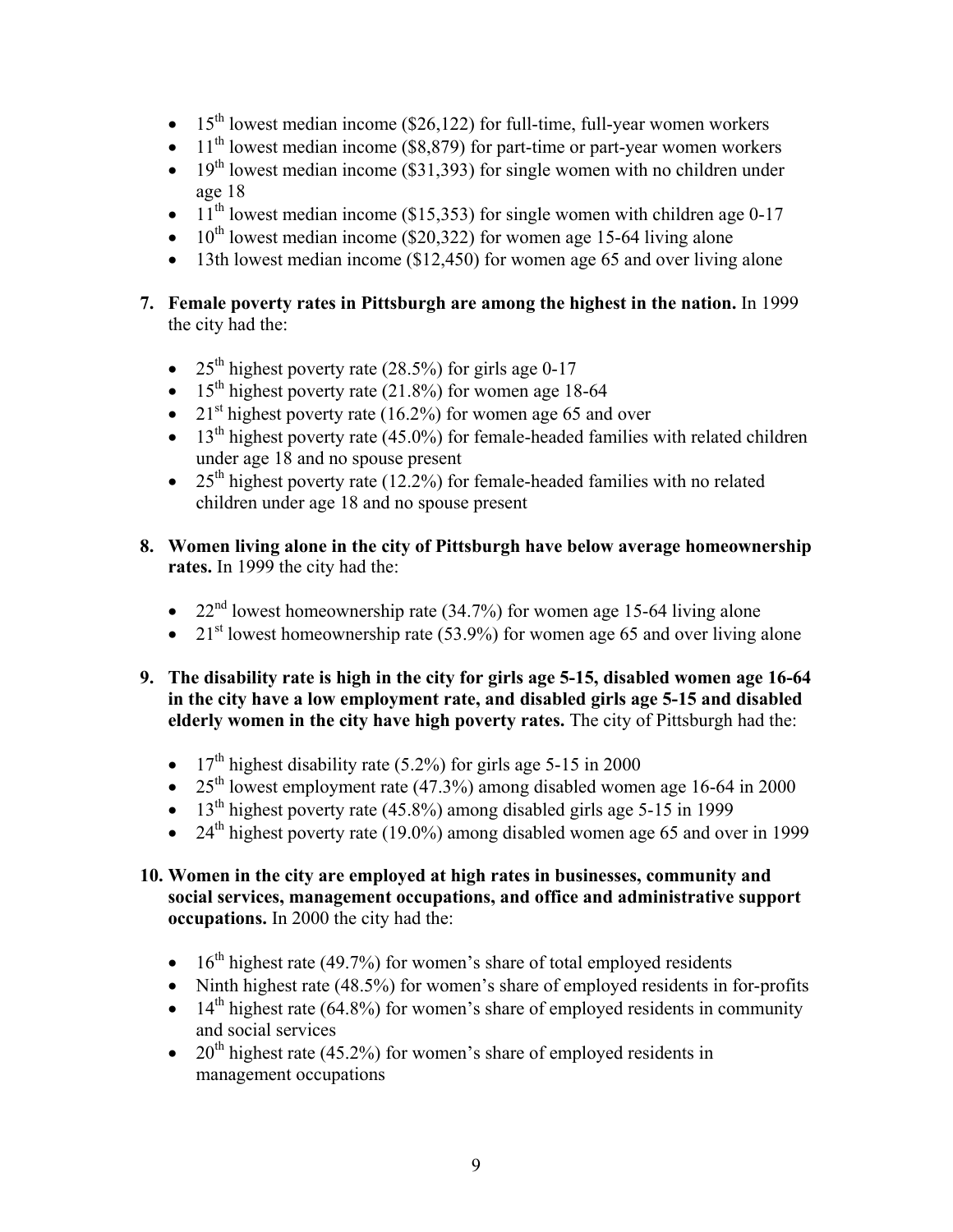- 15th lowest median income ($26,122) for full-time, full-year women workers
- 11th lowest median income ($8,879) for part-time or part-year women workers
- 19th lowest median income ($31,393) for single women with no children under age 18
- 11th lowest median income ($15,353) for single women with children age 0-17
- 10th lowest median income ($20,322) for women age 15-64 living alone
- 13th lowest median income ($12,450) for women age 65 and over living alone

7. **Female poverty rates in Pittsburgh are among the highest in the nation.** In 1999 the city had the:

   - 25th highest poverty rate (28.5%) for girls age 0-17
   - 15th highest poverty rate (21.8%) for women age 18-64
   - 21st highest poverty rate (16.2%) for women age 65 and over
   - 13th highest poverty rate (45.0%) for female-headed families with related children under age 18 and no spouse present
   - 25th highest poverty rate (12.2%) for female-headed families with no related children under age 18 and no spouse present

8. **Women living alone in the city of Pittsburgh have below average homeownership rates.** In 1999 the city had the:

   - 22nd lowest homeownership rate (34.7%) for women age 15-64 living alone
   - 21st lowest homeownership rate (53.9%) for women age 65 and over living alone

9. **The disability rate is high in the city for girls age 5-15, disabled women age 16-64 in the city have a low employment rate, and disabled girls age 5-15 and disabled elderly women in the city have high poverty rates.** The city of Pittsburgh had the:

   - 17th highest disability rate (5.2%) for girls age 5-15 in 2000
   - 25th lowest employment rate (47.3%) among disabled women age 16-64 in 2000
   - 13th highest poverty rate (45.8%) among disabled girls age 5-15 in 1999
   - 24th highest poverty rate (19.0%) among disabled women age 65 and over in 1999

10. **Women in the city are employed at high rates in businesses, community and social services, management occupations, and office and administrative support occupations.** In 2000 the city had the:

    - 16th highest rate (49.7%) for women's share of total employed residents
    - Ninth highest rate (48.5%) for women's share of employed residents in for-profits
    - 14th highest rate (64.8%) for women's share of employed residents in community and social services
    - 20th highest rate (45.2%) for women's share of employed residents in management occupations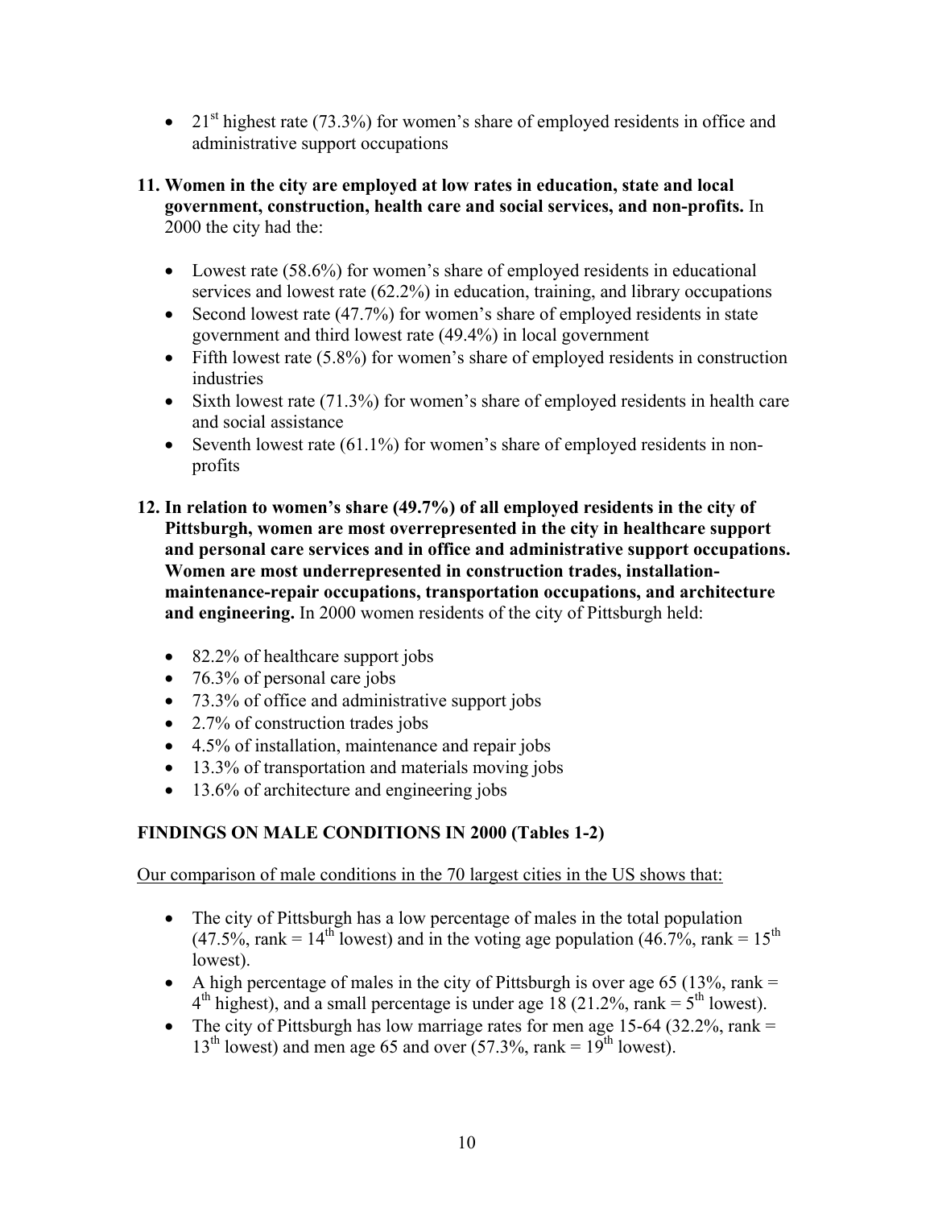- 21st highest rate (73.3%) for women's share of employed residents in office and administrative support occupations

**11. Women in the city are employed at low rates in education, state and local government, construction, health care and social services, and non-profits.** In 2000 the city had the:

- Lowest rate (58.6%) for women's share of employed residents in educational services and lowest rate (62.2%) in education, training, and library occupations
- Second lowest rate (47.7%) for women's share of employed residents in state government and third lowest rate (49.4%) in local government
- Fifth lowest rate (5.8%) for women's share of employed residents in construction industries
- Sixth lowest rate (71.3%) for women's share of employed residents in health care and social assistance
- Seventh lowest rate (61.1%) for women's share of employed residents in non-profits

**12. In relation to women's share (49.7%) of all employed residents in the city of Pittsburgh, women are most overrepresented in the city in healthcare support and personal care services and in office and administrative support occupations. Women are most underrepresented in construction trades, installation-maintenance-repair occupations, transportation occupations, and architecture and engineering.** In 2000 women residents of the city of Pittsburgh held:

- 82.2% of healthcare support jobs
- 76.3% of personal care jobs
- 73.3% of office and administrative support jobs
- 2.7% of construction trades jobs
- 4.5% of installation, maintenance and repair jobs
- 13.3% of transportation and materials moving jobs
- 13.6% of architecture and engineering jobs

## FINDINGS ON MALE CONDITIONS IN 2000 (Tables 1-2)

Our comparison of male conditions in the 70 largest cities in the US shows that:

- The city of Pittsburgh has a low percentage of males in the total population (47.5%, rank = 14th lowest) and in the voting age population (46.7%, rank = 15th lowest).
- A high percentage of males in the city of Pittsburgh is over age 65 (13%, rank = 4th highest), and a small percentage is under age 18 (21.2%, rank = 5th lowest).
- The city of Pittsburgh has low marriage rates for men age 15-64 (32.2%, rank = 13th lowest) and men age 65 and over (57.3%, rank = 19th lowest).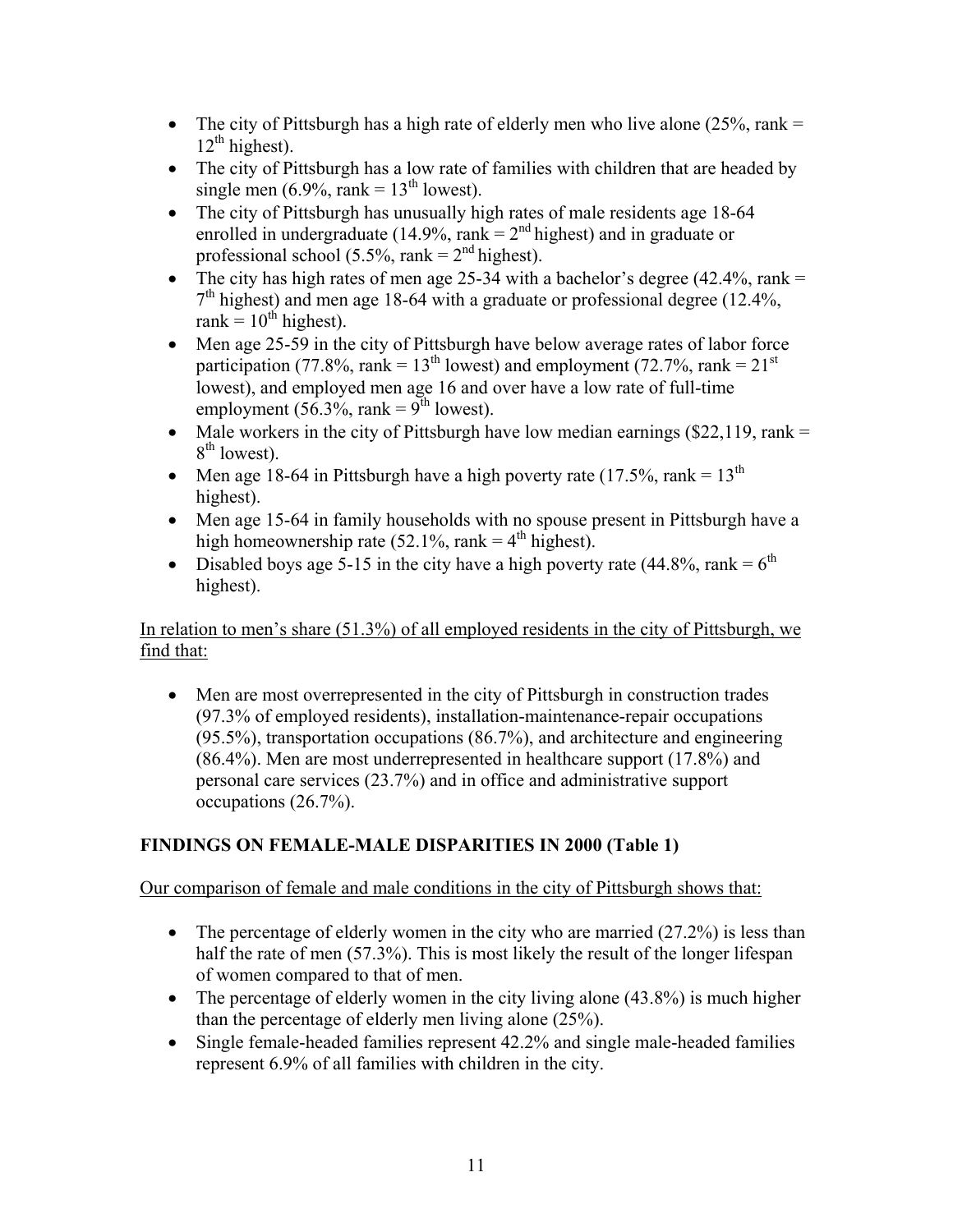- The city of Pittsburgh has a high rate of elderly men who live alone (25%, rank = 12th highest).
- The city of Pittsburgh has a low rate of families with children that are headed by single men (6.9%, rank = 13th lowest).
- The city of Pittsburgh has unusually high rates of male residents age 18-64 enrolled in undergraduate (14.9%, rank = 2nd highest) and in graduate or professional school (5.5%, rank = 2nd highest).
- The city has high rates of men age 25-34 with a bachelor's degree (42.4%, rank = 7th highest) and men age 18-64 with a graduate or professional degree (12.4%, rank = 10th highest).
- Men age 25-59 in the city of Pittsburgh have below average rates of labor force participation (77.8%, rank = 13th lowest) and employment (72.7%, rank = 21st lowest), and employed men age 16 and over have a low rate of full-time employment (56.3%, rank = 9th lowest).
- Male workers in the city of Pittsburgh have low median earnings ($22,119, rank = 8th lowest).
- Men age 18-64 in Pittsburgh have a high poverty rate (17.5%, rank = 13th highest).
- Men age 15-64 in family households with no spouse present in Pittsburgh have a high homeownership rate (52.1%, rank = 4th highest).
- Disabled boys age 5-15 in the city have a high poverty rate (44.8%, rank = 6th highest).

<u>In relation to men's share (51.3%) of all employed residents in the city of Pittsburgh, we find that:</u>

- Men are most overrepresented in the city of Pittsburgh in construction trades (97.3% of employed residents), installation-maintenance-repair occupations (95.5%), transportation occupations (86.7%), and architecture and engineering (86.4%). Men are most underrepresented in healthcare support (17.8%) and personal care services (23.7%) and in office and administrative support occupations (26.7%).

## FINDINGS ON FEMALE-MALE DISPARITIES IN 2000 (Table 1)

<u>Our comparison of female and male conditions in the city of Pittsburgh shows that:</u>

- The percentage of elderly women in the city who are married (27.2%) is less than half the rate of men (57.3%). This is most likely the result of the longer lifespan of women compared to that of men.
- The percentage of elderly women in the city living alone (43.8%) is much higher than the percentage of elderly men living alone (25%).
- Single female-headed families represent 42.2% and single male-headed families represent 6.9% of all families with children in the city.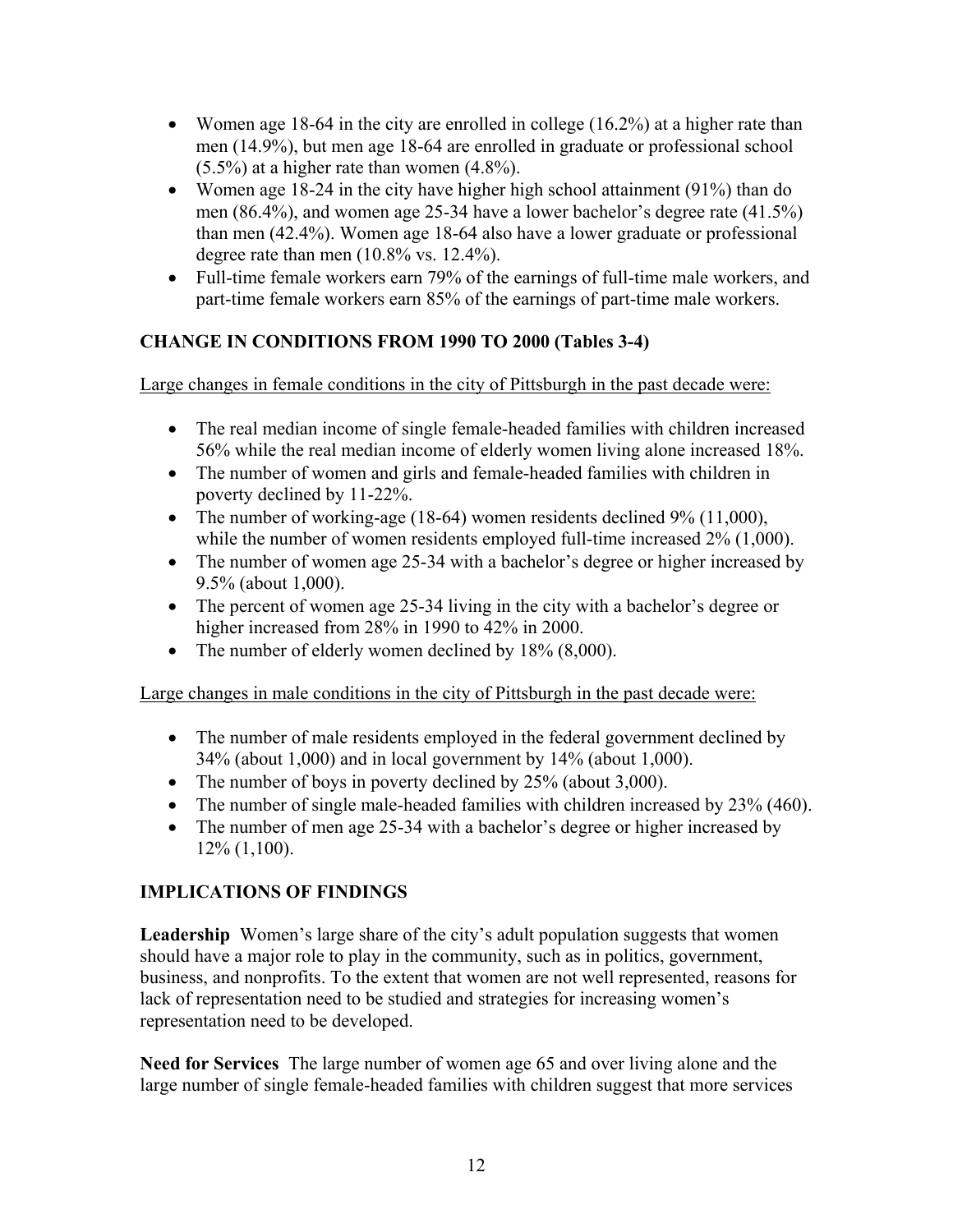- Women age 18-64 in the city are enrolled in college (16.2%) at a higher rate than men (14.9%), but men age 18-64 are enrolled in graduate or professional school (5.5%) at a higher rate than women (4.8%).
- Women age 18-24 in the city have higher high school attainment (91%) than do men (86.4%), and women age 25-34 have a lower bachelor's degree rate (41.5%) than men (42.4%). Women age 18-64 also have a lower graduate or professional degree rate than men (10.8% vs. 12.4%).
- Full-time female workers earn 79% of the earnings of full-time male workers, and part-time female workers earn 85% of the earnings of part-time male workers.

## CHANGE IN CONDITIONS FROM 1990 TO 2000 (Tables 3-4)

Large changes in female conditions in the city of Pittsburgh in the past decade were:

- The real median income of single female-headed families with children increased 56% while the real median income of elderly women living alone increased 18%.
- The number of women and girls and female-headed families with children in poverty declined by 11-22%.
- The number of working-age (18-64) women residents declined 9% (11,000), while the number of women residents employed full-time increased 2% (1,000).
- The number of women age 25-34 with a bachelor's degree or higher increased by 9.5% (about 1,000).
- The percent of women age 25-34 living in the city with a bachelor's degree or higher increased from 28% in 1990 to 42% in 2000.
- The number of elderly women declined by 18% (8,000).

Large changes in male conditions in the city of Pittsburgh in the past decade were:

- The number of male residents employed in the federal government declined by 34% (about 1,000) and in local government by 14% (about 1,000).
- The number of boys in poverty declined by 25% (about 3,000).
- The number of single male-headed families with children increased by 23% (460).
- The number of men age 25-34 with a bachelor's degree or higher increased by 12% (1,100).

## IMPLICATIONS OF FINDINGS

**Leadership** Women's large share of the city's adult population suggests that women should have a major role to play in the community, such as in politics, government, business, and nonprofits. To the extent that women are not well represented, reasons for lack of representation need to be studied and strategies for increasing women's representation need to be developed.

**Need for Services** The large number of women age 65 and over living alone and the large number of single female-headed families with children suggest that more services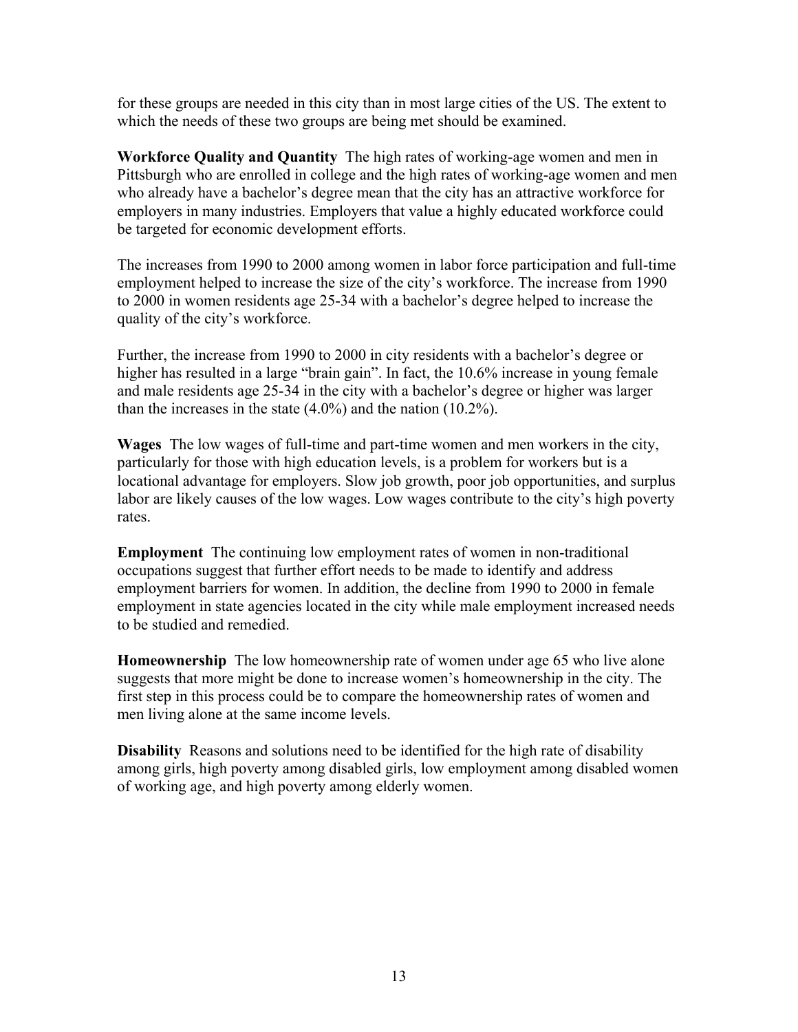for these groups are needed in this city than in most large cities of the US. The extent to which the needs of these two groups are being met should be examined.

**Workforce Quality and Quantity** The high rates of working-age women and men in Pittsburgh who are enrolled in college and the high rates of working-age women and men who already have a bachelor's degree mean that the city has an attractive workforce for employers in many industries. Employers that value a highly educated workforce could be targeted for economic development efforts.

The increases from 1990 to 2000 among women in labor force participation and full-time employment helped to increase the size of the city's workforce. The increase from 1990 to 2000 in women residents age 25-34 with a bachelor's degree helped to increase the quality of the city's workforce.

Further, the increase from 1990 to 2000 in city residents with a bachelor's degree or higher has resulted in a large "brain gain". In fact, the 10.6% increase in young female and male residents age 25-34 in the city with a bachelor's degree or higher was larger than the increases in the state (4.0%) and the nation (10.2%).

**Wages** The low wages of full-time and part-time women and men workers in the city, particularly for those with high education levels, is a problem for workers but is a locational advantage for employers. Slow job growth, poor job opportunities, and surplus labor are likely causes of the low wages. Low wages contribute to the city's high poverty rates.

**Employment** The continuing low employment rates of women in non-traditional occupations suggest that further effort needs to be made to identify and address employment barriers for women. In addition, the decline from 1990 to 2000 in female employment in state agencies located in the city while male employment increased needs to be studied and remedied.

**Homeownership** The low homeownership rate of women under age 65 who live alone suggests that more might be done to increase women's homeownership in the city. The first step in this process could be to compare the homeownership rates of women and men living alone at the same income levels.

**Disability** Reasons and solutions need to be identified for the high rate of disability among girls, high poverty among disabled girls, low employment among disabled women of working age, and high poverty among elderly women.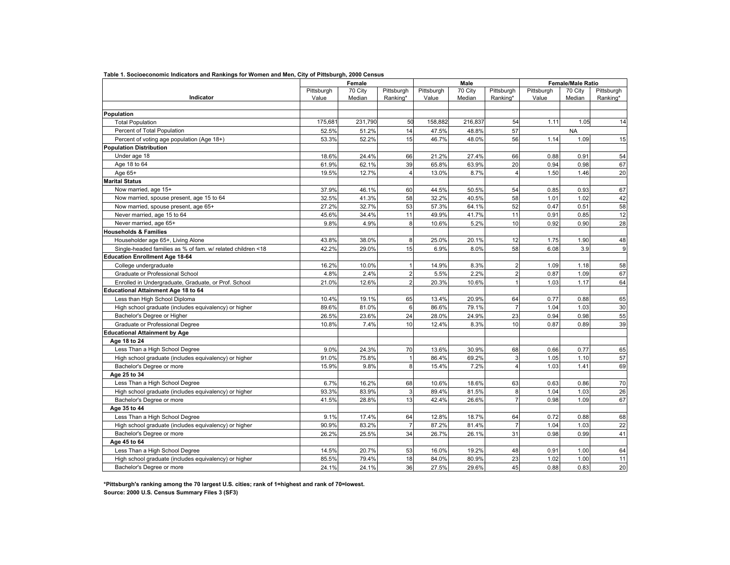**Table 1. Socioeconomic Indicators and Rankings for Women and Men, City of Pittsburgh, 2000 Census**

| Indicator | Female | | | Male | | | Female/Male Ratio | | |
|---|---|---|---|---|---|---|---|---|---|
| | Pittsburgh Value | 70 City Median | Pittsburgh Ranking* | Pittsburgh Value | 70 City Median | Pittsburgh Ranking* | Pittsburgh Value | 70 City Median | Pittsburgh Ranking* |
| **Population** | | | | | | | | | |
| Total Population | 175,681 | 231,790 | 50 | 158,882 | 216,837 | 54 | 1.11 | 1.05 | 14 |
| Percent of Total Population | 52.5% | 51.2% | 14 | 47.5% | 48.8% | 57 | | NA | |
| Percent of voting age population (Age 18+) | 53.3% | 52.2% | 15 | 46.7% | 48.0% | 56 | 1.14 | 1.09 | 15 |
| **Population Distribution** | | | | | | | | | |
| Under age 18 | 18.6% | 24.4% | 66 | 21.2% | 27.4% | 66 | 0.88 | 0.91 | 54 |
| Age 18 to 64 | 61.9% | 62.1% | 39 | 65.8% | 63.9% | 20 | 0.94 | 0.98 | 67 |
| Age 65+ | 19.5% | 12.7% | 4 | 13.0% | 8.7% | 4 | 1.50 | 1.46 | 20 |
| **Marital Status** | | | | | | | | | |
| Now married, age 15+ | 37.9% | 46.1% | 60 | 44.5% | 50.5% | 54 | 0.85 | 0.93 | 67 |
| Now married, spouse present, age 15 to 64 | 32.5% | 41.3% | 58 | 32.2% | 40.5% | 58 | 1.01 | 1.02 | 42 |
| Now married, spouse present, age 65+ | 27.2% | 32.7% | 53 | 57.3% | 64.1% | 52 | 0.47 | 0.51 | 58 |
| Never married, age 15 to 64 | 45.6% | 34.4% | 11 | 49.9% | 41.7% | 11 | 0.91 | 0.85 | 12 |
| Never married, age 65+ | 9.8% | 4.9% | 8 | 10.6% | 5.2% | 10 | 0.92 | 0.90 | 28 |
| **Households & Families** | | | | | | | | | |
| Householder age 65+, Living Alone | 43.8% | 38.0% | 8 | 25.0% | 20.1% | 12 | 1.75 | 1.90 | 48 |
| Single-headed families as % of fam. w/ related children <18 | 42.2% | 29.0% | 15 | 6.9% | 8.0% | 58 | 6.08 | 3.9 | 9 |
| **Education Enrollment Age 18-64** | | | | | | | | | |
| College undergraduate | 16.2% | 10.0% | 1 | 14.9% | 8.3% | 2 | 1.09 | 1.18 | 58 |
| Graduate or Professional School | 4.8% | 2.4% | 2 | 5.5% | 2.2% | 2 | 0.87 | 1.09 | 67 |
| Enrolled in Undergraduate, Graduate, or Prof. School | 21.0% | 12.6% | 2 | 20.3% | 10.6% | 1 | 1.03 | 1.17 | 64 |
| **Educational Attainment Age 18 to 64** | | | | | | | | | |
| Less than High School Diploma | 10.4% | 19.1% | 65 | 13.4% | 20.9% | 64 | 0.77 | 0.88 | 65 |
| High school graduate (includes equivalency) or higher | 89.6% | 81.0% | 6 | 86.6% | 79.1% | 7 | 1.04 | 1.03 | 30 |
| Bachelor's Degree or Higher | 26.5% | 23.6% | 24 | 28.0% | 24.9% | 23 | 0.94 | 0.98 | 55 |
| Graduate or Professional Degree | 10.8% | 7.4% | 10 | 12.4% | 8.3% | 10 | 0.87 | 0.89 | 39 |
| **Educational Attainment by Age** | | | | | | | | | |
| **Age 18 to 24** | | | | | | | | | |
| Less Than a High School Degree | 9.0% | 24.3% | 70 | 13.6% | 30.9% | 68 | 0.66 | 0.77 | 65 |
| High school graduate (includes equivalency) or higher | 91.0% | 75.8% | 1 | 86.4% | 69.2% | 3 | 1.05 | 1.10 | 57 |
| Bachelor's Degree or more | 15.9% | 9.8% | 8 | 15.4% | 7.2% | 4 | 1.03 | 1.41 | 69 |
| **Age 25 to 34** | | | | | | | | | |
| Less Than a High School Degree | 6.7% | 16.2% | 68 | 10.6% | 18.6% | 63 | 0.63 | 0.86 | 70 |
| High school graduate (includes equivalency) or higher | 93.3% | 83.9% | 3 | 89.4% | 81.5% | 8 | 1.04 | 1.03 | 26 |
| Bachelor's Degree or more | 41.5% | 28.8% | 13 | 42.4% | 26.6% | 7 | 0.98 | 1.09 | 67 |
| **Age 35 to 44** | | | | | | | | | |
| Less Than a High School Degree | 9.1% | 17.4% | 64 | 12.8% | 18.7% | 64 | 0.72 | 0.88 | 68 |
| High school graduate (includes equivalency) or higher | 90.9% | 83.2% | 7 | 87.2% | 81.4% | 7 | 1.04 | 1.03 | 22 |
| Bachelor's Degree or more | 26.2% | 25.5% | 34 | 26.7% | 26.1% | 31 | 0.98 | 0.99 | 41 |
| **Age 45 to 64** | | | | | | | | | |
| Less Than a High School Degree | 14.5% | 20.7% | 53 | 16.0% | 19.2% | 48 | 0.91 | 1.00 | 64 |
| High school graduate (includes equivalency) or higher | 85.5% | 79.4% | 18 | 84.0% | 80.9% | 23 | 1.02 | 1.00 | 11 |
| Bachelor's Degree or more | 24.1% | 24.1% | 36 | 27.5% | 29.6% | 45 | 0.88 | 0.83 | 20 |

**\*Pittsburgh's ranking among the 70 largest U.S. cities; rank of 1=highest and rank of 70=lowest.**
**Source: 2000 U.S. Census Summary Files 3 (SF3)**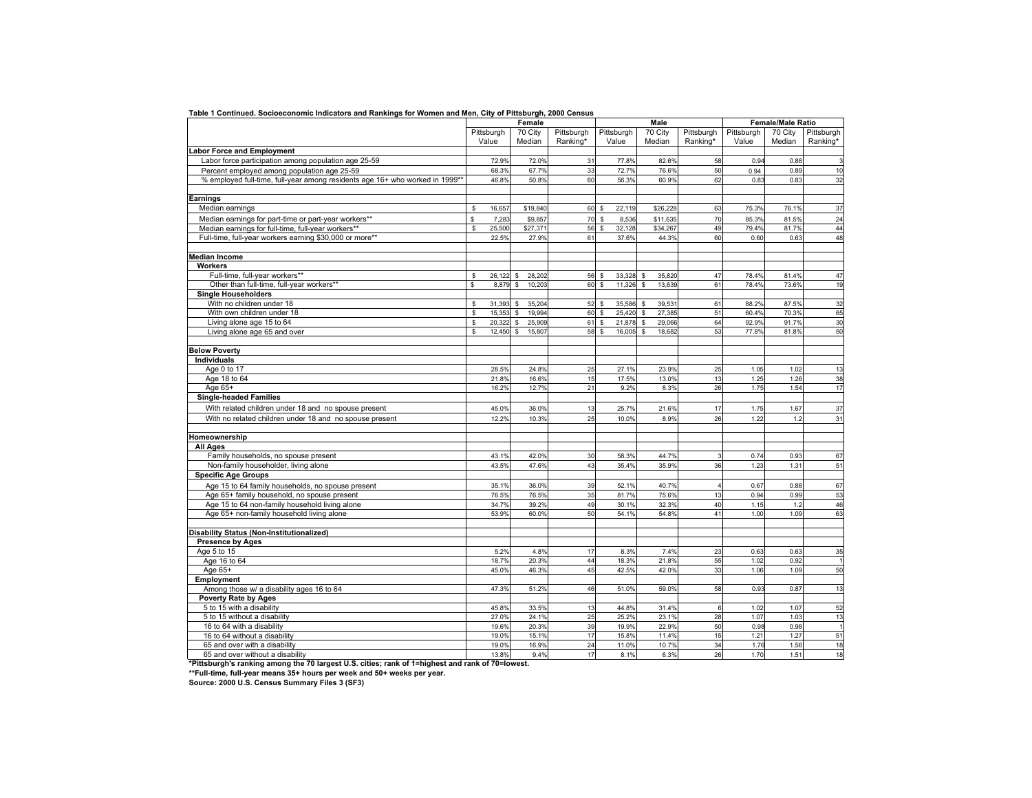**Table 1 Continued. Socioeconomic Indicators and Rankings for Women and Men, City of Pittsburgh, 2000 Census**

| | Female | | | Male | | | Female/Male Ratio | | |
|---|---|---|---|---|---|---|---|---|---|
| | Pittsburgh Value | 70 City Median | Pittsburgh Ranking* | Pittsburgh Value | 70 City Median | Pittsburgh Ranking* | Pittsburgh Value | 70 City Median | Pittsburgh Ranking* |
| **Labor Force and Employment** | | | | | | | | | |
| Labor force participation among population age 25-59 | 72.9% | 72.0% | 31 | 77.8% | 82.6% | 58 | 0.94 | 0.88 | 3 |
| Percent employed among population age 25-59 | 68.3% | 67.7% | 33 | 72.7% | 76.6% | 50 | 0.94 | 0.89 | 10 |
| % employed full-time, full-year among residents age 16+ who worked in 1999** | 46.8% | 50.8% | 60 | 56.3% | 60.9% | 62 | 0.83 | 0.83 | 32 |
| **Earnings** | | | | | | | | | |
| Median earnings | $ 16,657 | $19,840 | 60 | $ 22,119 | $26,228 | 63 | 75.3% | 76.1% | 37 |
| Median earnings for part-time or part-year workers** | $ 7,283 | $9,857 | 70 | $ 8,536 | $11,635 | 70 | 85.3% | 81.5% | 24 |
| Median earnings for full-time, full-year workers** | $ 25,500 | $27,371 | 56 | $ 32,128 | $34,267 | 49 | 79.4% | 81.7% | 44 |
| Full-time, full-year workers earning $30,000 or more** | 22.5% | 27.9% | 61 | 37.6% | 44.3% | 60 | 0.60 | 0.63 | 48 |
| **Median Income** | | | | | | | | | |
| **Workers** | | | | | | | | | |
| Full-time, full-year workers** | $ 26,122 | $ 28,202 | 56 | $ 33,328 | $ 35,820 | 47 | 78.4% | 81.4% | 47 |
| Other than full-time, full-year workers** | $ 8,879 | $ 10,203 | 60 | $ 11,326 | $ 13,639 | 61 | 78.4% | 73.6% | 19 |
| **Single Householders** | | | | | | | | | |
| With no children under 18 | $ 31,393 | $ 35,204 | 52 | $ 35,586 | $ 39,531 | 61 | 88.2% | 87.5% | 32 |
| With own children under 18 | $ 15,353 | $ 19,994 | 60 | $ 25,420 | $ 27,385 | 51 | 60.4% | 70.3% | 65 |
| Living alone age 15 to 64 | $ 20,322 | $ 25,909 | 61 | $ 21,878 | $ 29,066 | 64 | 92.9% | 91.7% | 30 |
| Living alone age 65 and over | $ 12,450 | $ 15,807 | 58 | $ 16,005 | $ 18,682 | 53 | 77.8% | 81.8% | 50 |
| **Below Poverty** | | | | | | | | | |
| **Individuals** | | | | | | | | | |
| Age 0 to 17 | 28.5% | 24.8% | 25 | 27.1% | 23.9% | 25 | 1.05 | 1.02 | 13 |
| Age 18 to 64 | 21.8% | 16.6% | 15 | 17.5% | 13.0% | 13 | 1.25 | 1.26 | 38 |
| Age 65+ | 16.2% | 12.7% | 21 | 9.2% | 8.3% | 26 | 1.75 | 1.54 | 17 |
| **Single-headed Families** | | | | | | | | | |
| With related children under 18 and no spouse present | 45.0% | 36.0% | 13 | 25.7% | 21.6% | 17 | 1.75 | 1.67 | 37 |
| With no related children under 18 and no spouse present | 12.2% | 10.3% | 25 | 10.0% | 8.9% | 26 | 1.22 | 1.2 | 31 |
| **Homeownership** | | | | | | | | | |
| **All Ages** | | | | | | | | | |
| Family households, no spouse present | 43.1% | 42.0% | 30 | 58.3% | 44.7% | 3 | 0.74 | 0.93 | 67 |
| Non-family householder, living alone | 43.5% | 47.6% | 43 | 35.4% | 35.9% | 36 | 1.23 | 1.31 | 51 |
| **Specific Age Groups** | | | | | | | | | |
| Age 15 to 64 family households, no spouse present | 35.1% | 36.0% | 39 | 52.1% | 40.7% | 4 | 0.67 | 0.88 | 67 |
| Age 65+ family household, no spouse present | 76.5% | 76.5% | 35 | 81.7% | 75.6% | 13 | 0.94 | 0.99 | 53 |
| Age 15 to 64 non-family household living alone | 34.7% | 39.2% | 49 | 30.1% | 32.3% | 40 | 1.15 | 1.2 | 46 |
| Age 65+ non-family household living alone | 53.9% | 60.0% | 50 | 54.1% | 54.8% | 41 | 1.00 | 1.09 | 63 |
| **Disability Status (Non-Institutionalized)** | | | | | | | | | |
| **Presence by Ages** | | | | | | | | | |
| Age 5 to 15 | 5.2% | 4.8% | 17 | 8.3% | 7.4% | 23 | 0.63 | 0.63 | 35 |
| Age 16 to 64 | 18.7% | 20.3% | 44 | 18.3% | 21.8% | 55 | 1.02 | 0.92 | 1 |
| Age 65+ | 45.0% | 46.3% | 45 | 42.5% | 42.0% | 33 | 1.06 | 1.09 | 50 |
| **Employment** | | | | | | | | | |
| Among those w/ a disability ages 16 to 64 | 47.3% | 51.2% | 46 | 51.0% | 59.0% | 58 | 0.93 | 0.87 | 13 |
| **Poverty Rate by Ages** | | | | | | | | | |
| 5 to 15 with a disability | 45.8% | 33.5% | 13 | 44.8% | 31.4% | 6 | 1.02 | 1.07 | 52 |
| 5 to 15 without a disability | 27.0% | 24.1% | 25 | 25.2% | 23.1% | 28 | 1.07 | 1.03 | 13 |
| 16 to 64 with a disability | 19.6% | 20.3% | 39 | 19.9% | 22.9% | 50 | 0.98 | 0.98 | 1 |
| 16 to 64 without a disability | 19.0% | 15.1% | 17 | 15.8% | 11.4% | 15 | 1.21 | 1.27 | 51 |
| 65 and over with a disability | 19.0% | 16.9% | 24 | 11.0% | 10.7% | 34 | 1.76 | 1.56 | 18 |
| 65 and over without a disability | 13.8% | 9.4% | 17 | 8.1% | 6.3% | 26 | 1.70 | 1.51 | 18 |

**\*Pittsburgh's ranking among the 70 largest U.S. cities; rank of 1=highest and rank of 70=lowest.**

**\*\*Full-time, full-year means 35+ hours per week and 50+ weeks per year.**

**Source: 2000 U.S. Census Summary Files 3 (SF3)**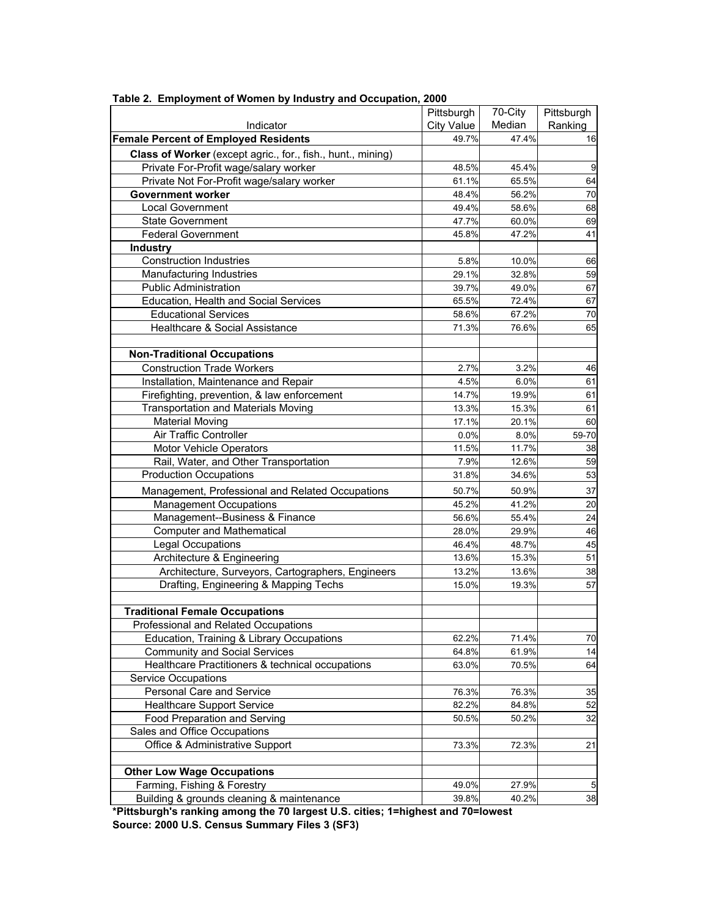**Table 2. Employment of Women by Industry and Occupation, 2000**

| Indicator | Pittsburgh City Value | 70-City Median | Pittsburgh Ranking |
|---|---|---|---|
| **Female Percent of Employed Residents** | 49.7% | 47.4% | 16 |
| **Class of Worker** (except agric., for., fish., hunt., mining) | | | |
| Private For-Profit wage/salary worker | 48.5% | 45.4% | 9 |
| Private Not For-Profit wage/salary worker | 61.1% | 65.5% | 64 |
| **Government worker** | 48.4% | 56.2% | 70 |
| Local Government | 49.4% | 58.6% | 68 |
| State Government | 47.7% | 60.0% | 69 |
| Federal Government | 45.8% | 47.2% | 41 |
| **Industry** | | | |
| Construction Industries | 5.8% | 10.0% | 66 |
| Manufacturing Industries | 29.1% | 32.8% | 59 |
| Public Administration | 39.7% | 49.0% | 67 |
| Education, Health and Social Services | 65.5% | 72.4% | 67 |
| Educational Services | 58.6% | 67.2% | 70 |
| Healthcare & Social Assistance | 71.3% | 76.6% | 65 |
| | | | |
| **Non-Traditional Occupations** | | | |
| Construction Trade Workers | 2.7% | 3.2% | 46 |
| Installation, Maintenance and Repair | 4.5% | 6.0% | 61 |
| Firefighting, prevention, & law enforcement | 14.7% | 19.9% | 61 |
| Transportation and Materials Moving | 13.3% | 15.3% | 61 |
| Material Moving | 17.1% | 20.1% | 60 |
| Air Traffic Controller | 0.0% | 8.0% | 59-70 |
| Motor Vehicle Operators | 11.5% | 11.7% | 38 |
| Rail, Water, and Other Transportation | 7.9% | 12.6% | 59 |
| Production Occupations | 31.8% | 34.6% | 53 |
| Management, Professional and Related Occupations | 50.7% | 50.9% | 37 |
| Management Occupations | 45.2% | 41.2% | 20 |
| Management--Business & Finance | 56.6% | 55.4% | 24 |
| Computer and Mathematical | 28.0% | 29.9% | 46 |
| Legal Occupations | 46.4% | 48.7% | 45 |
| Architecture & Engineering | 13.6% | 15.3% | 51 |
| Architecture, Surveyors, Cartographers, Engineers | 13.2% | 13.6% | 38 |
| Drafting, Engineering & Mapping Techs | 15.0% | 19.3% | 57 |
| | | | |
| **Traditional Female Occupations** | | | |
| Professional and Related Occupations | | | |
| Education, Training & Library Occupations | 62.2% | 71.4% | 70 |
| Community and Social Services | 64.8% | 61.9% | 14 |
| Healthcare Practitioners & technical occupations | 63.0% | 70.5% | 64 |
| Service Occupations | | | |
| Personal Care and Service | 76.3% | 76.3% | 35 |
| Healthcare Support Service | 82.2% | 84.8% | 52 |
| Food Preparation and Serving | 50.5% | 50.2% | 32 |
| Sales and Office Occupations | | | |
| Office & Administrative Support | 73.3% | 72.3% | 21 |
| | | | |
| **Other Low Wage Occupations** | | | |
| Farming, Fishing & Forestry | 49.0% | 27.9% | 5 |
| Building & grounds cleaning & maintenance | 39.8% | 40.2% | 38 |

**\*Pittsburgh's ranking among the 70 largest U.S. cities; 1=highest and 70=lowest**

**Source: 2000 U.S. Census Summary Files 3 (SF3)**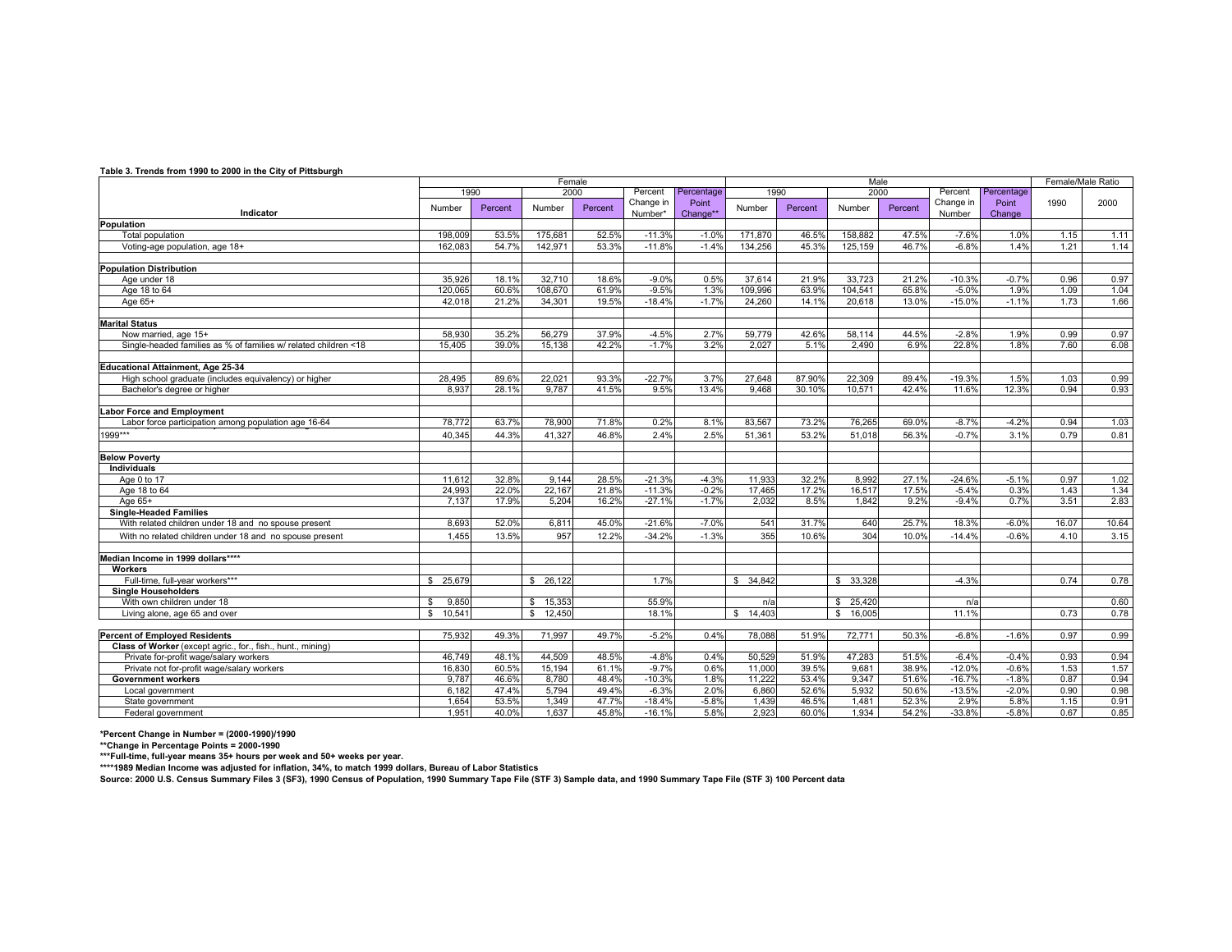**Table 3. Trends from 1990 to 2000 in the City of Pittsburgh**

| | Female | | | | | | Male | | | | | | Female/Male Ratio | |
|---|---|---|---|---|---|---|---|---|---|---|---|---|---|---|
| | 1990 | | 2000 | | Percent Change in Number* | Percentage Point Change** | 1990 | | 2000 | | Percent Change in Number | Percentage Point Change | 1990 | 2000 |
| **Indicator** | Number | Percent | Number | Percent | | | Number | Percent | Number | Percent | | | | |
| **Population** | | | | | | | | | | | | | | |
| Total population | 198,009 | 53.5% | 175,681 | 52.5% | -11.3% | -1.0% | 171,870 | 46.5% | 158,882 | 47.5% | -7.6% | 1.0% | 1.15 | 1.11 |
| Voting-age population, age 18+ | 162,083 | 54.7% | 142,971 | 53.3% | -11.8% | -1.4% | 134,256 | 45.3% | 125,159 | 46.7% | -6.8% | 1.4% | 1.21 | 1.14 |
| **Population Distribution** | | | | | | | | | | | | | | |
| Age under 18 | 35,926 | 18.1% | 32,710 | 18.6% | -9.0% | 0.5% | 37,614 | 21.9% | 33,723 | 21.2% | -10.3% | -0.7% | 0.96 | 0.97 |
| Age 18 to 64 | 120,065 | 60.6% | 108,670 | 61.9% | -9.5% | 1.3% | 109,996 | 63.9% | 104,541 | 65.8% | -5.0% | 1.9% | 1.09 | 1.04 |
| Age 65+ | 42,018 | 21.2% | 34,301 | 19.5% | -18.4% | -1.7% | 24,260 | 14.1% | 20,618 | 13.0% | -15.0% | -1.1% | 1.73 | 1.66 |
| **Marital Status** | | | | | | | | | | | | | | |
| Now married, age 15+ | 58,930 | 35.2% | 56,279 | 37.9% | -4.5% | 2.7% | 59,779 | 42.6% | 58,114 | 44.5% | -2.8% | 1.9% | 0.99 | 0.97 |
| Single-headed families as % of families w/ related children <18 | 15,405 | 39.0% | 15,138 | 42.2% | -1.7% | 3.2% | 2,027 | 5.1% | 2,490 | 6.9% | 22.8% | 1.8% | 7.60 | 6.08 |
| **Educational Attainment, Age 25-34** | | | | | | | | | | | | | | |
| High school graduate (includes equivalency) or higher | 28,495 | 89.6% | 22,021 | 93.3% | -22.7% | 3.7% | 27,648 | 87.90% | 22,309 | 89.4% | -19.3% | 1.5% | 1.03 | 0.99 |
| Bachelor's degree or higher | 8,937 | 28.1% | 9,787 | 41.5% | 9.5% | 13.4% | 9,468 | 30.10% | 10,571 | 42.4% | 11.6% | 12.3% | 0.94 | 0.93 |
| **Labor Force and Employment** | | | | | | | | | | | | | | |
| Labor force participation among population age 16-64 | 78,772 | 63.7% | 78,900 | 71.8% | 0.2% | 8.1% | 83,567 | 73.2% | 76,265 | 69.0% | -8.7% | -4.2% | 0.94 | 1.03 |
| 1999*** | 40,345 | 44.3% | 41,327 | 46.8% | 2.4% | 2.5% | 51,361 | 53.2% | 51,018 | 56.3% | -0.7% | 3.1% | 0.79 | 0.81 |
| **Below Poverty** | | | | | | | | | | | | | | |
| **Individuals** | | | | | | | | | | | | | | |
| Age 0 to 17 | 11,612 | 32.8% | 9,144 | 28.5% | -21.3% | -4.3% | 11,933 | 32.2% | 8,992 | 27.1% | -24.6% | -5.1% | 0.97 | 1.02 |
| Age 18 to 64 | 24,993 | 22.0% | 22,167 | 21.8% | -11.3% | -0.2% | 17,465 | 17.2% | 16,517 | 17.5% | -5.4% | 0.3% | 1.43 | 1.34 |
| Age 65+ | 7,137 | 17.9% | 5,204 | 16.2% | -27.1% | -1.7% | 2,032 | 8.5% | 1,842 | 9.2% | -9.4% | 0.7% | 3.51 | 2.83 |
| **Single-Headed Families** | | | | | | | | | | | | | | |
| With related children under 18 and no spouse present | 8,693 | 52.0% | 6,811 | 45.0% | -21.6% | -7.0% | 541 | 31.7% | 640 | 25.7% | 18.3% | -6.0% | 16.07 | 10.64 |
| With no related children under 18 and no spouse present | 1,455 | 13.5% | 957 | 12.2% | -34.2% | -1.3% | 355 | 10.6% | 304 | 10.0% | -14.4% | -0.6% | 4.10 | 3.15 |
| **Median Income in 1999 dollars****** | | | | | | | | | | | | | | |
| **Workers** | | | | | | | | | | | | | | |
| Full-time, full-year workers*** | $ 25,679 | | $ 26,122 | | 1.7% | | $ 34,842 | | $ 33,328 | | -4.3% | | 0.74 | 0.78 |
| **Single Householders** | | | | | | | | | | | | | | |
| With own children under 18 | $ 9,850 | | $ 15,353 | | 55.9% | | n/a | | $ 25,420 | | n/a | | | 0.60 |
| Living alone, age 65 and over | $ 10,541 | | $ 12,450 | | 18.1% | | $ 14,403 | | $ 16,005 | | 11.1% | | 0.73 | 0.78 |
| **Percent of Employed Residents** | 75,932 | 49.3% | 71,997 | 49.7% | -5.2% | 0.4% | 78,088 | 51.9% | 72,771 | 50.3% | -6.8% | -1.6% | 0.97 | 0.99 |
| **Class of Worker** (except agric., for., fish., hunt., mining) | | | | | | | | | | | | | | |
| Private for-profit wage/salary workers | 46,749 | 48.1% | 44,509 | 48.5% | -4.8% | 0.4% | 50,529 | 51.9% | 47,283 | 51.5% | -6.4% | -0.4% | 0.93 | 0.94 |
| Private not for-profit wage/salary workers | 16,830 | 60.5% | 15,194 | 61.1% | -9.7% | 0.6% | 11,000 | 39.5% | 9,681 | 38.9% | -12.0% | -0.6% | 1.53 | 1.57 |
| **Government workers** | 9,787 | 46.6% | 8,780 | 48.4% | -10.3% | 1.8% | 11,222 | 53.4% | 9,347 | 51.6% | -16.7% | -1.8% | 0.87 | 0.94 |
| Local government | 6,182 | 47.4% | 5,794 | 49.4% | -6.3% | 2.0% | 6,860 | 52.6% | 5,932 | 50.6% | -13.5% | -2.0% | 0.90 | 0.98 |
| State government | 1,654 | 53.5% | 1,349 | 47.7% | -18.4% | -5.8% | 1,439 | 46.5% | 1,481 | 52.3% | 2.9% | 5.8% | 1.15 | 0.91 |
| Federal government | 1,951 | 40.0% | 1,637 | 45.8% | -16.1% | 5.8% | 2,923 | 60.0% | 1,934 | 54.2% | -33.8% | -5.8% | 0.67 | 0.85 |

**\*Percent Change in Number = (2000-1990)/1990**

**\*\*Change in Percentage Points = 2000-1990**

**\*\*\*Full-time, full-year means 35+ hours per week and 50+ weeks per year.**

**\*\*\*\*1989 Median Income was adjusted for inflation, 34%, to match 1999 dollars, Bureau of Labor Statistics**

**Source: 2000 U.S. Census Summary Files 3 (SF3), 1990 Census of Population, 1990 Summary Tape File (STF 3) Sample data, and 1990 Summary Tape File (STF 3) 100 Percent data**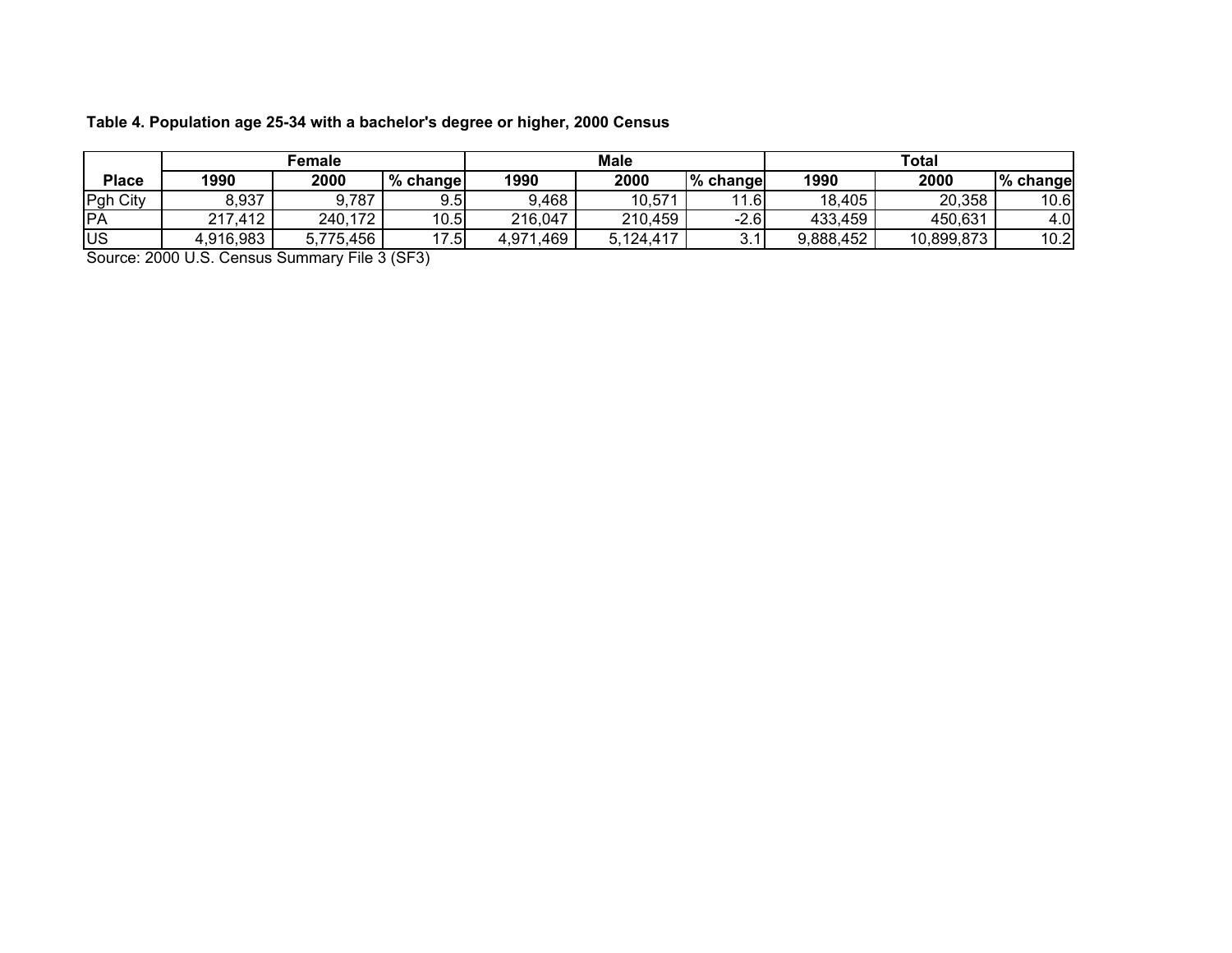**Table 4. Population age 25-34 with a bachelor's degree or higher, 2000 Census**

| Place | Female | | | Male | | | Total | | |
|---|---|---|---|---|---|---|---|---|---|
| | 1990 | 2000 | % change | 1990 | 2000 | % change | 1990 | 2000 | % change |
| Pgh City | 8,937 | 9,787 | 9.5 | 9,468 | 10,571 | 11.6 | 18,405 | 20,358 | 10.6 |
| PA | 217,412 | 240,172 | 10.5 | 216,047 | 210,459 | -2.6 | 433,459 | 450,631 | 4.0 |
| US | 4,916,983 | 5,775,456 | 17.5 | 4,971,469 | 5,124,417 | 3.1 | 9,888,452 | 10,899,873 | 10.2 |

Source: 2000 U.S. Census Summary File 3 (SF3)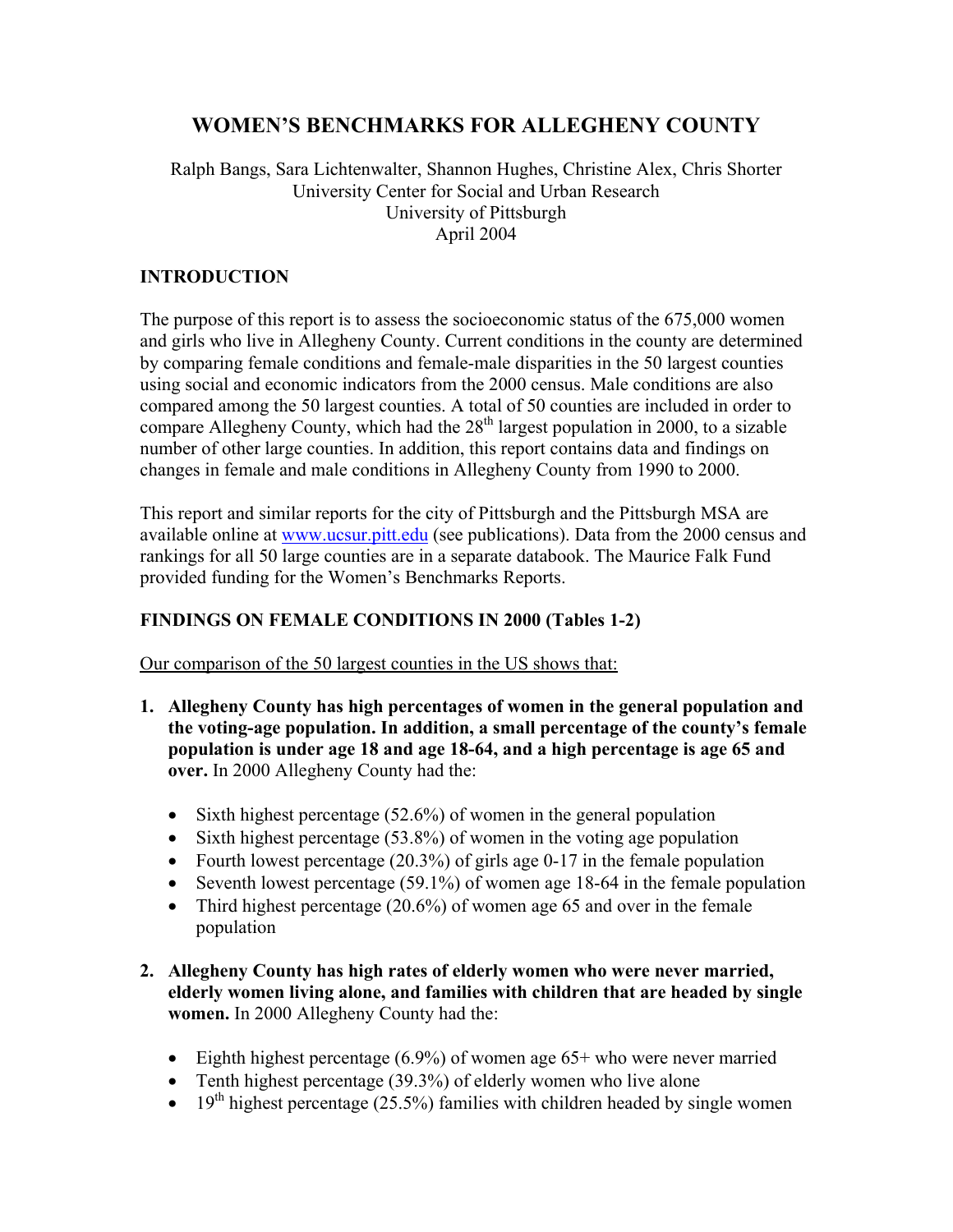# WOMEN'S BENCHMARKS FOR ALLEGHENY COUNTY

Ralph Bangs, Sara Lichtenwalter, Shannon Hughes, Christine Alex, Chris Shorter
University Center for Social and Urban Research
University of Pittsburgh
April 2004

## INTRODUCTION

The purpose of this report is to assess the socioeconomic status of the 675,000 women and girls who live in Allegheny County. Current conditions in the county are determined by comparing female conditions and female-male disparities in the 50 largest counties using social and economic indicators from the 2000 census. Male conditions are also compared among the 50 largest counties. A total of 50 counties are included in order to compare Allegheny County, which had the 28th largest population in 2000, to a sizable number of other large counties. In addition, this report contains data and findings on changes in female and male conditions in Allegheny County from 1990 to 2000.

This report and similar reports for the city of Pittsburgh and the Pittsburgh MSA are available online at www.ucsur.pitt.edu (see publications). Data from the 2000 census and rankings for all 50 large counties are in a separate databook. The Maurice Falk Fund provided funding for the Women's Benchmarks Reports.

## FINDINGS ON FEMALE CONDITIONS IN 2000 (Tables 1-2)

Our comparison of the 50 largest counties in the US shows that:

1. **Allegheny County has high percentages of women in the general population and the voting-age population. In addition, a small percentage of the county's female population is under age 18 and age 18-64, and a high percentage is age 65 and over.** In 2000 Allegheny County had the:

   - Sixth highest percentage (52.6%) of women in the general population
   - Sixth highest percentage (53.8%) of women in the voting age population
   - Fourth lowest percentage (20.3%) of girls age 0-17 in the female population
   - Seventh lowest percentage (59.1%) of women age 18-64 in the female population
   - Third highest percentage (20.6%) of women age 65 and over in the female population

2. **Allegheny County has high rates of elderly women who were never married, elderly women living alone, and families with children that are headed by single women.** In 2000 Allegheny County had the:

   - Eighth highest percentage (6.9%) of women age 65+ who were never married
   - Tenth highest percentage (39.3%) of elderly women who live alone
   - 19th highest percentage (25.5%) families with children headed by single women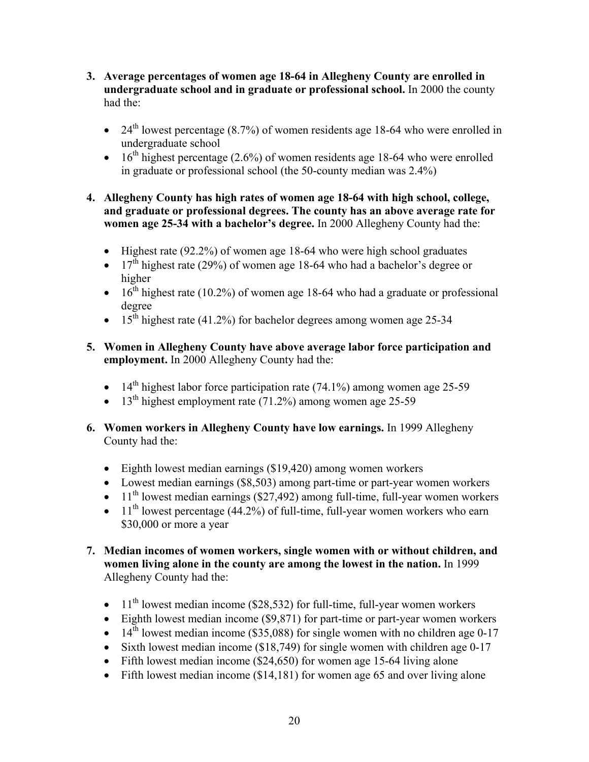3. **Average percentages of women age 18-64 in Allegheny County are enrolled in undergraduate school and in graduate or professional school.** In 2000 the county had the:

    - 24th lowest percentage (8.7%) of women residents age 18-64 who were enrolled in undergraduate school
    - 16th highest percentage (2.6%) of women residents age 18-64 who were enrolled in graduate or professional school (the 50-county median was 2.4%)

4. **Allegheny County has high rates of women age 18-64 with high school, college, and graduate or professional degrees. The county has an above average rate for women age 25-34 with a bachelor's degree.** In 2000 Allegheny County had the:

    - Highest rate (92.2%) of women age 18-64 who were high school graduates
    - 17th highest rate (29%) of women age 18-64 who had a bachelor's degree or higher
    - 16th highest rate (10.2%) of women age 18-64 who had a graduate or professional degree
    - 15th highest rate (41.2%) for bachelor degrees among women age 25-34

5. **Women in Allegheny County have above average labor force participation and employment.** In 2000 Allegheny County had the:

    - 14th highest labor force participation rate (74.1%) among women age 25-59
    - 13th highest employment rate (71.2%) among women age 25-59

6. **Women workers in Allegheny County have low earnings.** In 1999 Allegheny County had the:

    - Eighth lowest median earnings ($19,420) among women workers
    - Lowest median earnings ($8,503) among part-time or part-year women workers
    - 11th lowest median earnings ($27,492) among full-time, full-year women workers
    - 11th lowest percentage (44.2%) of full-time, full-year women workers who earn $30,000 or more a year

7. **Median incomes of women workers, single women with or without children, and women living alone in the county are among the lowest in the nation.** In 1999 Allegheny County had the:

    - 11th lowest median income ($28,532) for full-time, full-year women workers
    - Eighth lowest median income ($9,871) for part-time or part-year women workers
    - 14th lowest median income ($35,088) for single women with no children age 0-17
    - Sixth lowest median income ($18,749) for single women with children age 0-17
    - Fifth lowest median income ($24,650) for women age 15-64 living alone
    - Fifth lowest median income ($14,181) for women age 65 and over living alone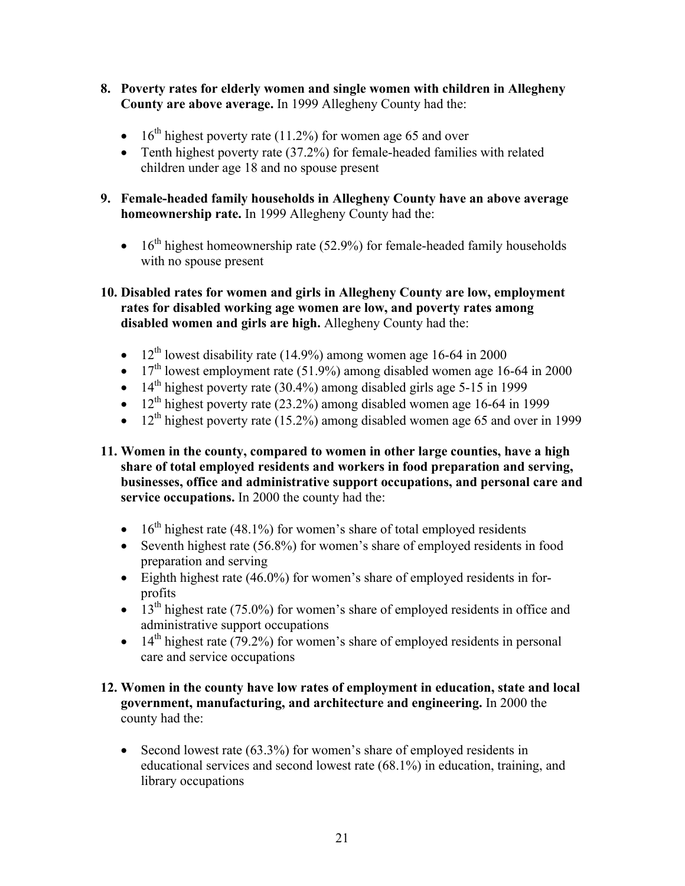8. **Poverty rates for elderly women and single women with children in Allegheny County are above average.** In 1999 Allegheny County had the:

    - 16th highest poverty rate (11.2%) for women age 65 and over
    - Tenth highest poverty rate (37.2%) for female-headed families with related children under age 18 and no spouse present

9. **Female-headed family households in Allegheny County have an above average homeownership rate.** In 1999 Allegheny County had the:

    - 16th highest homeownership rate (52.9%) for female-headed family households with no spouse present

10. **Disabled rates for women and girls in Allegheny County are low, employment rates for disabled working age women are low, and poverty rates among disabled women and girls are high.** Allegheny County had the:

    - 12th lowest disability rate (14.9%) among women age 16-64 in 2000
    - 17th lowest employment rate (51.9%) among disabled women age 16-64 in 2000
    - 14th highest poverty rate (30.4%) among disabled girls age 5-15 in 1999
    - 12th highest poverty rate (23.2%) among disabled women age 16-64 in 1999
    - 12th highest poverty rate (15.2%) among disabled women age 65 and over in 1999

11. **Women in the county, compared to women in other large counties, have a high share of total employed residents and workers in food preparation and serving, businesses, office and administrative support occupations, and personal care and service occupations.** In 2000 the county had the:

    - 16th highest rate (48.1%) for women's share of total employed residents
    - Seventh highest rate (56.8%) for women's share of employed residents in food preparation and serving
    - Eighth highest rate (46.0%) for women's share of employed residents in for-profits
    - 13th highest rate (75.0%) for women's share of employed residents in office and administrative support occupations
    - 14th highest rate (79.2%) for women's share of employed residents in personal care and service occupations

12. **Women in the county have low rates of employment in education, state and local government, manufacturing, and architecture and engineering.** In 2000 the county had the:

    - Second lowest rate (63.3%) for women's share of employed residents in educational services and second lowest rate (68.1%) in education, training, and library occupations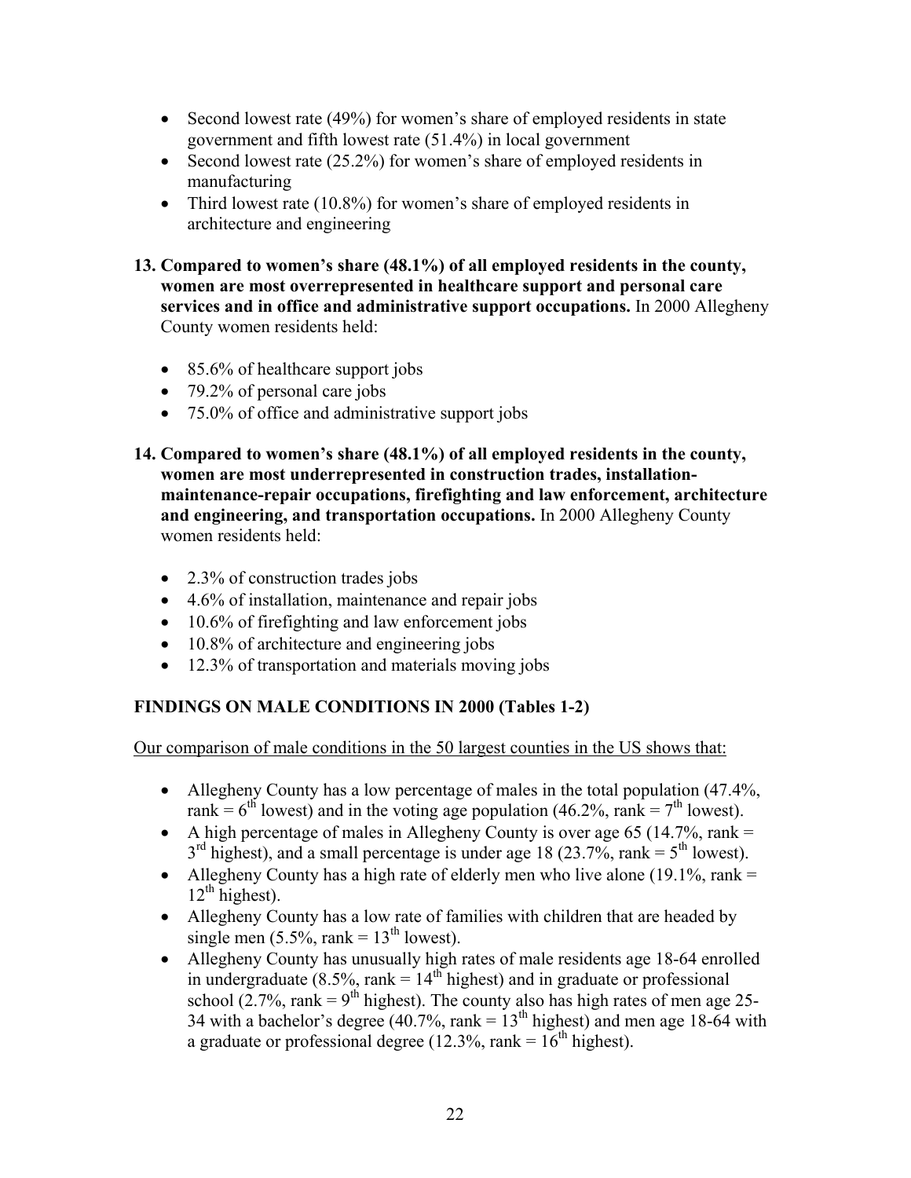- Second lowest rate (49%) for women's share of employed residents in state government and fifth lowest rate (51.4%) in local government
- Second lowest rate (25.2%) for women's share of employed residents in manufacturing
- Third lowest rate (10.8%) for women's share of employed residents in architecture and engineering

**13. Compared to women's share (48.1%) of all employed residents in the county, women are most overrepresented in healthcare support and personal care services and in office and administrative support occupations.** In 2000 Allegheny County women residents held:

- 85.6% of healthcare support jobs
- 79.2% of personal care jobs
- 75.0% of office and administrative support jobs

**14. Compared to women's share (48.1%) of all employed residents in the county, women are most underrepresented in construction trades, installation-maintenance-repair occupations, firefighting and law enforcement, architecture and engineering, and transportation occupations.** In 2000 Allegheny County women residents held:

- 2.3% of construction trades jobs
- 4.6% of installation, maintenance and repair jobs
- 10.6% of firefighting and law enforcement jobs
- 10.8% of architecture and engineering jobs
- 12.3% of transportation and materials moving jobs

## FINDINGS ON MALE CONDITIONS IN 2000 (Tables 1-2)

Our comparison of male conditions in the 50 largest counties in the US shows that:

- Allegheny County has a low percentage of males in the total population (47.4%, rank = 6th lowest) and in the voting age population (46.2%, rank = 7th lowest).
- A high percentage of males in Allegheny County is over age 65 (14.7%, rank = 3rd highest), and a small percentage is under age 18 (23.7%, rank = 5th lowest).
- Allegheny County has a high rate of elderly men who live alone (19.1%, rank = 12th highest).
- Allegheny County has a low rate of families with children that are headed by single men (5.5%, rank = 13th lowest).
- Allegheny County has unusually high rates of male residents age 18-64 enrolled in undergraduate (8.5%, rank = 14th highest) and in graduate or professional school (2.7%, rank = 9th highest). The county also has high rates of men age 25-34 with a bachelor's degree (40.7%, rank = 13th highest) and men age 18-64 with a graduate or professional degree (12.3%, rank = 16th highest).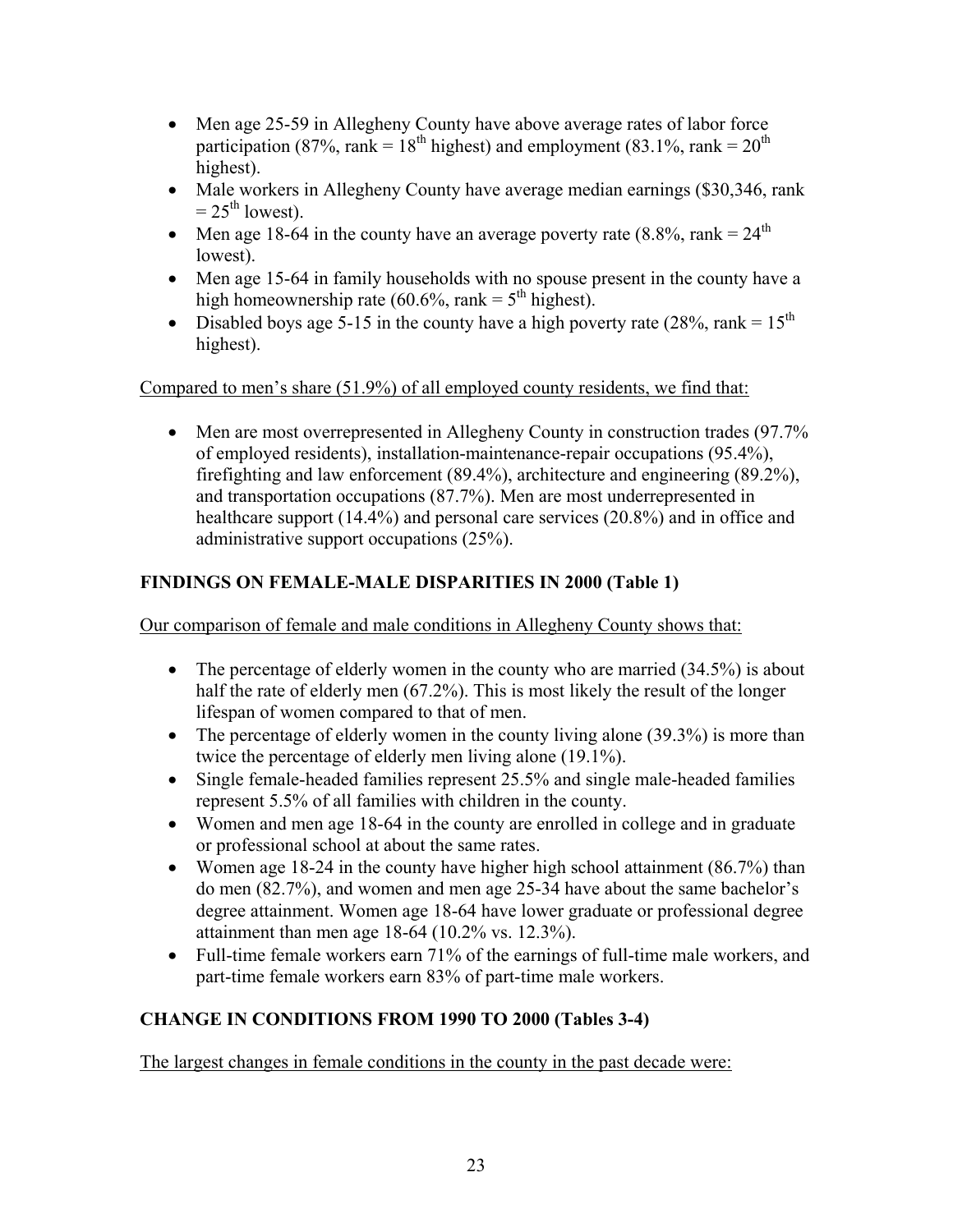- Men age 25-59 in Allegheny County have above average rates of labor force participation (87%, rank = 18th highest) and employment (83.1%, rank = 20th highest).
- Male workers in Allegheny County have average median earnings ($30,346, rank = 25th lowest).
- Men age 18-64 in the county have an average poverty rate (8.8%, rank = 24th lowest).
- Men age 15-64 in family households with no spouse present in the county have a high homeownership rate (60.6%, rank = 5th highest).
- Disabled boys age 5-15 in the county have a high poverty rate (28%, rank = 15th highest).

Compared to men's share (51.9%) of all employed county residents, we find that:

- Men are most overrepresented in Allegheny County in construction trades (97.7% of employed residents), installation-maintenance-repair occupations (95.4%), firefighting and law enforcement (89.4%), architecture and engineering (89.2%), and transportation occupations (87.7%). Men are most underrepresented in healthcare support (14.4%) and personal care services (20.8%) and in office and administrative support occupations (25%).

**FINDINGS ON FEMALE-MALE DISPARITIES IN 2000 (Table 1)**

Our comparison of female and male conditions in Allegheny County shows that:

- The percentage of elderly women in the county who are married (34.5%) is about half the rate of elderly men (67.2%). This is most likely the result of the longer lifespan of women compared to that of men.
- The percentage of elderly women in the county living alone (39.3%) is more than twice the percentage of elderly men living alone (19.1%).
- Single female-headed families represent 25.5% and single male-headed families represent 5.5% of all families with children in the county.
- Women and men age 18-64 in the county are enrolled in college and in graduate or professional school at about the same rates.
- Women age 18-24 in the county have higher high school attainment (86.7%) than do men (82.7%), and women and men age 25-34 have about the same bachelor's degree attainment. Women age 18-64 have lower graduate or professional degree attainment than men age 18-64 (10.2% vs. 12.3%).
- Full-time female workers earn 71% of the earnings of full-time male workers, and part-time female workers earn 83% of part-time male workers.

**CHANGE IN CONDITIONS FROM 1990 TO 2000 (Tables 3-4)**

The largest changes in female conditions in the county in the past decade were: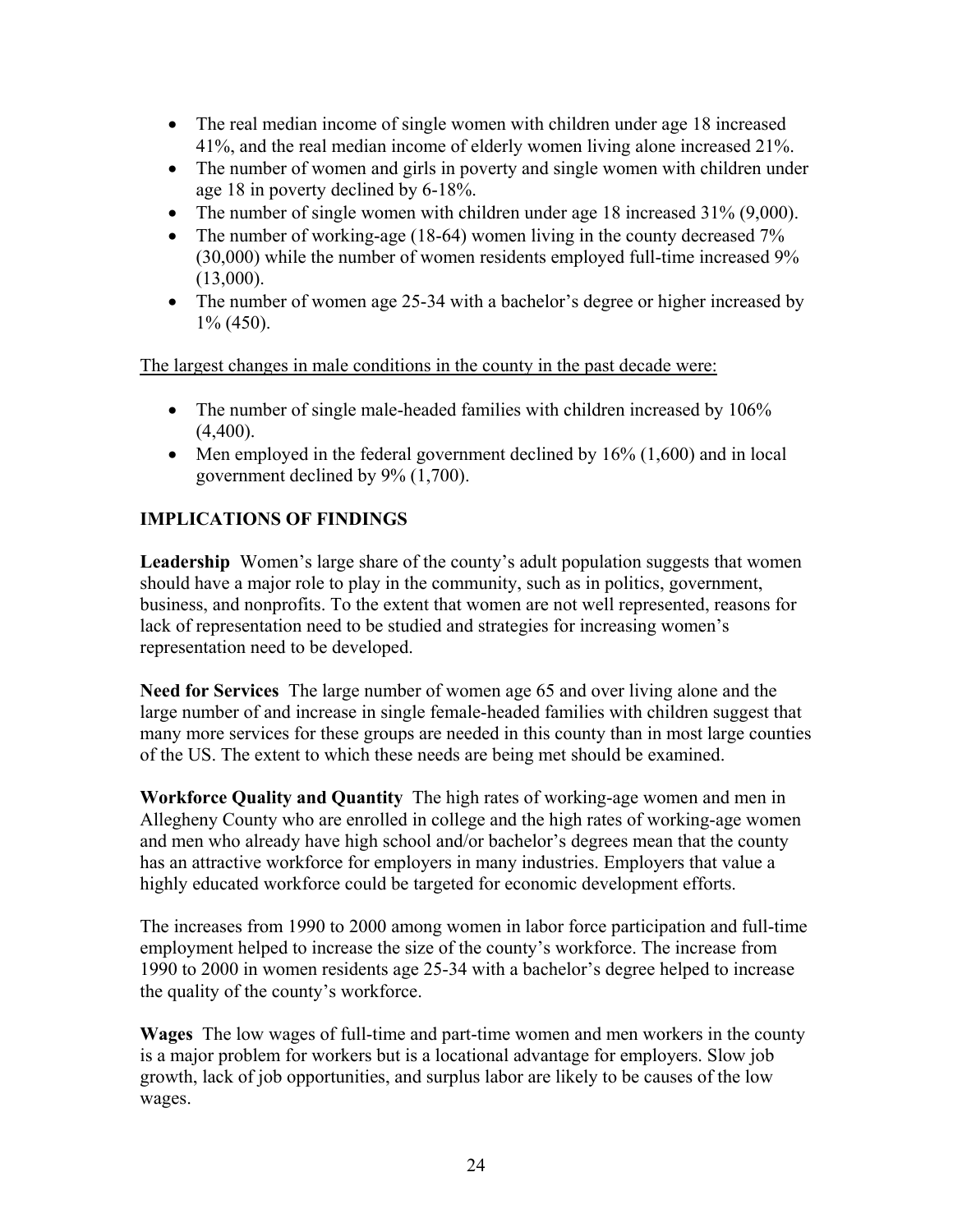- The real median income of single women with children under age 18 increased 41%, and the real median income of elderly women living alone increased 21%.
- The number of women and girls in poverty and single women with children under age 18 in poverty declined by 6-18%.
- The number of single women with children under age 18 increased 31% (9,000).
- The number of working-age (18-64) women living in the county decreased 7% (30,000) while the number of women residents employed full-time increased 9% (13,000).
- The number of women age 25-34 with a bachelor's degree or higher increased by 1% (450).

The largest changes in male conditions in the county in the past decade were:

- The number of single male-headed families with children increased by 106% (4,400).
- Men employed in the federal government declined by 16% (1,600) and in local government declined by 9% (1,700).

## IMPLICATIONS OF FINDINGS

**Leadership** Women's large share of the county's adult population suggests that women should have a major role to play in the community, such as in politics, government, business, and nonprofits. To the extent that women are not well represented, reasons for lack of representation need to be studied and strategies for increasing women's representation need to be developed.

**Need for Services** The large number of women age 65 and over living alone and the large number of and increase in single female-headed families with children suggest that many more services for these groups are needed in this county than in most large counties of the US. The extent to which these needs are being met should be examined.

**Workforce Quality and Quantity** The high rates of working-age women and men in Allegheny County who are enrolled in college and the high rates of working-age women and men who already have high school and/or bachelor's degrees mean that the county has an attractive workforce for employers in many industries. Employers that value a highly educated workforce could be targeted for economic development efforts.

The increases from 1990 to 2000 among women in labor force participation and full-time employment helped to increase the size of the county's workforce. The increase from 1990 to 2000 in women residents age 25-34 with a bachelor's degree helped to increase the quality of the county's workforce.

**Wages** The low wages of full-time and part-time women and men workers in the county is a major problem for workers but is a locational advantage for employers. Slow job growth, lack of job opportunities, and surplus labor are likely to be causes of the low wages.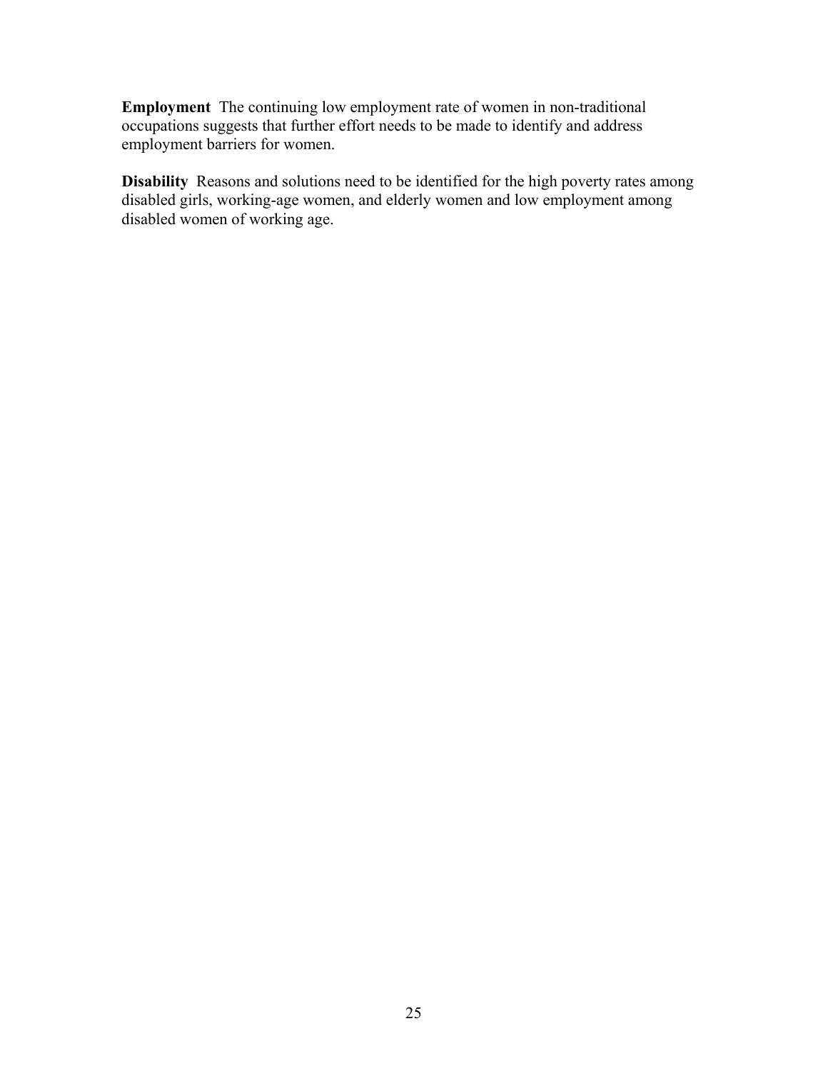**Employment** The continuing low employment rate of women in non-traditional occupations suggests that further effort needs to be made to identify and address employment barriers for women.

**Disability** Reasons and solutions need to be identified for the high poverty rates among disabled girls, working-age women, and elderly women and low employment among disabled women of working age.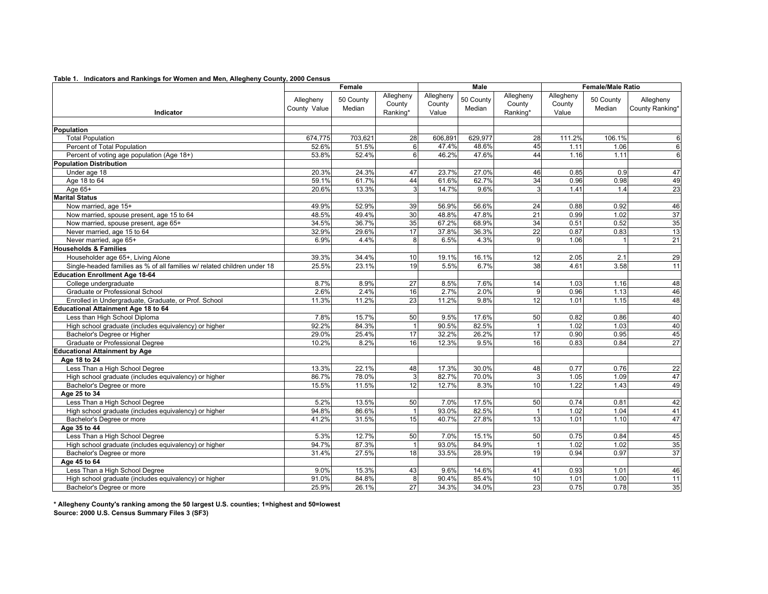**Table 1. Indicators and Rankings for Women and Men, Allegheny County, 2000 Census**

| Indicator | Female | | | Male | | | Female/Male Ratio | | |
|---|---|---|---|---|---|---|---|---|---|
| | Allegheny County Value | 50 County Median | Allegheny County Ranking* | Allegheny County Value | 50 County Median | Allegheny County Ranking* | Allegheny County Value | 50 County Median | Allegheny County Ranking* |
| **Population** | | | | | | | | | |
| Total Population | 674,775 | 703,621 | 28 | 606,891 | 629,977 | 28 | 111.2% | 106.1% | 6 |
| Percent of Total Population | 52.6% | 51.5% | 6 | 47.4% | 48.6% | 45 | 1.11 | 1.06 | 6 |
| Percent of voting age population (Age 18+) | 53.8% | 52.4% | 6 | 46.2% | 47.6% | 44 | 1.16 | 1.11 | 6 |
| **Population Distribution** | | | | | | | | | |
| Under age 18 | 20.3% | 24.3% | 47 | 23.7% | 27.0% | 46 | 0.85 | 0.9 | 47 |
| Age 18 to 64 | 59.1% | 61.7% | 44 | 61.6% | 62.7% | 34 | 0.96 | 0.98 | 49 |
| Age 65+ | 20.6% | 13.3% | 3 | 14.7% | 9.6% | 3 | 1.41 | 1.4 | 23 |
| **Marital Status** | | | | | | | | | |
| Now married, age 15+ | 49.9% | 52.9% | 39 | 56.9% | 56.6% | 24 | 0.88 | 0.92 | 46 |
| Now married, spouse present, age 15 to 64 | 48.5% | 49.4% | 30 | 48.8% | 47.8% | 21 | 0.99 | 1.02 | 37 |
| Now married, spouse present, age 65+ | 34.5% | 36.7% | 35 | 67.2% | 68.9% | 34 | 0.51 | 0.52 | 35 |
| Never married, age 15 to 64 | 32.9% | 29.6% | 17 | 37.8% | 36.3% | 22 | 0.87 | 0.83 | 13 |
| Never married, age 65+ | 6.9% | 4.4% | 8 | 6.5% | 4.3% | 9 | 1.06 | 1 | 21 |
| **Households & Families** | | | | | | | | | |
| Householder age 65+, Living Alone | 39.3% | 34.4% | 10 | 19.1% | 16.1% | 12 | 2.05 | 2.1 | 29 |
| Single-headed families as % of all families w/ related children under 18 | 25.5% | 23.1% | 19 | 5.5% | 6.7% | 38 | 4.61 | 3.58 | 11 |
| **Education Enrollment Age 18-64** | | | | | | | | | |
| College undergraduate | 8.7% | 8.9% | 27 | 8.5% | 7.6% | 14 | 1.03 | 1.16 | 48 |
| Graduate or Professional School | 2.6% | 2.4% | 16 | 2.7% | 2.0% | 9 | 0.96 | 1.13 | 46 |
| Enrolled in Undergraduate, Graduate, or Prof. School | 11.3% | 11.2% | 23 | 11.2% | 9.8% | 12 | 1.01 | 1.15 | 48 |
| **Educational Attainment Age 18 to 64** | | | | | | | | | |
| Less than High School Diploma | 7.8% | 15.7% | 50 | 9.5% | 17.6% | 50 | 0.82 | 0.86 | 40 |
| High school graduate (includes equivalency) or higher | 92.2% | 84.3% | 1 | 90.5% | 82.5% | 1 | 1.02 | 1.03 | 40 |
| Bachelor's Degree or Higher | 29.0% | 25.4% | 17 | 32.2% | 26.2% | 17 | 0.90 | 0.95 | 45 |
| Graduate or Professional Degree | 10.2% | 8.2% | 16 | 12.3% | 9.5% | 16 | 0.83 | 0.84 | 27 |
| **Educational Attainment by Age** | | | | | | | | | |
| **Age 18 to 24** | | | | | | | | | |
| Less Than a High School Degree | 13.3% | 22.1% | 48 | 17.3% | 30.0% | 48 | 0.77 | 0.76 | 22 |
| High school graduate (includes equivalency) or higher | 86.7% | 78.0% | 3 | 82.7% | 70.0% | 3 | 1.05 | 1.09 | 47 |
| Bachelor's Degree or more | 15.5% | 11.5% | 12 | 12.7% | 8.3% | 10 | 1.22 | 1.43 | 49 |
| **Age 25 to 34** | | | | | | | | | |
| Less Than a High School Degree | 5.2% | 13.5% | 50 | 7.0% | 17.5% | 50 | 0.74 | 0.81 | 42 |
| High school graduate (includes equivalency) or higher | 94.8% | 86.6% | 1 | 93.0% | 82.5% | 1 | 1.02 | 1.04 | 41 |
| Bachelor's Degree or more | 41.2% | 31.5% | 15 | 40.7% | 27.8% | 13 | 1.01 | 1.10 | 47 |
| **Age 35 to 44** | | | | | | | | | |
| Less Than a High School Degree | 5.3% | 12.7% | 50 | 7.0% | 15.1% | 50 | 0.75 | 0.84 | 45 |
| High school graduate (includes equivalency) or higher | 94.7% | 87.3% | 1 | 93.0% | 84.9% | 1 | 1.02 | 1.02 | 35 |
| Bachelor's Degree or more | 31.4% | 27.5% | 18 | 33.5% | 28.9% | 19 | 0.94 | 0.97 | 37 |
| **Age 45 to 64** | | | | | | | | | |
| Less Than a High School Degree | 9.0% | 15.3% | 43 | 9.6% | 14.6% | 41 | 0.93 | 1.01 | 46 |
| High school graduate (includes equivalency) or higher | 91.0% | 84.8% | 8 | 90.4% | 85.4% | 10 | 1.01 | 1.00 | 11 |
| Bachelor's Degree or more | 25.9% | 26.1% | 27 | 34.3% | 34.0% | 23 | 0.75 | 0.78 | 35 |

**\* Allegheny County's ranking among the 50 largest U.S. counties; 1=highest and 50=lowest**
**Source: 2000 U.S. Census Summary Files 3 (SF3)**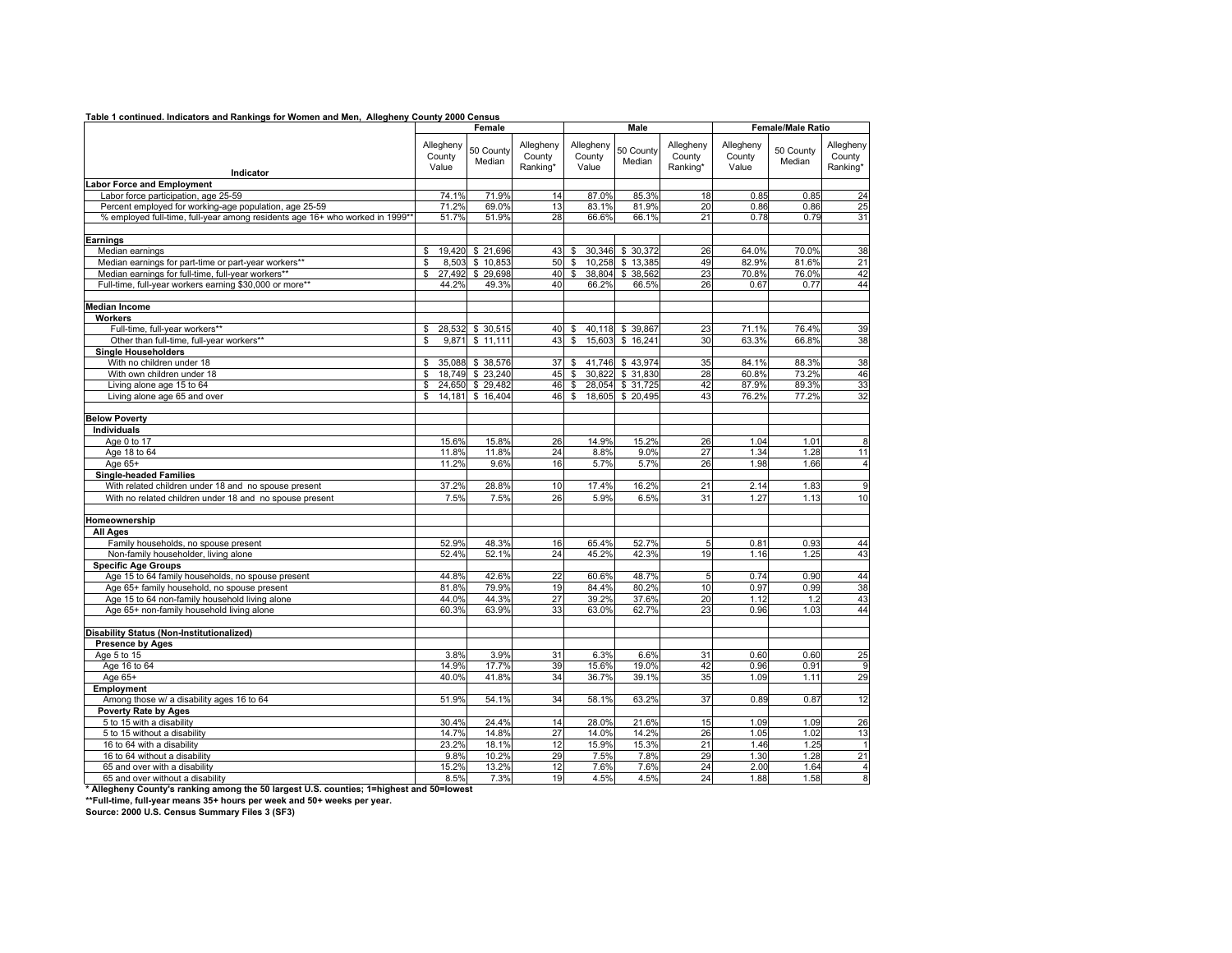**Table 1 continued. Indicators and Rankings for Women and Men, Allegheny County 2000 Census**

| Indicator | Female | | | Male | | | Female/Male Ratio | | |
|---|---|---|---|---|---|---|---|---|---|
| | Allegheny County Value | 50 County Median | Allegheny County Ranking* | Allegheny County Value | 50 County Median | Allegheny County Ranking* | Allegheny County Value | 50 County Median | Allegheny County Ranking* |
| **Labor Force and Employment** | | | | | | | | | |
| Labor force participation, age 25-59 | 74.1% | 71.9% | 14 | 87.0% | 85.3% | 18 | 0.85 | 0.85 | 24 |
| Percent employed for working-age population, age 25-59 | 71.2% | 69.0% | 13 | 83.1% | 81.9% | 20 | 0.86 | 0.86 | 25 |
| % employed full-time, full-year among residents age 16+ who worked in 1999** | 51.7% | 51.9% | 28 | 66.6% | 66.1% | 21 | 0.78 | 0.79 | 31 |
| **Earnings** | | | | | | | | | |
| Median earnings | $ 19,420 | $ 21,696 | 43 | $ 30,346 | $ 30,372 | 26 | 64.0% | 70.0% | 38 |
| Median earnings for part-time or part-year workers** | $ 8,503 | $ 10,853 | 50 | $ 10,258 | $ 13,385 | 49 | 82.9% | 81.6% | 21 |
| Median earnings for full-time, full-year workers** | $ 27,492 | $ 29,698 | 40 | $ 38,804 | $ 38,562 | 23 | 70.8% | 76.0% | 42 |
| Full-time, full-year workers earning $30,000 or more** | 44.2% | 49.3% | 40 | 66.2% | 66.5% | 26 | 0.67 | 0.77 | 44 |
| **Median Income** | | | | | | | | | |
| **Workers** | | | | | | | | | |
| Full-time, full-year workers** | $ 28,532 | $ 30,515 | 40 | $ 40,118 | $ 39,867 | 23 | 71.1% | 76.4% | 39 |
| Other than full-time, full-year workers** | $ 9,871 | $ 11,111 | 43 | $ 15,603 | $ 16,241 | 30 | 63.3% | 66.8% | 38 |
| **Single Householders** | | | | | | | | | |
| With no children under 18 | $ 35,088 | $ 38,576 | 37 | $ 41,746 | $ 43,974 | 35 | 84.1% | 88.3% | 38 |
| With own children under 18 | $ 18,749 | $ 23,240 | 45 | $ 30,822 | $ 31,830 | 28 | 60.8% | 73.2% | 46 |
| Living alone age 15 to 64 | $ 24,650 | $ 29,482 | 46 | $ 28,054 | $ 31,725 | 42 | 87.9% | 89.3% | 33 |
| Living alone age 65 and over | $ 14,181 | $ 16,404 | 46 | $ 18,605 | $ 20,495 | 43 | 76.2% | 77.2% | 32 |
| **Below Poverty** | | | | | | | | | |
| **Individuals** | | | | | | | | | |
| Age 0 to 17 | 15.6% | 15.8% | 26 | 14.9% | 15.2% | 26 | 1.04 | 1.01 | 8 |
| Age 18 to 64 | 11.8% | 11.8% | 24 | 8.8% | 9.0% | 27 | 1.34 | 1.28 | 11 |
| Age 65+ | 11.2% | 9.6% | 16 | 5.7% | 5.7% | 26 | 1.98 | 1.66 | 4 |
| **Single-headed Families** | | | | | | | | | |
| With related children under 18 and no spouse present | 37.2% | 28.8% | 10 | 17.4% | 16.2% | 21 | 2.14 | 1.83 | 9 |
| With no related children under 18 and no spouse present | 7.5% | 7.5% | 26 | 5.9% | 6.5% | 31 | 1.27 | 1.13 | 10 |
| **Homeownership** | | | | | | | | | |
| **All Ages** | | | | | | | | | |
| Family households, no spouse present | 52.9% | 48.3% | 16 | 65.4% | 52.7% | 5 | 0.81 | 0.93 | 44 |
| Non-family householder, living alone | 52.4% | 52.1% | 24 | 45.2% | 42.3% | 19 | 1.16 | 1.25 | 43 |
| **Specific Age Groups** | | | | | | | | | |
| Age 15 to 64 family households, no spouse present | 44.8% | 42.6% | 22 | 60.6% | 48.7% | 5 | 0.74 | 0.90 | 44 |
| Age 65+ family household, no spouse present | 81.8% | 79.9% | 19 | 84.4% | 80.2% | 10 | 0.97 | 0.99 | 38 |
| Age 15 to 64 non-family household living alone | 44.0% | 44.3% | 27 | 39.2% | 37.6% | 20 | 1.12 | 1.2 | 43 |
| Age 65+ non-family household living alone | 60.3% | 63.9% | 33 | 63.0% | 62.7% | 23 | 0.96 | 1.03 | 44 |
| **Disability Status (Non-Institutionalized)** | | | | | | | | | |
| **Presence by Ages** | | | | | | | | | |
| Age 5 to 15 | 3.8% | 3.9% | 31 | 6.3% | 6.6% | 31 | 0.60 | 0.60 | 25 |
| Age 16 to 64 | 14.9% | 17.7% | 39 | 15.6% | 19.0% | 42 | 0.96 | 0.91 | 9 |
| Age 65+ | 40.0% | 41.8% | 34 | 36.7% | 39.1% | 35 | 1.09 | 1.11 | 29 |
| **Employment** | | | | | | | | | |
| Among those w/ a disability ages 16 to 64 | 51.9% | 54.1% | 34 | 58.1% | 63.2% | 37 | 0.89 | 0.87 | 12 |
| **Poverty Rate by Ages** | | | | | | | | | |
| 5 to 15 with a disability | 30.4% | 24.4% | 14 | 28.0% | 21.6% | 15 | 1.09 | 1.09 | 26 |
| 5 to 15 without a disability | 14.7% | 14.8% | 27 | 14.0% | 14.2% | 26 | 1.05 | 1.02 | 13 |
| 16 to 64 with a disability | 23.2% | 18.1% | 12 | 15.9% | 15.3% | 21 | 1.46 | 1.25 | 1 |
| 16 to 64 without a disability | 9.8% | 10.2% | 29 | 7.5% | 7.8% | 29 | 1.30 | 1.28 | 21 |
| 65 and over with a disability | 15.2% | 13.2% | 12 | 7.6% | 7.6% | 24 | 2.00 | 1.64 | 4 |
| 65 and over without a disability | 8.5% | 7.3% | 19 | 4.5% | 4.5% | 24 | 1.88 | 1.58 | 8 |

**\* Allegheny County's ranking among the 50 largest U.S. counties; 1=highest and 50=lowest**

**\*\*Full-time, full-year means 35+ hours per week and 50+ weeks per year.**

**Source: 2000 U.S. Census Summary Files 3 (SF3)**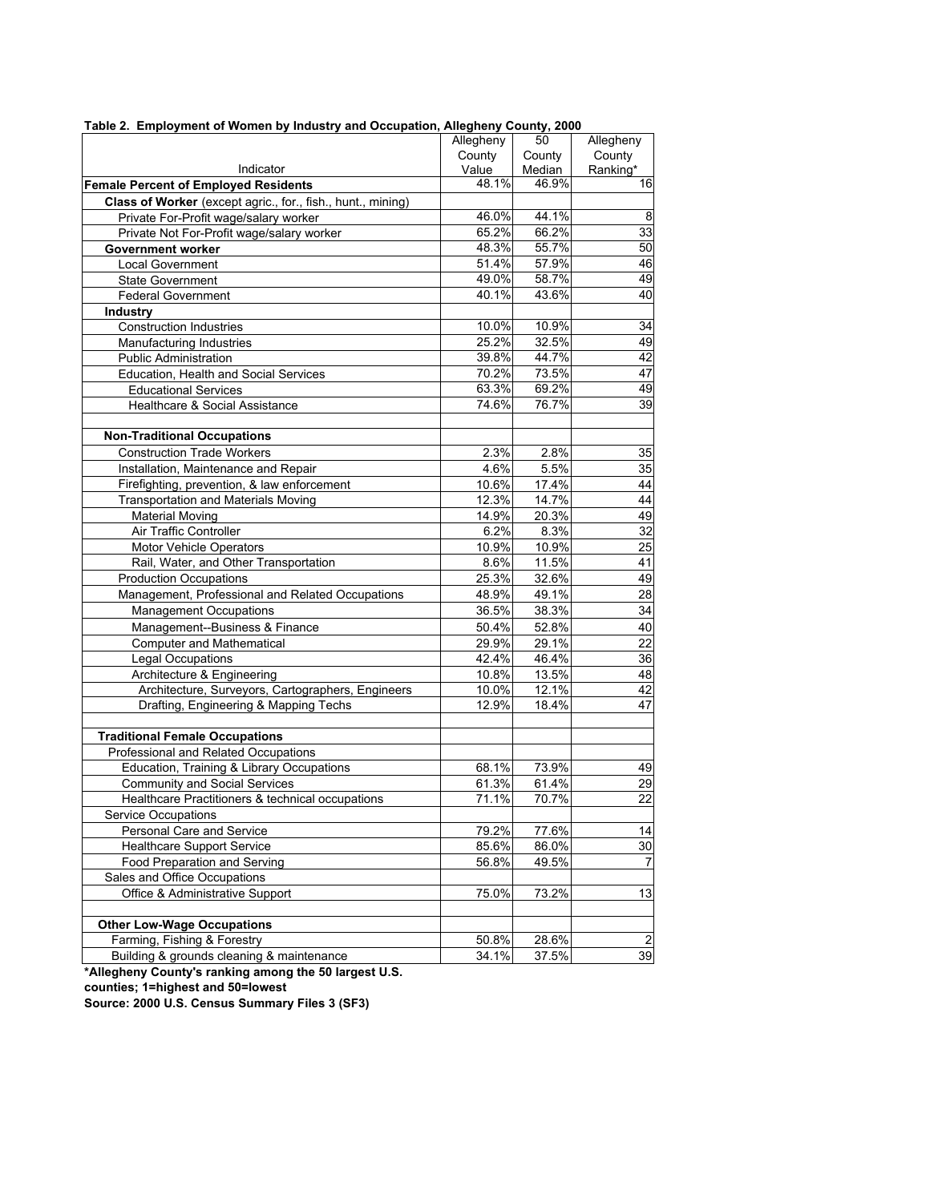**Table 2. Employment of Women by Industry and Occupation, Allegheny County, 2000**

| Indicator | Allegheny County Value | 50 County Median | Allegheny County Ranking* |
|---|---|---|---|
| **Female Percent of Employed Residents** | 48.1% | 46.9% | 16 |
| **Class of Worker** (except agric., for., fish., hunt., mining) | | | |
| Private For-Profit wage/salary worker | 46.0% | 44.1% | 8 |
| Private Not For-Profit wage/salary worker | 65.2% | 66.2% | 33 |
| **Government worker** | 48.3% | 55.7% | 50 |
| Local Government | 51.4% | 57.9% | 46 |
| State Government | 49.0% | 58.7% | 49 |
| Federal Government | 40.1% | 43.6% | 40 |
| **Industry** | | | |
| Construction Industries | 10.0% | 10.9% | 34 |
| Manufacturing Industries | 25.2% | 32.5% | 49 |
| Public Administration | 39.8% | 44.7% | 42 |
| Education, Health and Social Services | 70.2% | 73.5% | 47 |
| Educational Services | 63.3% | 69.2% | 49 |
| Healthcare & Social Assistance | 74.6% | 76.7% | 39 |
| | | | |
| **Non-Traditional Occupations** | | | |
| Construction Trade Workers | 2.3% | 2.8% | 35 |
| Installation, Maintenance and Repair | 4.6% | 5.5% | 35 |
| Firefighting, prevention, & law enforcement | 10.6% | 17.4% | 44 |
| Transportation and Materials Moving | 12.3% | 14.7% | 44 |
| Material Moving | 14.9% | 20.3% | 49 |
| Air Traffic Controller | 6.2% | 8.3% | 32 |
| Motor Vehicle Operators | 10.9% | 10.9% | 25 |
| Rail, Water, and Other Transportation | 8.6% | 11.5% | 41 |
| Production Occupations | 25.3% | 32.6% | 49 |
| Management, Professional and Related Occupations | 48.9% | 49.1% | 28 |
| Management Occupations | 36.5% | 38.3% | 34 |
| Management--Business & Finance | 50.4% | 52.8% | 40 |
| Computer and Mathematical | 29.9% | 29.1% | 22 |
| Legal Occupations | 42.4% | 46.4% | 36 |
| Architecture & Engineering | 10.8% | 13.5% | 48 |
| Architecture, Surveyors, Cartographers, Engineers | 10.0% | 12.1% | 42 |
| Drafting, Engineering & Mapping Techs | 12.9% | 18.4% | 47 |
| | | | |
| **Traditional Female Occupations** | | | |
| Professional and Related Occupations | | | |
| Education, Training & Library Occupations | 68.1% | 73.9% | 49 |
| Community and Social Services | 61.3% | 61.4% | 29 |
| Healthcare Practitioners & technical occupations | 71.1% | 70.7% | 22 |
| Service Occupations | | | |
| Personal Care and Service | 79.2% | 77.6% | 14 |
| Healthcare Support Service | 85.6% | 86.0% | 30 |
| Food Preparation and Serving | 56.8% | 49.5% | 7 |
| Sales and Office Occupations | | | |
| Office & Administrative Support | 75.0% | 73.2% | 13 |
| | | | |
| **Other Low-Wage Occupations** | | | |
| Farming, Fishing & Forestry | 50.8% | 28.6% | 2 |
| Building & grounds cleaning & maintenance | 34.1% | 37.5% | 39 |

**\*Allegheny County's ranking among the 50 largest U.S. counties; 1=highest and 50=lowest**

**Source: 2000 U.S. Census Summary Files 3 (SF3)**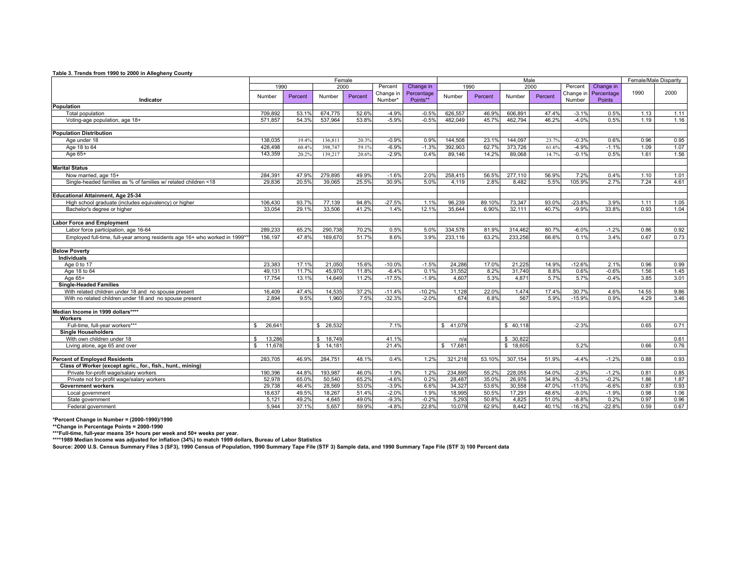**Table 3. Trends from 1990 to 2000 in Allegheny County**

| Indicator | Female | | | | | | Male | | | | | | Female/Male Disparity | |
|---|---|---|---|---|---|---|---|---|---|---|---|---|---|---|
| | 1990 | | 2000 | | Percent Change in Number* | Change in Percentage Points** | 1990 | | 2000 | | Percent Change in Number | Change in Percentage Points | 1990 | 2000 |
| | Number | Percent | Number | Percent | | | Number | Percent | Number | Percent | | | | |
| **Population** | | | | | | | | | | | | | | |
| Total population | 709,892 | 53.1% | 674,775 | 52.6% | -4.9% | -0.5% | 626,557 | 46.9% | 606,891 | 47.4% | -3.1% | 0.5% | 1.13 | 1.11 |
| Voting-age population, age 18+ | 571,857 | 54.3% | 537,964 | 53.8% | -5.9% | -0.5% | 482,049 | 45.7% | 462,794 | 46.2% | -4.0% | 0.5% | 1.19 | 1.16 |
| **Population Distribution** | | | | | | | | | | | | | | |
| Age under 18 | 138,035 | 19.4% | 136,811 | 20.3% | -0.9% | 0.9% | 144,508 | 23.1% | 144,097 | 23.7% | -0.3% | 0.6% | 0.96 | 0.95 |
| Age 18 to 64 | 428,498 | 60.4% | 398,747 | 59.1% | -6.9% | -1.3% | 392,903 | 62.7% | 373,726 | 61.6% | -4.9% | -1.1% | 1.09 | 1.07 |
| Age 65+ | 143,359 | 20.2% | 139,217 | 20.6% | -2.9% | 0.4% | 89,146 | 14.2% | 89,068 | 14.7% | -0.1% | 0.5% | 1.61 | 1.56 |
| **Marital Status** | | | | | | | | | | | | | | |
| Now married, age 15+ | 284,391 | 47.9% | 279,895 | 49.9% | -1.6% | 2.0% | 258,415 | 56.5% | 277,110 | 56.9% | 7.2% | 0.4% | 1.10 | 1.01 |
| Single-headed families as % of families w/ related children <18 | 29,836 | 20.5% | 39,065 | 25.5% | 30.9% | 5.0% | 4,119 | 2.8% | 8,482 | 5.5% | 105.9% | 2.7% | 7.24 | 4.61 |
| **Educational Attainment, Age 25-34** | | | | | | | | | | | | | | |
| High school graduate (includes equivalency) or higher | 106,430 | 93.7% | 77,139 | 94.8% | -27.5% | 1.1% | 96,239 | 89.10% | 73,347 | 93.0% | -23.8% | 3.9% | 1.11 | 1.05 |
| Bachelor's degree or higher | 33,054 | 29.1% | 33,506 | 41.2% | 1.4% | 12.1% | 35,644 | 6.90% | 32,111 | 40.7% | -9.9% | 33.8% | 0.93 | 1.04 |
| **Labor Force and Employment** | | | | | | | | | | | | | | |
| Labor force participation, age 16-64 | 289,233 | 65.2% | 290,738 | 70.2% | 0.5% | 5.0% | 334,578 | 81.9% | 314,462 | 80.7% | -6.0% | -1.2% | 0.86 | 0.92 |
| Employed full-time, full-year among residents age 16+ who worked in 1999*** | 156,197 | 47.8% | 169,670 | 51.7% | 8.6% | 3.9% | 233,116 | 63.2% | 233,256 | 66.6% | 0.1% | 3.4% | 0.67 | 0.73 |
| **Below Poverty** | | | | | | | | | | | | | | |
| **Individuals** | | | | | | | | | | | | | | |
| Age 0 to 17 | 23,383 | 17.1% | 21,050 | 15.6% | -10.0% | -1.5% | 24,286 | 17.0% | 21,225 | 14.9% | -12.6% | 2.1% | 0.96 | 0.99 |
| Age 18 to 64 | 49,131 | 11.7% | 45,970 | 11.8% | -6.4% | 0.1% | 31,552 | 8.2% | 31,740 | 8.8% | 0.6% | -0.6% | 1.56 | 1.45 |
| Age 65+ | 17,754 | 13.1% | 14,649 | 11.2% | -17.5% | -1.9% | 4,607 | 5.3% | 4,871 | 5.7% | 5.7% | -0.4% | 3.85 | 3.01 |
| **Single-Headed Families** | | | | | | | | | | | | | | |
| With related children under 18 and no spouse present | 16,409 | 47.4% | 14,535 | 37.2% | -11.4% | -10.2% | 1,128 | 22.0% | 1,474 | 17.4% | 30.7% | 4.6% | 14.55 | 9.86 |
| With no related children under 18 and no spouse present | 2,894 | 9.5% | 1,960 | 7.5% | -32.3% | -2.0% | 674 | 6.8% | 567 | 5.9% | -15.9% | 0.9% | 4.29 | 3.46 |
| **Median Income in 1999 dollars\*\*\*\*** | | | | | | | | | | | | | | |
| **Workers** | | | | | | | | | | | | | | |
| Full-time, full-year workers*** | $ 26,641 | | $ 28,532 | | 7.1% | | $ 41,079 | | $ 40,118 | | -2.3% | | 0.65 | 0.71 |
| **Single Householders** | | | | | | | | | | | | | | |
| With own children under 18 | $ 13,286 | | $ 18,749 | | 41.1% | | n/a | | $ 30,822 | | | | | 0.61 |
| Living alone, age 65 and over | $ 11,678 | | $ 14,181 | | 21.4% | | $ 17,681 | | $ 18,605 | | 5.2% | | 0.66 | 0.76 |
| **Percent of Employed Residents** | 283,705 | 46.9% | 284,751 | 48.1% | 0.4% | 1.2% | 321,218 | 53.10% | 307,154 | 51.9% | -4.4% | -1.2% | 0.88 | 0.93 |
| **Class of Worker (except agric., for., fish., hunt., mining)** | | | | | | | | | | | | | | |
| Private for-profit wage/salary workers | 190,396 | 44.8% | 193,987 | 46.0% | 1.9% | 1.2% | 234,895 | 55.2% | 228,055 | 54.0% | -2.9% | -1.2% | 0.81 | 0.85 |
| Private not for-profit wage/salary workers | 52,978 | 65.0% | 50,540 | 65.2% | -4.6% | 0.2% | 28,487 | 35.0% | 26,976 | 34.8% | -5.3% | -0.2% | 1.86 | 1.87 |
| **Government workers** | 29,738 | 46.4% | 28,569 | 53.0% | -3.9% | 6.6% | 34,327 | 53.6% | 30,558 | 47.0% | -11.0% | -6.6% | 0.87 | 0.93 |
| Local government | 18,637 | 49.5% | 18,267 | 51.4% | -2.0% | 1.9% | 18,995 | 50.5% | 17,291 | 48.6% | -9.0% | -1.9% | 0.98 | 1.06 |
| State government | 5,121 | 49.2% | 4,645 | 49.0% | -9.3% | -0.2% | 5,293 | 50.8% | 4,825 | 51.0% | -8.8% | 0.2% | 0.97 | 0.96 |
| Federal government | 5,944 | 37.1% | 5,657 | 59.9% | -4.8% | 22.8% | 10,079 | 62.9% | 8,442 | 40.1% | -16.2% | -22.8% | 0.59 | 0.67 |

**\*Percent Change in Number = (2000-1990)/1990**

**\*\*Change in Percentage Points = 2000-1990**

**\*\*\*Full-time, full-year means 35+ hours per week and 50+ weeks per year.**

**\*\*\*\*1989 Median Income was adjusted for inflation (34%) to match 1999 dollars, Bureau of Labor Statistics**

**Source: 2000 U.S. Census Summary Files 3 (SF3), 1990 Census of Population, 1990 Summary Tape File (STF 3) Sample data, and 1990 Summary Tape File (STF 3) 100 Percent data**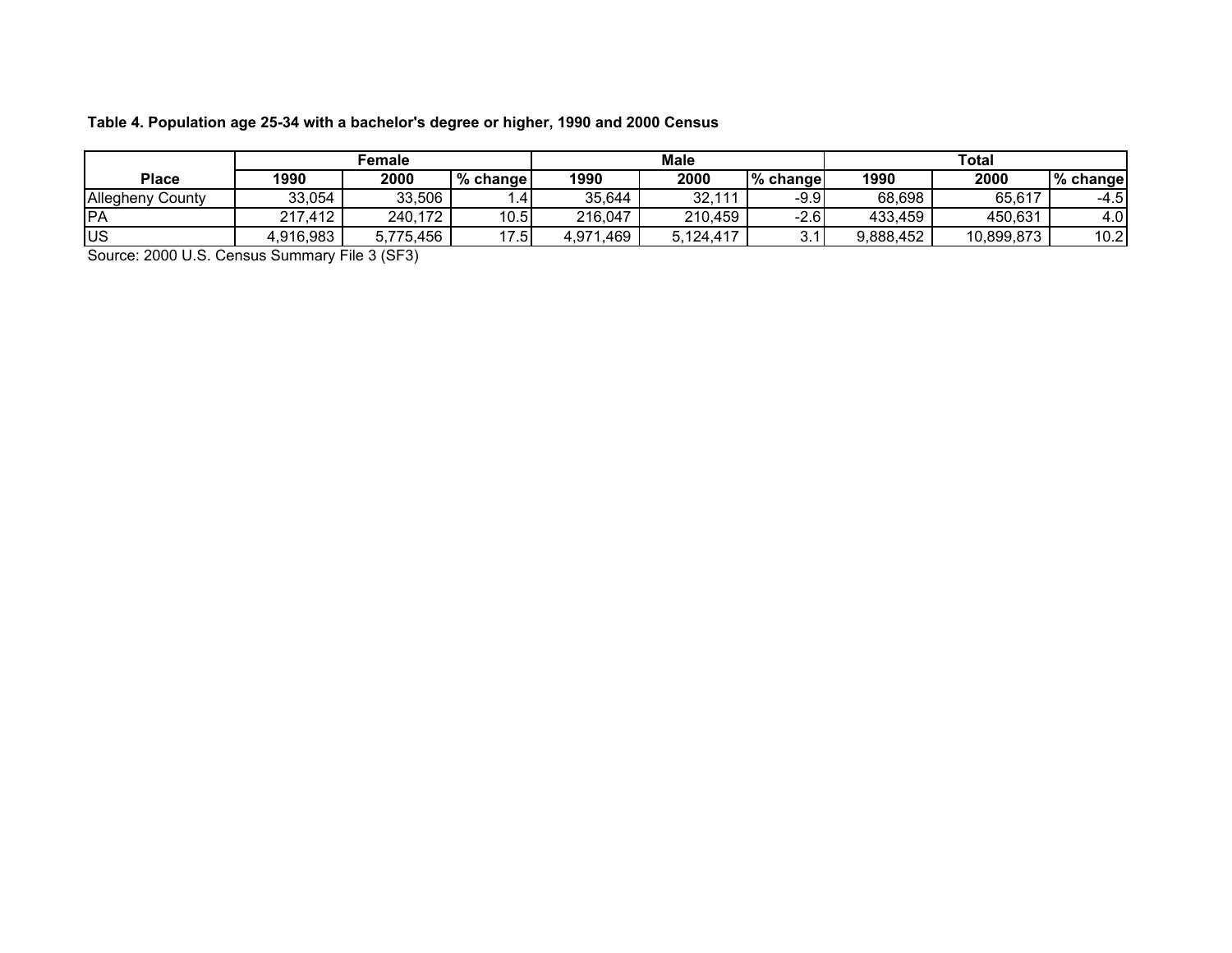**Table 4. Population age 25-34 with a bachelor's degree or higher, 1990 and 2000 Census**

| Place | Female | | | Male | | | Total | | |
|---|---|---|---|---|---|---|---|---|---|
| | 1990 | 2000 | % change | 1990 | 2000 | % change | 1990 | 2000 | % change |
| Allegheny County | 33,054 | 33,506 | 1.4 | 35,644 | 32,111 | -9.9 | 68,698 | 65,617 | -4.5 |
| PA | 217,412 | 240,172 | 10.5 | 216,047 | 210,459 | -2.6 | 433,459 | 450,631 | 4.0 |
| US | 4,916,983 | 5,775,456 | 17.5 | 4,971,469 | 5,124,417 | 3.1 | 9,888,452 | 10,899,873 | 10.2 |

Source: 2000 U.S. Census Summary File 3 (SF3)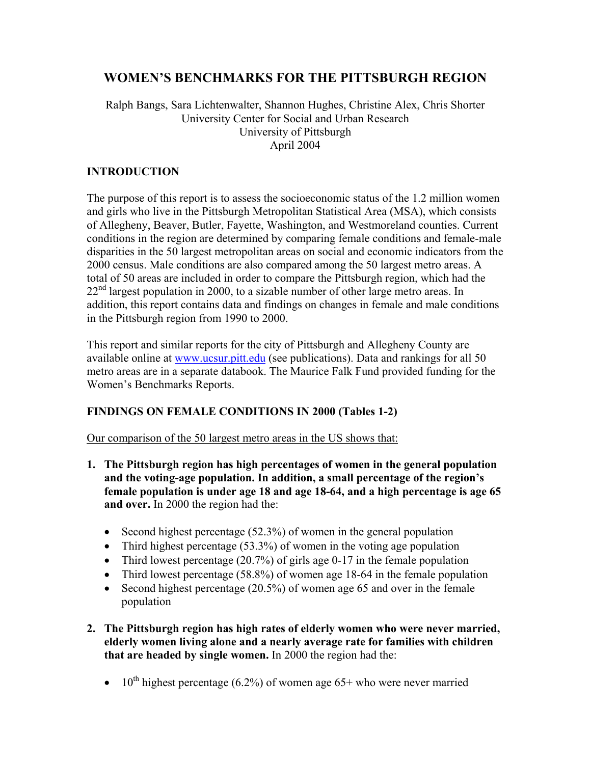# WOMEN'S BENCHMARKS FOR THE PITTSBURGH REGION

Ralph Bangs, Sara Lichtenwalter, Shannon Hughes, Christine Alex, Chris Shorter
University Center for Social and Urban Research
University of Pittsburgh
April 2004

## INTRODUCTION

The purpose of this report is to assess the socioeconomic status of the 1.2 million women and girls who live in the Pittsburgh Metropolitan Statistical Area (MSA), which consists of Allegheny, Beaver, Butler, Fayette, Washington, and Westmoreland counties. Current conditions in the region are determined by comparing female conditions and female-male disparities in the 50 largest metropolitan areas on social and economic indicators from the 2000 census. Male conditions are also compared among the 50 largest metro areas. A total of 50 areas are included in order to compare the Pittsburgh region, which had the 22nd largest population in 2000, to a sizable number of other large metro areas. In addition, this report contains data and findings on changes in female and male conditions in the Pittsburgh region from 1990 to 2000.

This report and similar reports for the city of Pittsburgh and Allegheny County are available online at www.ucsur.pitt.edu (see publications). Data and rankings for all 50 metro areas are in a separate databook. The Maurice Falk Fund provided funding for the Women's Benchmarks Reports.

## FINDINGS ON FEMALE CONDITIONS IN 2000 (Tables 1-2)

Our comparison of the 50 largest metro areas in the US shows that:

1. **The Pittsburgh region has high percentages of women in the general population and the voting-age population. In addition, a small percentage of the region's female population is under age 18 and age 18-64, and a high percentage is age 65 and over.** In 2000 the region had the:

   - Second highest percentage (52.3%) of women in the general population
   - Third highest percentage (53.3%) of women in the voting age population
   - Third lowest percentage (20.7%) of girls age 0-17 in the female population
   - Third lowest percentage (58.8%) of women age 18-64 in the female population
   - Second highest percentage (20.5%) of women age 65 and over in the female population

2. **The Pittsburgh region has high rates of elderly women who were never married, elderly women living alone and a nearly average rate for families with children that are headed by single women.** In 2000 the region had the:

   - 10th highest percentage (6.2%) of women age 65+ who were never married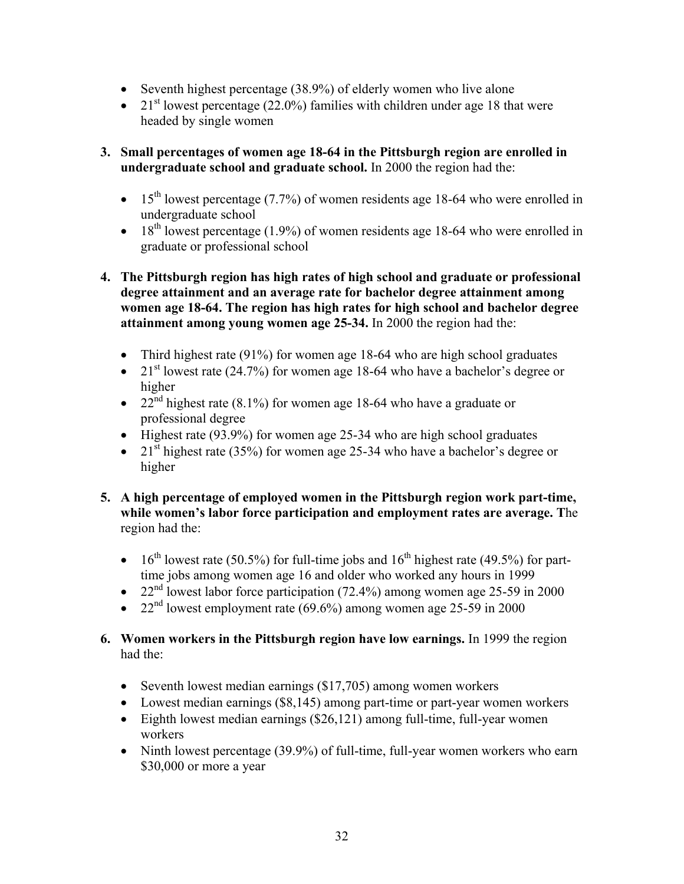- Seventh highest percentage (38.9%) of elderly women who live alone
- 21st lowest percentage (22.0%) families with children under age 18 that were headed by single women

3. **Small percentages of women age 18-64 in the Pittsburgh region are enrolled in undergraduate school and graduate school.** In 2000 the region had the:

    - 15th lowest percentage (7.7%) of women residents age 18-64 who were enrolled in undergraduate school
    - 18th lowest percentage (1.9%) of women residents age 18-64 who were enrolled in graduate or professional school

4. **The Pittsburgh region has high rates of high school and graduate or professional degree attainment and an average rate for bachelor degree attainment among women age 18-64. The region has high rates for high school and bachelor degree attainment among young women age 25-34.** In 2000 the region had the:

    - Third highest rate (91%) for women age 18-64 who are high school graduates
    - 21st lowest rate (24.7%) for women age 18-64 who have a bachelor's degree or higher
    - 22nd highest rate (8.1%) for women age 18-64 who have a graduate or professional degree
    - Highest rate (93.9%) for women age 25-34 who are high school graduates
    - 21st highest rate (35%) for women age 25-34 who have a bachelor's degree or higher

5. **A high percentage of employed women in the Pittsburgh region work part-time, while women's labor force participation and employment rates are average. T**he region had the:

    - 16th lowest rate (50.5%) for full-time jobs and 16th highest rate (49.5%) for part-time jobs among women age 16 and older who worked any hours in 1999
    - 22nd lowest labor force participation (72.4%) among women age 25-59 in 2000
    - 22nd lowest employment rate (69.6%) among women age 25-59 in 2000

6. **Women workers in the Pittsburgh region have low earnings.** In 1999 the region had the:

    - Seventh lowest median earnings ($17,705) among women workers
    - Lowest median earnings ($8,145) among part-time or part-year women workers
    - Eighth lowest median earnings ($26,121) among full-time, full-year women workers
    - Ninth lowest percentage (39.9%) of full-time, full-year women workers who earn $30,000 or more a year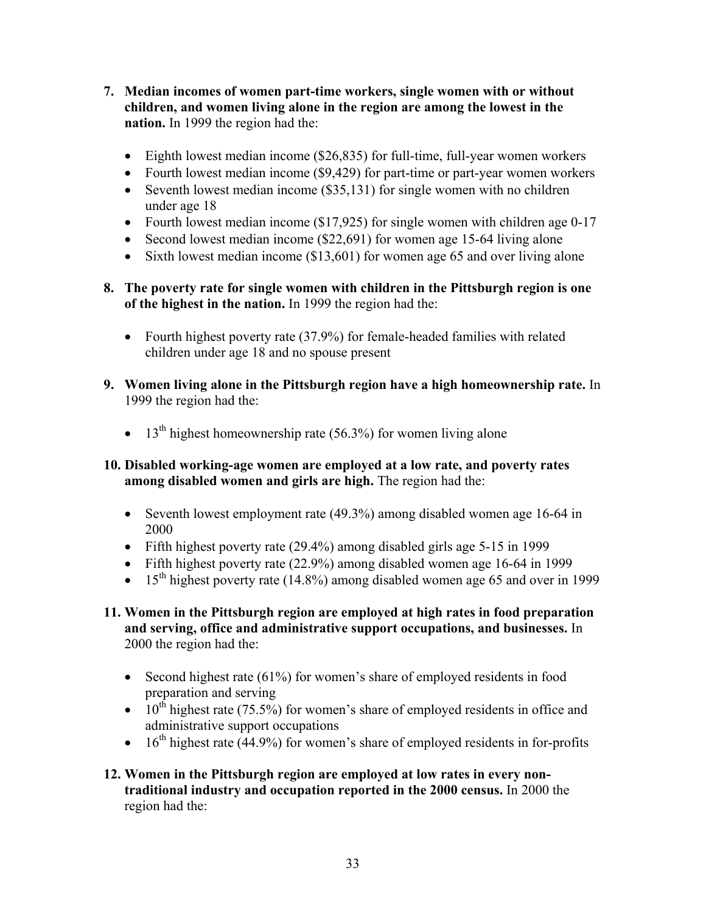7. **Median incomes of women part-time workers, single women with or without children, and women living alone in the region are among the lowest in the nation.** In 1999 the region had the:

    - Eighth lowest median income ($26,835) for full-time, full-year women workers
    - Fourth lowest median income ($9,429) for part-time or part-year women workers
    - Seventh lowest median income ($35,131) for single women with no children under age 18
    - Fourth lowest median income ($17,925) for single women with children age 0-17
    - Second lowest median income ($22,691) for women age 15-64 living alone
    - Sixth lowest median income ($13,601) for women age 65 and over living alone

8. **The poverty rate for single women with children in the Pittsburgh region is one of the highest in the nation.** In 1999 the region had the:

    - Fourth highest poverty rate (37.9%) for female-headed families with related children under age 18 and no spouse present

9. **Women living alone in the Pittsburgh region have a high homeownership rate.** In 1999 the region had the:

    - 13th highest homeownership rate (56.3%) for women living alone

10. **Disabled working-age women are employed at a low rate, and poverty rates among disabled women and girls are high.** The region had the:

    - Seventh lowest employment rate (49.3%) among disabled women age 16-64 in 2000
    - Fifth highest poverty rate (29.4%) among disabled girls age 5-15 in 1999
    - Fifth highest poverty rate (22.9%) among disabled women age 16-64 in 1999
    - 15th highest poverty rate (14.8%) among disabled women age 65 and over in 1999

11. **Women in the Pittsburgh region are employed at high rates in food preparation and serving, office and administrative support occupations, and businesses.** In 2000 the region had the:

    - Second highest rate (61%) for women's share of employed residents in food preparation and serving
    - 10th highest rate (75.5%) for women's share of employed residents in office and administrative support occupations
    - 16th highest rate (44.9%) for women's share of employed residents in for-profits

12. **Women in the Pittsburgh region are employed at low rates in every non-traditional industry and occupation reported in the 2000 census.** In 2000 the region had the: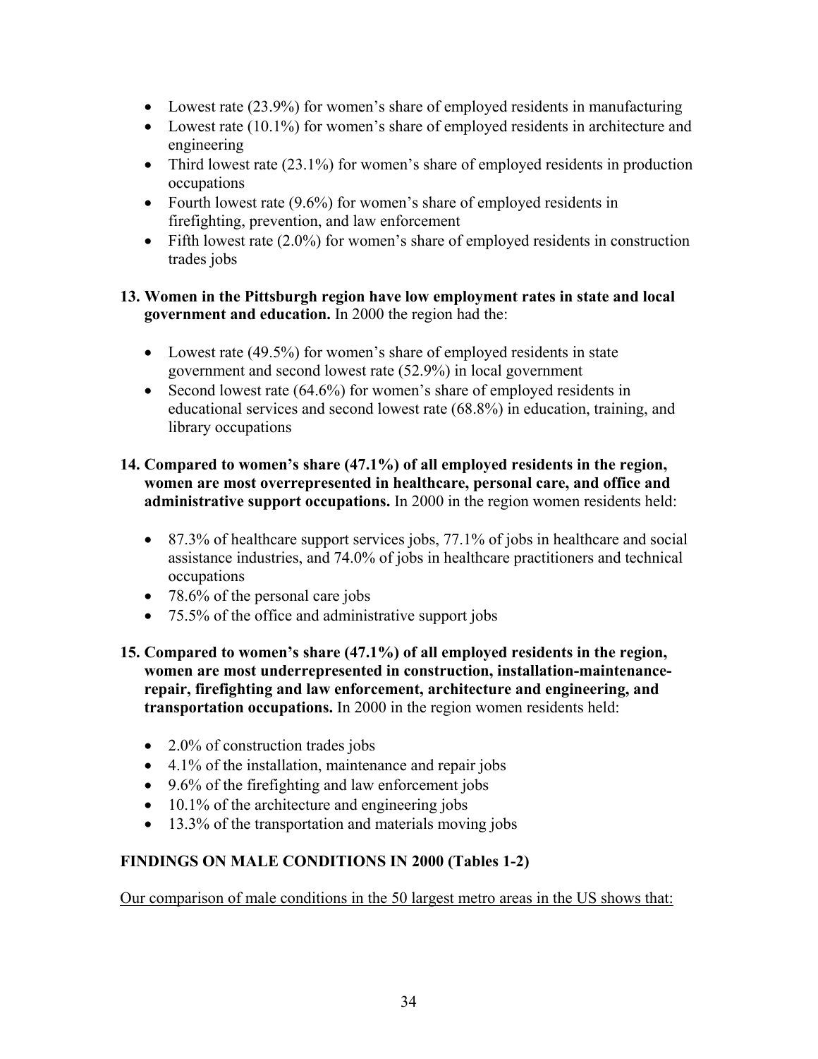- Lowest rate (23.9%) for women's share of employed residents in manufacturing
- Lowest rate (10.1%) for women's share of employed residents in architecture and engineering
- Third lowest rate (23.1%) for women's share of employed residents in production occupations
- Fourth lowest rate (9.6%) for women's share of employed residents in firefighting, prevention, and law enforcement
- Fifth lowest rate (2.0%) for women's share of employed residents in construction trades jobs

**13. Women in the Pittsburgh region have low employment rates in state and local government and education.** In 2000 the region had the:

- Lowest rate (49.5%) for women's share of employed residents in state government and second lowest rate (52.9%) in local government
- Second lowest rate (64.6%) for women's share of employed residents in educational services and second lowest rate (68.8%) in education, training, and library occupations

**14. Compared to women's share (47.1%) of all employed residents in the region, women are most overrepresented in healthcare, personal care, and office and administrative support occupations.** In 2000 in the region women residents held:

- 87.3% of healthcare support services jobs, 77.1% of jobs in healthcare and social assistance industries, and 74.0% of jobs in healthcare practitioners and technical occupations
- 78.6% of the personal care jobs
- 75.5% of the office and administrative support jobs

**15. Compared to women's share (47.1%) of all employed residents in the region, women are most underrepresented in construction, installation-maintenance-repair, firefighting and law enforcement, architecture and engineering, and transportation occupations.** In 2000 in the region women residents held:

- 2.0% of construction trades jobs
- 4.1% of the installation, maintenance and repair jobs
- 9.6% of the firefighting and law enforcement jobs
- 10.1% of the architecture and engineering jobs
- 13.3% of the transportation and materials moving jobs

## FINDINGS ON MALE CONDITIONS IN 2000 (Tables 1-2)

<u>Our comparison of male conditions in the 50 largest metro areas in the US shows that:</u>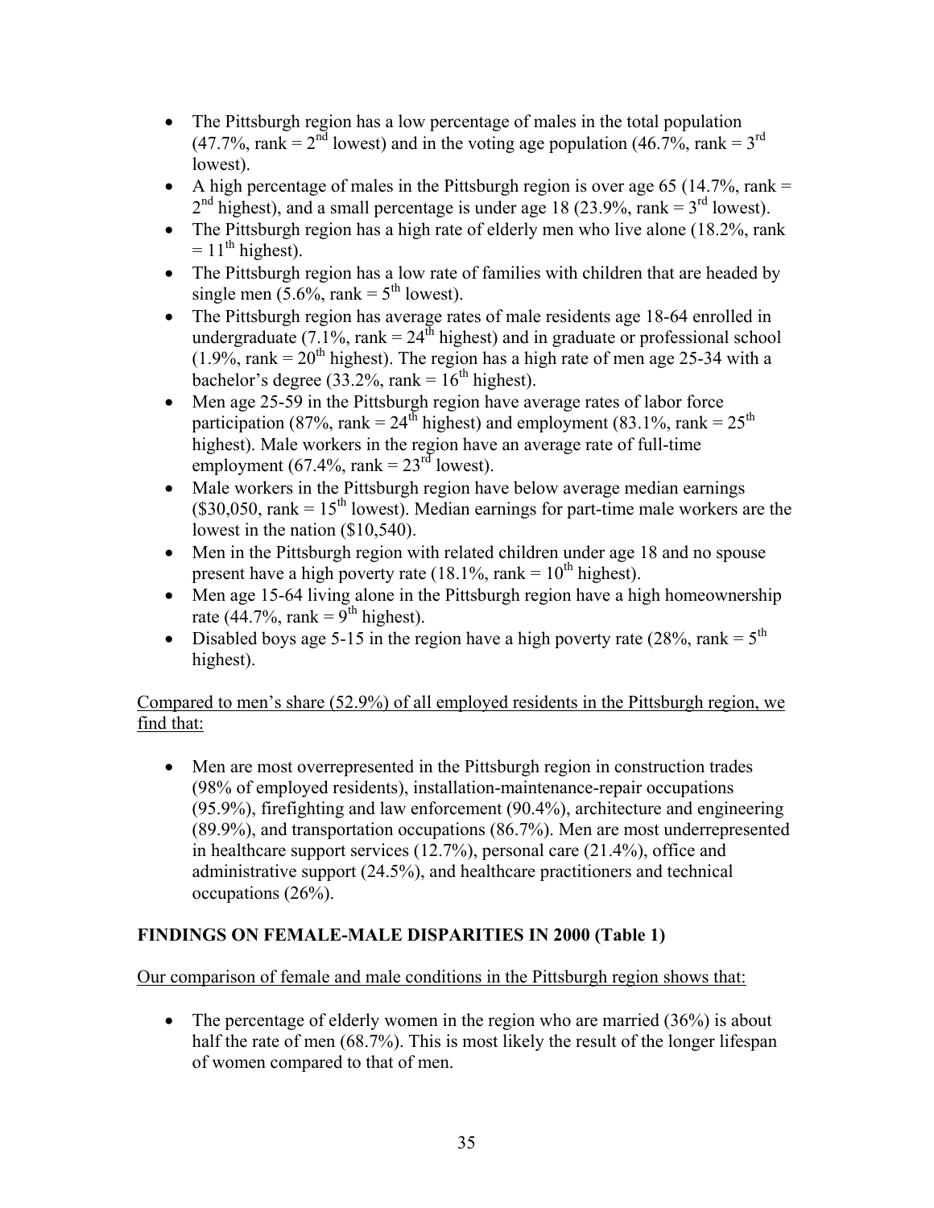- The Pittsburgh region has a low percentage of males in the total population (47.7%, rank = 2nd lowest) and in the voting age population (46.7%, rank = 3rd lowest).
- A high percentage of males in the Pittsburgh region is over age 65 (14.7%, rank = 2nd highest), and a small percentage is under age 18 (23.9%, rank = 3rd lowest).
- The Pittsburgh region has a high rate of elderly men who live alone (18.2%, rank = 11th highest).
- The Pittsburgh region has a low rate of families with children that are headed by single men (5.6%, rank = 5th lowest).
- The Pittsburgh region has average rates of male residents age 18-64 enrolled in undergraduate (7.1%, rank = 24th highest) and in graduate or professional school (1.9%, rank = 20th highest). The region has a high rate of men age 25-34 with a bachelor's degree (33.2%, rank = 16th highest).
- Men age 25-59 in the Pittsburgh region have average rates of labor force participation (87%, rank = 24th highest) and employment (83.1%, rank = 25th highest). Male workers in the region have an average rate of full-time employment (67.4%, rank = 23rd lowest).
- Male workers in the Pittsburgh region have below average median earnings ($30,050, rank = 15th lowest). Median earnings for part-time male workers are the lowest in the nation ($10,540).
- Men in the Pittsburgh region with related children under age 18 and no spouse present have a high poverty rate (18.1%, rank = 10th highest).
- Men age 15-64 living alone in the Pittsburgh region have a high homeownership rate (44.7%, rank = 9th highest).
- Disabled boys age 5-15 in the region have a high poverty rate (28%, rank = 5th highest).

Compared to men's share (52.9%) of all employed residents in the Pittsburgh region, we find that:

- Men are most overrepresented in the Pittsburgh region in construction trades (98% of employed residents), installation-maintenance-repair occupations (95.9%), firefighting and law enforcement (90.4%), architecture and engineering (89.9%), and transportation occupations (86.7%). Men are most underrepresented in healthcare support services (12.7%), personal care (21.4%), office and administrative support (24.5%), and healthcare practitioners and technical occupations (26%).

**FINDINGS ON FEMALE-MALE DISPARITIES IN 2000 (Table 1)**

Our comparison of female and male conditions in the Pittsburgh region shows that:

- The percentage of elderly women in the region who are married (36%) is about half the rate of men (68.7%). This is most likely the result of the longer lifespan of women compared to that of men.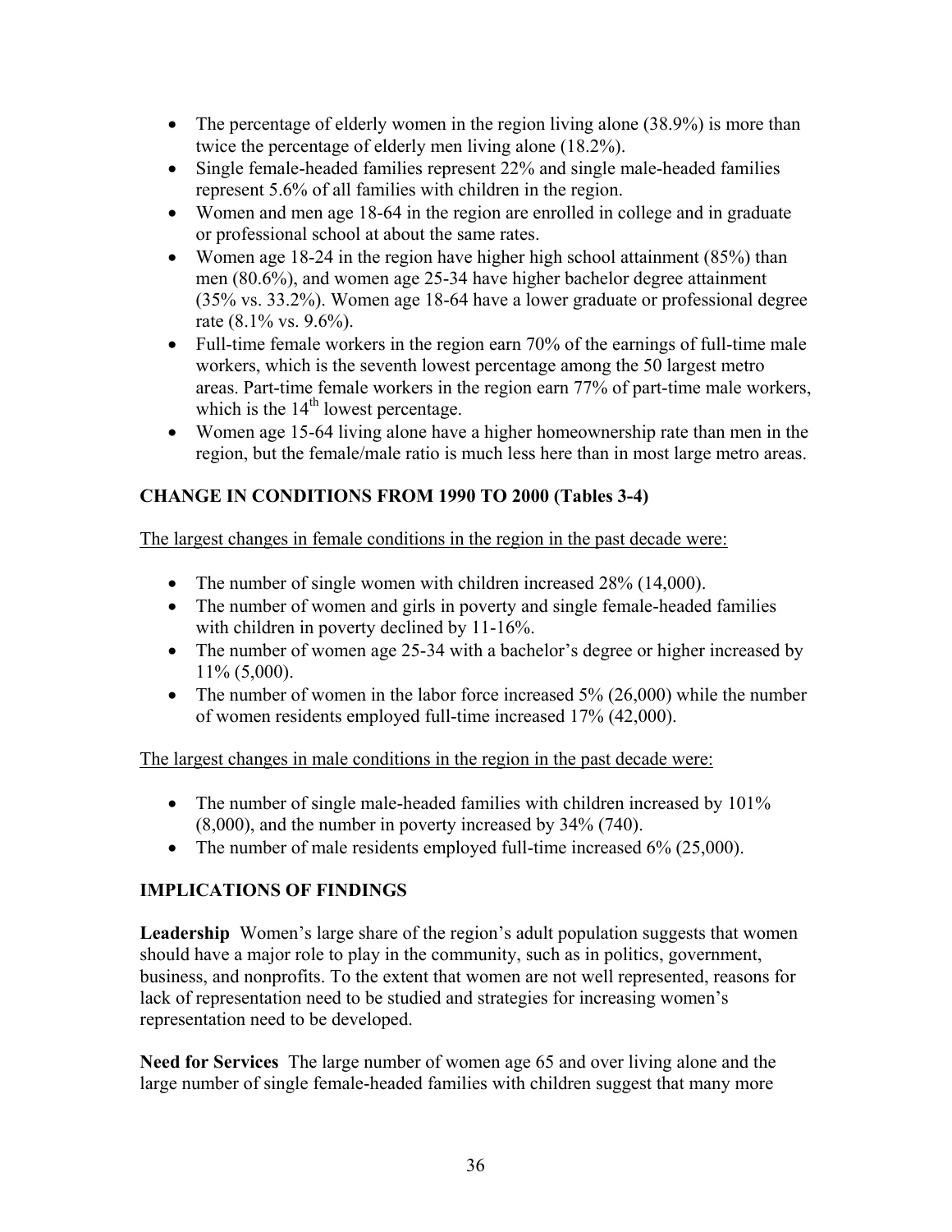- The percentage of elderly women in the region living alone (38.9%) is more than twice the percentage of elderly men living alone (18.2%).
- Single female-headed families represent 22% and single male-headed families represent 5.6% of all families with children in the region.
- Women and men age 18-64 in the region are enrolled in college and in graduate or professional school at about the same rates.
- Women age 18-24 in the region have higher high school attainment (85%) than men (80.6%), and women age 25-34 have higher bachelor degree attainment (35% vs. 33.2%). Women age 18-64 have a lower graduate or professional degree rate (8.1% vs. 9.6%).
- Full-time female workers in the region earn 70% of the earnings of full-time male workers, which is the seventh lowest percentage among the 50 largest metro areas. Part-time female workers in the region earn 77% of part-time male workers, which is the 14th lowest percentage.
- Women age 15-64 living alone have a higher homeownership rate than men in the region, but the female/male ratio is much less here than in most large metro areas.

## CHANGE IN CONDITIONS FROM 1990 TO 2000 (Tables 3-4)

The largest changes in female conditions in the region in the past decade were:

- The number of single women with children increased 28% (14,000).
- The number of women and girls in poverty and single female-headed families with children in poverty declined by 11-16%.
- The number of women age 25-34 with a bachelor's degree or higher increased by 11% (5,000).
- The number of women in the labor force increased 5% (26,000) while the number of women residents employed full-time increased 17% (42,000).

The largest changes in male conditions in the region in the past decade were:

- The number of single male-headed families with children increased by 101% (8,000), and the number in poverty increased by 34% (740).
- The number of male residents employed full-time increased 6% (25,000).

## IMPLICATIONS OF FINDINGS

**Leadership** Women's large share of the region's adult population suggests that women should have a major role to play in the community, such as in politics, government, business, and nonprofits. To the extent that women are not well represented, reasons for lack of representation need to be studied and strategies for increasing women's representation need to be developed.

**Need for Services** The large number of women age 65 and over living alone and the large number of single female-headed families with children suggest that many more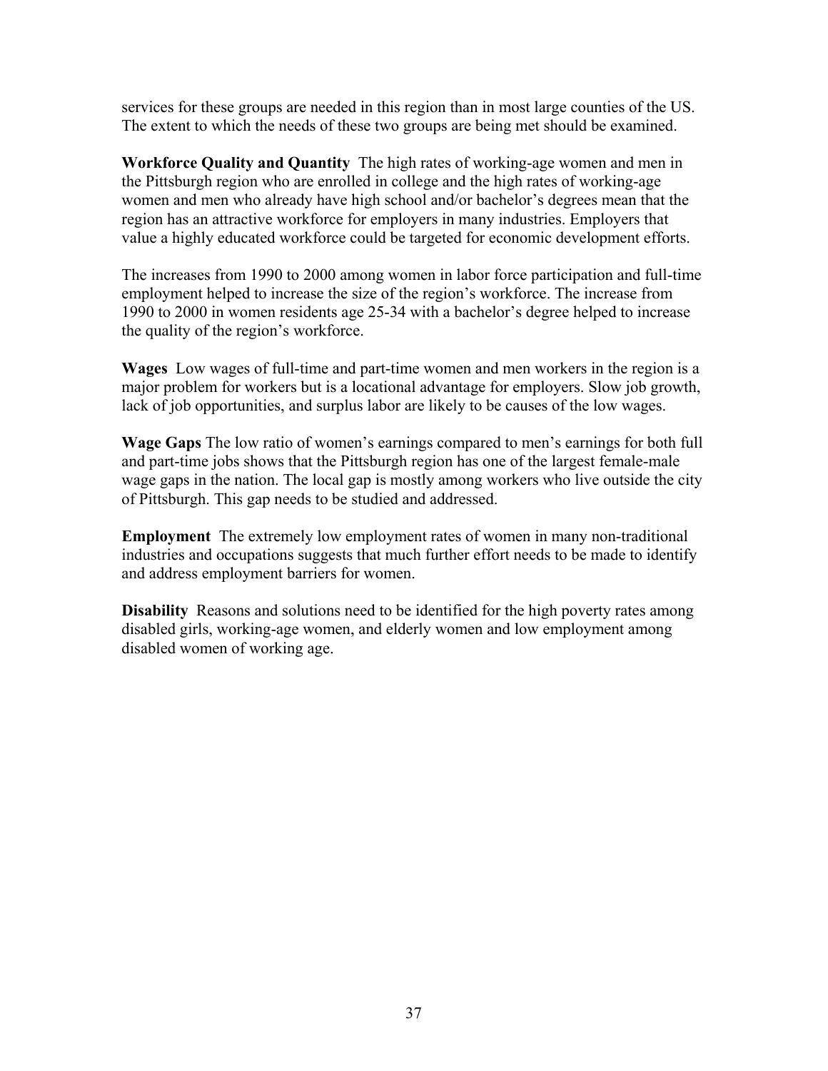services for these groups are needed in this region than in most large counties of the US. The extent to which the needs of these two groups are being met should be examined.

**Workforce Quality and Quantity** The high rates of working-age women and men in the Pittsburgh region who are enrolled in college and the high rates of working-age women and men who already have high school and/or bachelor's degrees mean that the region has an attractive workforce for employers in many industries. Employers that value a highly educated workforce could be targeted for economic development efforts.

The increases from 1990 to 2000 among women in labor force participation and full-time employment helped to increase the size of the region's workforce. The increase from 1990 to 2000 in women residents age 25-34 with a bachelor's degree helped to increase the quality of the region's workforce.

**Wages** Low wages of full-time and part-time women and men workers in the region is a major problem for workers but is a locational advantage for employers. Slow job growth, lack of job opportunities, and surplus labor are likely to be causes of the low wages.

**Wage Gaps** The low ratio of women's earnings compared to men's earnings for both full and part-time jobs shows that the Pittsburgh region has one of the largest female-male wage gaps in the nation. The local gap is mostly among workers who live outside the city of Pittsburgh. This gap needs to be studied and addressed.

**Employment** The extremely low employment rates of women in many non-traditional industries and occupations suggests that much further effort needs to be made to identify and address employment barriers for women.

**Disability** Reasons and solutions need to be identified for the high poverty rates among disabled girls, working-age women, and elderly women and low employment among disabled women of working age.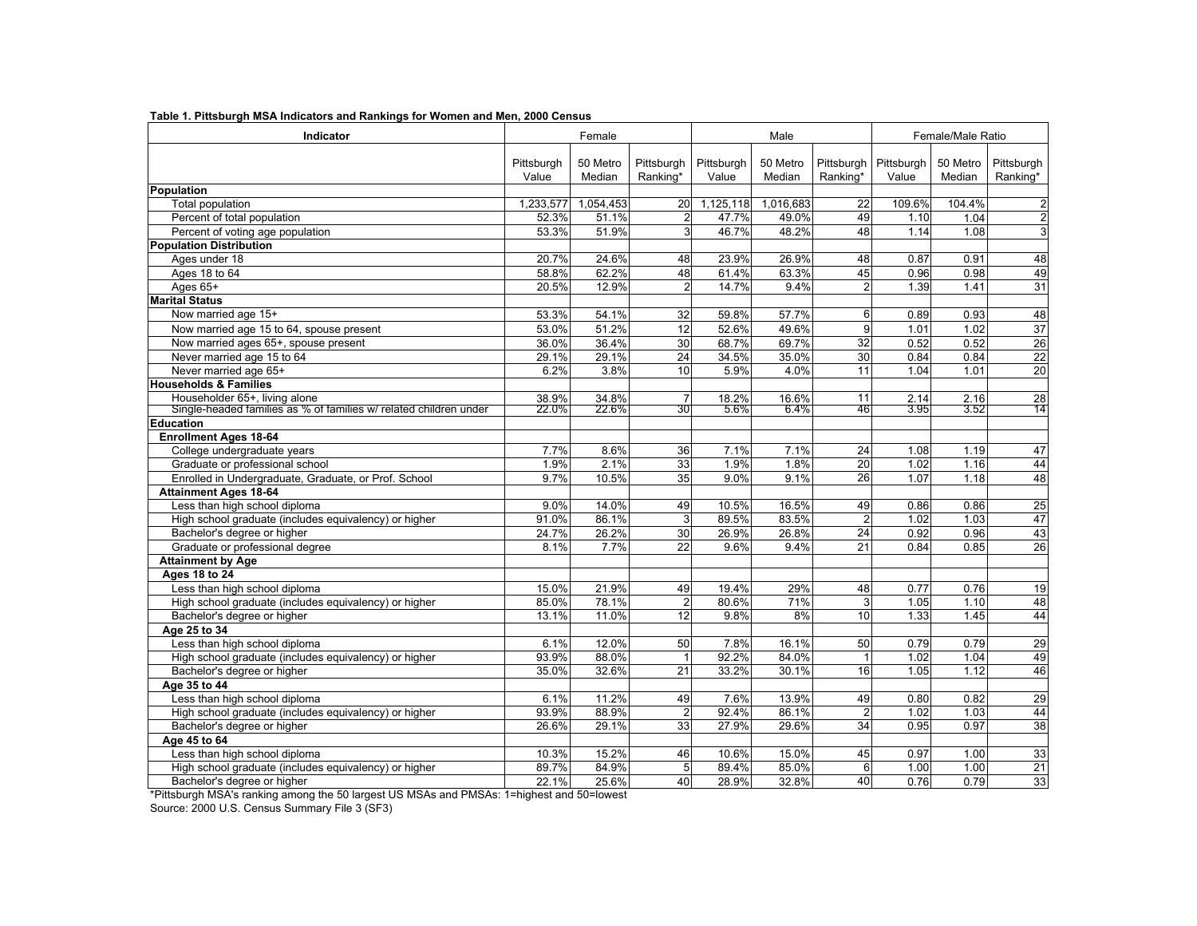**Table 1. Pittsburgh MSA Indicators and Rankings for Women and Men, 2000 Census**

| Indicator | Female | | | Male | | | Female/Male Ratio | | |
|---|---|---|---|---|---|---|---|---|---|
| | Pittsburgh Value | 50 Metro Median | Pittsburgh Ranking* | Pittsburgh Value | 50 Metro Median | Pittsburgh Ranking* | Pittsburgh Value | 50 Metro Median | Pittsburgh Ranking* |
| **Population** | | | | | | | | | |
| Total population | 1,233,577 | 1,054,453 | 20 | 1,125,118 | 1,016,683 | 22 | 109.6% | 104.4% | 2 |
| Percent of total population | 52.3% | 51.1% | 2 | 47.7% | 49.0% | 49 | 1.10 | 1.04 | 2 |
| Percent of voting age population | 53.3% | 51.9% | 3 | 46.7% | 48.2% | 48 | 1.14 | 1.08 | 3 |
| **Population Distribution** | | | | | | | | | |
| Ages under 18 | 20.7% | 24.6% | 48 | 23.9% | 26.9% | 48 | 0.87 | 0.91 | 48 |
| Ages 18 to 64 | 58.8% | 62.2% | 48 | 61.4% | 63.3% | 45 | 0.96 | 0.98 | 49 |
| Ages 65+ | 20.5% | 12.9% | 2 | 14.7% | 9.4% | 2 | 1.39 | 1.41 | 31 |
| **Marital Status** | | | | | | | | | |
| Now married age 15+ | 53.3% | 54.1% | 32 | 59.8% | 57.7% | 6 | 0.89 | 0.93 | 48 |
| Now married age 15 to 64, spouse present | 53.0% | 51.2% | 12 | 52.6% | 49.6% | 9 | 1.01 | 1.02 | 37 |
| Now married ages 65+, spouse present | 36.0% | 36.4% | 30 | 68.7% | 69.7% | 32 | 0.52 | 0.52 | 26 |
| Never married age 15 to 64 | 29.1% | 29.1% | 24 | 34.5% | 35.0% | 30 | 0.84 | 0.84 | 22 |
| Never married age 65+ | 6.2% | 3.8% | 10 | 5.9% | 4.0% | 11 | 1.04 | 1.01 | 20 |
| **Households & Families** | | | | | | | | | |
| Householder 65+, living alone | 38.9% | 34.8% | 7 | 18.2% | 16.6% | 11 | 2.14 | 2.16 | 28 |
| Single-headed families as % of families w/ related children under | 22.0% | 22.6% | 30 | 5.6% | 6.4% | 46 | 3.95 | 3.52 | 14 |
| **Education** | | | | | | | | | |
| **Enrollment Ages 18-64** | | | | | | | | | |
| College undergraduate years | 7.7% | 8.6% | 36 | 7.1% | 7.1% | 24 | 1.08 | 1.19 | 47 |
| Graduate or professional school | 1.9% | 2.1% | 33 | 1.9% | 1.8% | 20 | 1.02 | 1.16 | 44 |
| Enrolled in Undergraduate, Graduate, or Prof. School | 9.7% | 10.5% | 35 | 9.0% | 9.1% | 26 | 1.07 | 1.18 | 48 |
| **Attainment Ages 18-64** | | | | | | | | | |
| Less than high school diploma | 9.0% | 14.0% | 49 | 10.5% | 16.5% | 49 | 0.86 | 0.86 | 25 |
| High school graduate (includes equivalency) or higher | 91.0% | 86.1% | 3 | 89.5% | 83.5% | 2 | 1.02 | 1.03 | 47 |
| Bachelor's degree or higher | 24.7% | 26.2% | 30 | 26.9% | 26.8% | 24 | 0.92 | 0.96 | 43 |
| Graduate or professional degree | 8.1% | 7.7% | 22 | 9.6% | 9.4% | 21 | 0.84 | 0.85 | 26 |
| **Attainment by Age** | | | | | | | | | |
| **Ages 18 to 24** | | | | | | | | | |
| Less than high school diploma | 15.0% | 21.9% | 49 | 19.4% | 29% | 48 | 0.77 | 0.76 | 19 |
| High school graduate (includes equivalency) or higher | 85.0% | 78.1% | 2 | 80.6% | 71% | 3 | 1.05 | 1.10 | 48 |
| Bachelor's degree or higher | 13.1% | 11.0% | 12 | 9.8% | 8% | 10 | 1.33 | 1.45 | 44 |
| **Age 25 to 34** | | | | | | | | | |
| Less than high school diploma | 6.1% | 12.0% | 50 | 7.8% | 16.1% | 50 | 0.79 | 0.79 | 29 |
| High school graduate (includes equivalency) or higher | 93.9% | 88.0% | 1 | 92.2% | 84.0% | 1 | 1.02 | 1.04 | 49 |
| Bachelor's degree or higher | 35.0% | 32.6% | 21 | 33.2% | 30.1% | 16 | 1.05 | 1.12 | 46 |
| **Age 35 to 44** | | | | | | | | | |
| Less than high school diploma | 6.1% | 11.2% | 49 | 7.6% | 13.9% | 49 | 0.80 | 0.82 | 29 |
| High school graduate (includes equivalency) or higher | 93.9% | 88.9% | 2 | 92.4% | 86.1% | 2 | 1.02 | 1.03 | 44 |
| Bachelor's degree or higher | 26.6% | 29.1% | 33 | 27.9% | 29.6% | 34 | 0.95 | 0.97 | 38 |
| **Age 45 to 64** | | | | | | | | | |
| Less than high school diploma | 10.3% | 15.2% | 46 | 10.6% | 15.0% | 45 | 0.97 | 1.00 | 33 |
| High school graduate (includes equivalency) or higher | 89.7% | 84.9% | 5 | 89.4% | 85.0% | 6 | 1.00 | 1.00 | 21 |
| Bachelor's degree or higher | 22.1% | 25.6% | 40 | 28.9% | 32.8% | 40 | 0.76 | 0.79 | 33 |

*Pittsburgh MSA's ranking among the 50 largest US MSAs and PMSAs: 1=highest and 50=lowest

Source: 2000 U.S. Census Summary File 3 (SF3)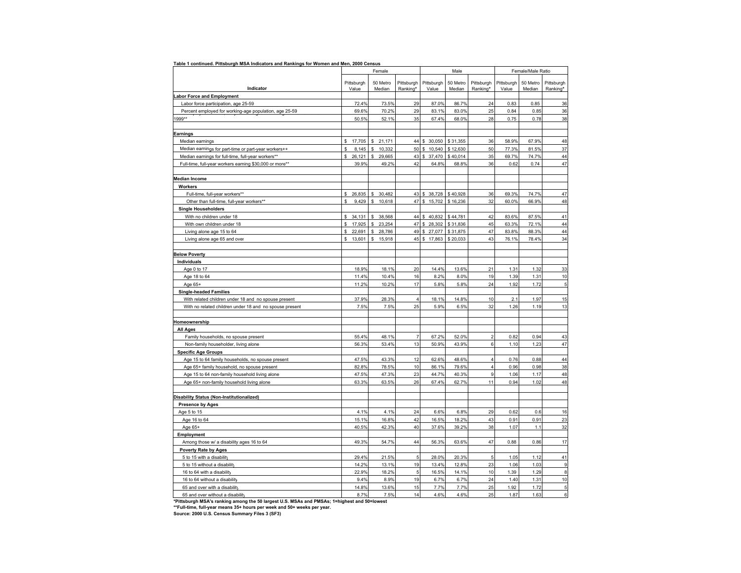**Table 1 continued. Pittsburgh MSA Indicators and Rankings for Women and Men, 2000 Census**

| Indicator | Female | | | Male | | | Female/Male Ratio | | |
|---|---|---|---|---|---|---|---|---|---|
| | Pittsburgh Value | 50 Metro Median | Pittsburgh Ranking* | Pittsburgh Value | 50 Metro Median | Pittsburgh Ranking* | Pittsburgh Value | 50 Metro Median | Pittsburgh Ranking* |
| **Labor Force and Employment** | | | | | | | | | |
| Labor force participation, age 25-59 | 72.4% | 73.5% | 29 | 87.0% | 86.7% | 24 | 0.83 | 0.85 | 36 |
| Percent employed for working-age population, age 25-59 | 69.6% | 70.2% | 29 | 83.1% | 83.0% | 25 | 0.84 | 0.85 | 36 |
| 1999** | 50.5% | 52.1% | 35 | 67.4% | 68.0% | 28 | 0.75 | 0.78 | 38 |
| **Earnings** | | | | | | | | | |
| Median earnings | $ 17,705 | $ 21,171 | 44 | $ 30,050 | $ 31,355 | 36 | 58.9% | 67.9% | 48 |
| Median earnings for part-time or part-year workers++ | $ 8,145 | $ 10,332 | 50 | $ 10,540 | $ 12,630 | 50 | 77.3% | 81.5% | 37 |
| Median earnings for full-time, full-year workers** | $ 26,121 | $ 29,665 | 43 | $ 37,470 | $ 40,014 | 35 | 69.7% | 74.7% | 44 |
| Full-time, full-year workers earning $30,000 or more** | 39.9% | 49.2% | 42 | 64.8% | 68.8% | 36 | 0.62 | 0.74 | 47 |
| **Median Income** | | | | | | | | | |
| **Workers** | | | | | | | | | |
| Full-time, full-year workers** | $ 26,835 | $ 30,482 | 43 | $ 38,728 | $ 40,928 | 36 | 69.3% | 74.7% | 47 |
| Other than full-time, full-year workers** | $ 9,429 | $ 10,618 | 47 | $ 15,702 | $ 16,236 | 32 | 60.0% | 66.9% | 48 |
| **Single Householders** | | | | | | | | | |
| With no children under 18 | $ 34,131 | $ 38,568 | 44 | $ 40,832 | $ 44,781 | 42 | 83.6% | 87.5% | 41 |
| With own children under 18 | $ 17,925 | $ 23,254 | 47 | $ 28,302 | $ 31,836 | 45 | 63.3% | 72.1% | 44 |
| Living alone age 15 to 64 | $ 22,691 | $ 28,786 | 49 | $ 27,077 | $ 31,875 | 47 | 83.8% | 88.3% | 44 |
| Living alone age 65 and over | $ 13,601 | $ 15,918 | 45 | $ 17,863 | $ 20,033 | 43 | 76.1% | 78.4% | 34 |
| **Below Poverty** | | | | | | | | | |
| **Individuals** | | | | | | | | | |
| Age 0 to 17 | 18.9% | 18.1% | 20 | 14.4% | 13.6% | 21 | 1.31 | 1.32 | 33 |
| Age 18 to 64 | 11.4% | 10.4% | 16 | 8.2% | 8.0% | 19 | 1.39 | 1.31 | 10 |
| Age 65+ | 11.2% | 10.2% | 17 | 5.8% | 5.8% | 24 | 1.92 | 1.72 | 5 |
| **Single-headed Families** | | | | | | | | | |
| With related children under 18 and no spouse present | 37.9% | 28.3% | 4 | 18.1% | 14.8% | 10 | 2.1 | 1.97 | 15 |
| With no related children under 18 and no spouse present | 7.5% | 7.5% | 25 | 5.9% | 6.5% | 32 | 1.26 | 1.19 | 13 |
| **Homeownership** | | | | | | | | | |
| **All Ages** | | | | | | | | | |
| Family households, no spouse present | 55.4% | 48.1% | 7 | 67.2% | 52.0% | 2 | 0.82 | 0.94 | 43 |
| Non-family householder, living alone | 56.3% | 53.4% | 13 | 50.9% | 43.9% | 6 | 1.10 | 1.23 | 47 |
| **Specific Age Groups** | | | | | | | | | |
| Age 15 to 64 family households, no spouse present | 47.5% | 43.3% | 12 | 62.6% | 48.6% | 4 | 0.76 | 0.88 | 44 |
| Age 65+ family household, no spouse present | 82.8% | 78.5% | 10 | 86.1% | 79.6% | 4 | 0.96 | 0.98 | 38 |
| Age 15 to 64 non-family household living alone | 47.5% | 47.3% | 23 | 44.7% | 40.3% | 9 | 1.06 | 1.17 | 48 |
| Age 65+ non-family household living alone | 63.3% | 63.5% | 26 | 67.4% | 62.7% | 11 | 0.94 | 1.02 | 48 |
| **Disability Status (Non-Institutionalized)** | | | | | | | | | |
| **Presence by Ages** | | | | | | | | | |
| Age 5 to 15 | 4.1% | 4.1% | 24 | 6.6% | 6.8% | 29 | 0.62 | 0.6 | 16 |
| Age 16 to 64 | 15.1% | 16.8% | 42 | 16.5% | 18.2% | 43 | 0.91 | 0.91 | 23 |
| Age 65+ | 40.5% | 42.3% | 40 | 37.6% | 39.2% | 38 | 1.07 | 1.1 | 32 |
| **Employment** | | | | | | | | | |
| Among those w/ a disability ages 16 to 64 | 49.3% | 54.7% | 44 | 56.3% | 63.6% | 47 | 0.88 | 0.86 | 17 |
| **Poverty Rate by Ages** | | | | | | | | | |
| 5 to 15 with a disability | 29.4% | 21.5% | 5 | 28.0% | 20.3% | 5 | 1.05 | 1.12 | 41 |
| 5 to 15 without a disability | 14.2% | 13.1% | 19 | 13.4% | 12.8% | 23 | 1.06 | 1.03 | 9 |
| 16 to 64 with a disability | 22.9% | 18.2% | 5 | 16.5% | 14.1% | 10 | 1.39 | 1.29 | 8 |
| 16 to 64 without a disability | 9.4% | 8.9% | 19 | 6.7% | 6.7% | 24 | 1.40 | 1.31 | 10 |
| 65 and over with a disability | 14.8% | 13.6% | 15 | 7.7% | 7.7% | 25 | 1.92 | 1.72 | 5 |
| 65 and over without a disability | 8.7% | 7.5% | 14 | 4.6% | 4.6% | 25 | 1.87 | 1.63 | 6 |

**\*Pittsburgh MSA's ranking among the 50 largest U.S. MSAs and PMSAs; 1=highest and 50=lowest**

**\*\*Full-time, full-year means 35+ hours per week and 50+ weeks per year.**

**Source: 2000 U.S. Census Summary Files 3 (SF3)**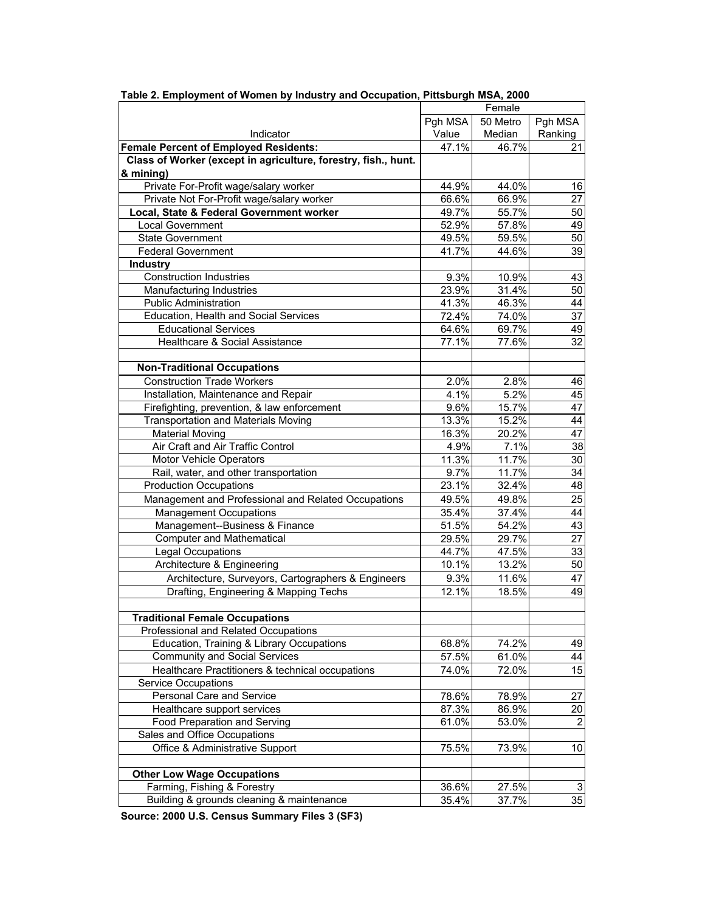**Table 2. Employment of Women by Industry and Occupation, Pittsburgh MSA, 2000**

| Indicator | Female | | |
|---|---|---|---|
| | Pgh MSA Value | 50 Metro Median | Pgh MSA Ranking |
| **Female Percent of Employed Residents:** | 47.1% | 46.7% | 21 |
| **Class of Worker (except in agriculture, forestry, fish., hunt. & mining)** | | | |
| Private For-Profit wage/salary worker | 44.9% | 44.0% | 16 |
| Private Not For-Profit wage/salary worker | 66.6% | 66.9% | 27 |
| **Local, State & Federal Government worker** | 49.7% | 55.7% | 50 |
| Local Government | 52.9% | 57.8% | 49 |
| State Government | 49.5% | 59.5% | 50 |
| Federal Government | 41.7% | 44.6% | 39 |
| **Industry** | | | |
| Construction Industries | 9.3% | 10.9% | 43 |
| Manufacturing Industries | 23.9% | 31.4% | 50 |
| Public Administration | 41.3% | 46.3% | 44 |
| Education, Health and Social Services | 72.4% | 74.0% | 37 |
| Educational Services | 64.6% | 69.7% | 49 |
| Healthcare & Social Assistance | 77.1% | 77.6% | 32 |
| | | | |
| **Non-Traditional Occupations** | | | |
| Construction Trade Workers | 2.0% | 2.8% | 46 |
| Installation, Maintenance and Repair | 4.1% | 5.2% | 45 |
| Firefighting, prevention, & law enforcement | 9.6% | 15.7% | 47 |
| Transportation and Materials Moving | 13.3% | 15.2% | 44 |
| Material Moving | 16.3% | 20.2% | 47 |
| Air Craft and Air Traffic Control | 4.9% | 7.1% | 38 |
| Motor Vehicle Operators | 11.3% | 11.7% | 30 |
| Rail, water, and other transportation | 9.7% | 11.7% | 34 |
| Production Occupations | 23.1% | 32.4% | 48 |
| Management and Professional and Related Occupations | 49.5% | 49.8% | 25 |
| Management Occupations | 35.4% | 37.4% | 44 |
| Management--Business & Finance | 51.5% | 54.2% | 43 |
| Computer and Mathematical | 29.5% | 29.7% | 27 |
| Legal Occupations | 44.7% | 47.5% | 33 |
| Architecture & Engineering | 10.1% | 13.2% | 50 |
| Architecture, Surveyors, Cartographers & Engineers | 9.3% | 11.6% | 47 |
| Drafting, Engineering & Mapping Techs | 12.1% | 18.5% | 49 |
| | | | |
| **Traditional Female Occupations** | | | |
| Professional and Related Occupations | | | |
| Education, Training & Library Occupations | 68.8% | 74.2% | 49 |
| Community and Social Services | 57.5% | 61.0% | 44 |
| Healthcare Practitioners & technical occupations | 74.0% | 72.0% | 15 |
| Service Occupations | | | |
| Personal Care and Service | 78.6% | 78.9% | 27 |
| Healthcare support services | 87.3% | 86.9% | 20 |
| Food Preparation and Serving | 61.0% | 53.0% | 2 |
| Sales and Office Occupations | | | |
| Office & Administrative Support | 75.5% | 73.9% | 10 |
| | | | |
| **Other Low Wage Occupations** | | | |
| Farming, Fishing & Forestry | 36.6% | 27.5% | 3 |
| Building & grounds cleaning & maintenance | 35.4% | 37.7% | 35 |

**Source: 2000 U.S. Census Summary Files 3 (SF3)**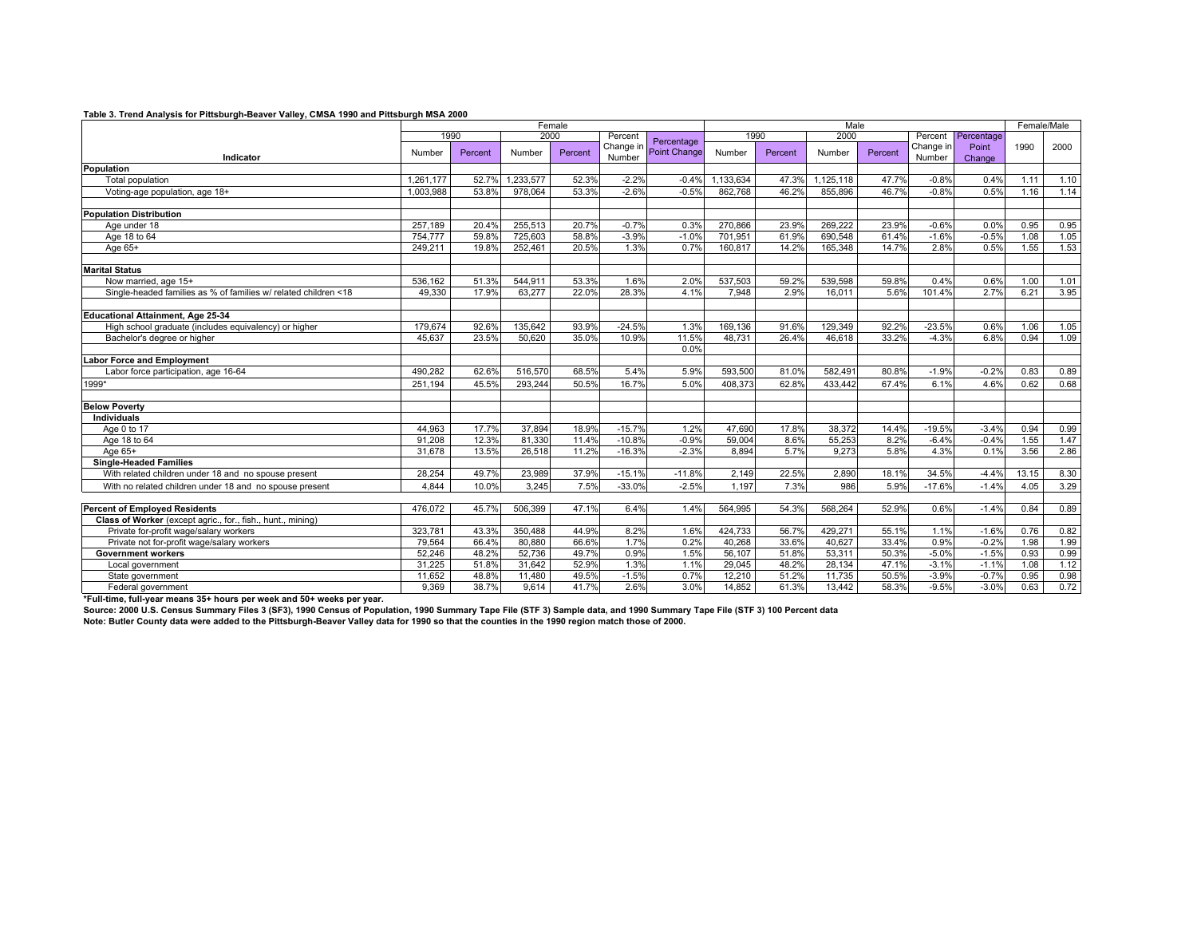**Table 3. Trend Analysis for Pittsburgh-Beaver Valley, CMSA 1990 and Pittsburgh MSA 2000**

| Indicator | Female | | | | | | Male | | | | | | Female/Male | |
|---|---|---|---|---|---|---|---|---|---|---|---|---|---|---|
| | 1990 | | 2000 | | Percent Change in Number | Percentage Point Change | 1990 | | 2000 | | Percent Change in Number | Percentage Point Change | 1990 | 2000 |
| | Number | Percent | Number | Percent | | | Number | Percent | Number | Percent | | | | |
| **Population** | | | | | | | | | | | | | | |
| Total population | 1,261,177 | 52.7% | 1,233,577 | 52.3% | -2.2% | -0.4% | 1,133,634 | 47.3% | 1,125,118 | 47.7% | -0.8% | 0.4% | 1.11 | 1.10 |
| Voting-age population, age 18+ | 1,003,988 | 53.8% | 978,064 | 53.3% | -2.6% | -0.5% | 862,768 | 46.2% | 855,896 | 46.7% | -0.8% | 0.5% | 1.16 | 1.14 |
| **Population Distribution** | | | | | | | | | | | | | | |
| Age under 18 | 257,189 | 20.4% | 255,513 | 20.7% | -0.7% | 0.3% | 270,866 | 23.9% | 269,222 | 23.9% | -0.6% | 0.0% | 0.95 | 0.95 |
| Age 18 to 64 | 754,777 | 59.8% | 725,603 | 58.8% | -3.9% | -1.0% | 701,951 | 61.9% | 690,548 | 61.4% | -1.6% | -0.5% | 1.08 | 1.05 |
| Age 65+ | 249,211 | 19.8% | 252,461 | 20.5% | 1.3% | 0.7% | 160,817 | 14.2% | 165,348 | 14.7% | 2.8% | 0.5% | 1.55 | 1.53 |
| **Marital Status** | | | | | | | | | | | | | | |
| Now married, age 15+ | 536,162 | 51.3% | 544,911 | 53.3% | 1.6% | 2.0% | 537,503 | 59.2% | 539,598 | 59.8% | 0.4% | 0.6% | 1.00 | 1.01 |
| Single-headed families as % of families w/ related children <18 | 49,330 | 17.9% | 63,277 | 22.0% | 28.3% | 4.1% | 7,948 | 2.9% | 16,011 | 5.6% | 101.4% | 2.7% | 6.21 | 3.95 |
| **Educational Attainment, Age 25-34** | | | | | | | | | | | | | | |
| High school graduate (includes equivalency) or higher | 179,674 | 92.6% | 135,642 | 93.9% | -24.5% | 1.3% | 169,136 | 91.6% | 129,349 | 92.2% | -23.5% | 0.6% | 1.06 | 1.05 |
| Bachelor's degree or higher | 45,637 | 23.5% | 50,620 | 35.0% | 10.9% | 11.5% | 48,731 | 26.4% | 46,618 | 33.2% | -4.3% | 6.8% | 0.94 | 1.09 |
| | | | | | | 0.0% | | | | | | | | |
| **Labor Force and Employment** | | | | | | | | | | | | | | |
| Labor force participation, age 16-64 | 490,282 | 62.6% | 516,570 | 68.5% | 5.4% | 5.9% | 593,500 | 81.0% | 582,491 | 80.8% | -1.9% | -0.2% | 0.83 | 0.89 |
| 1999* | 251,194 | 45.5% | 293,244 | 50.5% | 16.7% | 5.0% | 408,373 | 62.8% | 433,442 | 67.4% | 6.1% | 4.6% | 0.62 | 0.68 |
| **Below Poverty** | | | | | | | | | | | | | | |
| **Individuals** | | | | | | | | | | | | | | |
| Age 0 to 17 | 44,963 | 17.7% | 37,894 | 18.9% | -15.7% | 1.2% | 47,690 | 17.8% | 38,372 | 14.4% | -19.5% | -3.4% | 0.94 | 0.99 |
| Age 18 to 64 | 91,208 | 12.3% | 81,330 | 11.4% | -10.8% | -0.9% | 59,004 | 8.6% | 55,253 | 8.2% | -6.4% | -0.4% | 1.55 | 1.47 |
| Age 65+ | 31,678 | 13.5% | 26,518 | 11.2% | -16.3% | -2.3% | 8,894 | 5.7% | 9,273 | 5.8% | 4.3% | 0.1% | 3.56 | 2.86 |
| **Single-Headed Families** | | | | | | | | | | | | | | |
| With related children under 18 and no spouse present | 28,254 | 49.7% | 23,989 | 37.9% | -15.1% | -11.8% | 2,149 | 22.5% | 2,890 | 18.1% | 34.5% | -4.4% | 13.15 | 8.30 |
| With no related children under 18 and no spouse present | 4,844 | 10.0% | 3,245 | 7.5% | -33.0% | -2.5% | 1,197 | 7.3% | 986 | 5.9% | -17.6% | -1.4% | 4.05 | 3.29 |
| **Percent of Employed Residents** | 476,072 | 45.7% | 506,399 | 47.1% | 6.4% | 1.4% | 564,995 | 54.3% | 568,264 | 52.9% | 0.6% | -1.4% | 0.84 | 0.89 |
| **Class of Worker** (except agric., for., fish., hunt., mining) | | | | | | | | | | | | | | |
| Private for-profit wage/salary workers | 323,781 | 43.3% | 350,488 | 44.9% | 8.2% | 1.6% | 424,733 | 56.7% | 429,271 | 55.1% | 1.1% | -1.6% | 0.76 | 0.82 |
| Private not for-profit wage/salary workers | 79,564 | 66.4% | 80,880 | 66.6% | 1.7% | 0.2% | 40,268 | 33.6% | 40,627 | 33.4% | 0.9% | -0.2% | 1.98 | 1.99 |
| **Government workers** | 52,246 | 48.2% | 52,736 | 49.7% | 0.9% | 1.5% | 56,107 | 51.8% | 53,311 | 50.3% | -5.0% | -1.5% | 0.93 | 0.99 |
| Local government | 31,225 | 51.8% | 31,642 | 52.9% | 1.3% | 1.1% | 29,045 | 48.2% | 28,134 | 47.1% | -3.1% | -1.1% | 1.08 | 1.12 |
| State government | 11,652 | 48.8% | 11,480 | 49.5% | -1.5% | 0.7% | 12,210 | 51.2% | 11,735 | 50.5% | -3.9% | -0.7% | 0.95 | 0.98 |
| Federal government | 9,369 | 38.7% | 9,614 | 41.7% | 2.6% | 3.0% | 14,852 | 61.3% | 13,442 | 58.3% | -9.5% | -3.0% | 0.63 | 0.72 |

**\*Full-time, full-year means 35+ hours per week and 50+ weeks per year.**

**Source: 2000 U.S. Census Summary Files 3 (SF3), 1990 Census of Population, 1990 Summary Tape File (STF 3) Sample data, and 1990 Summary Tape File (STF 3) 100 Percent data**

**Note: Butler County data were added to the Pittsburgh-Beaver Valley data for 1990 so that the counties in the 1990 region match those of 2000.**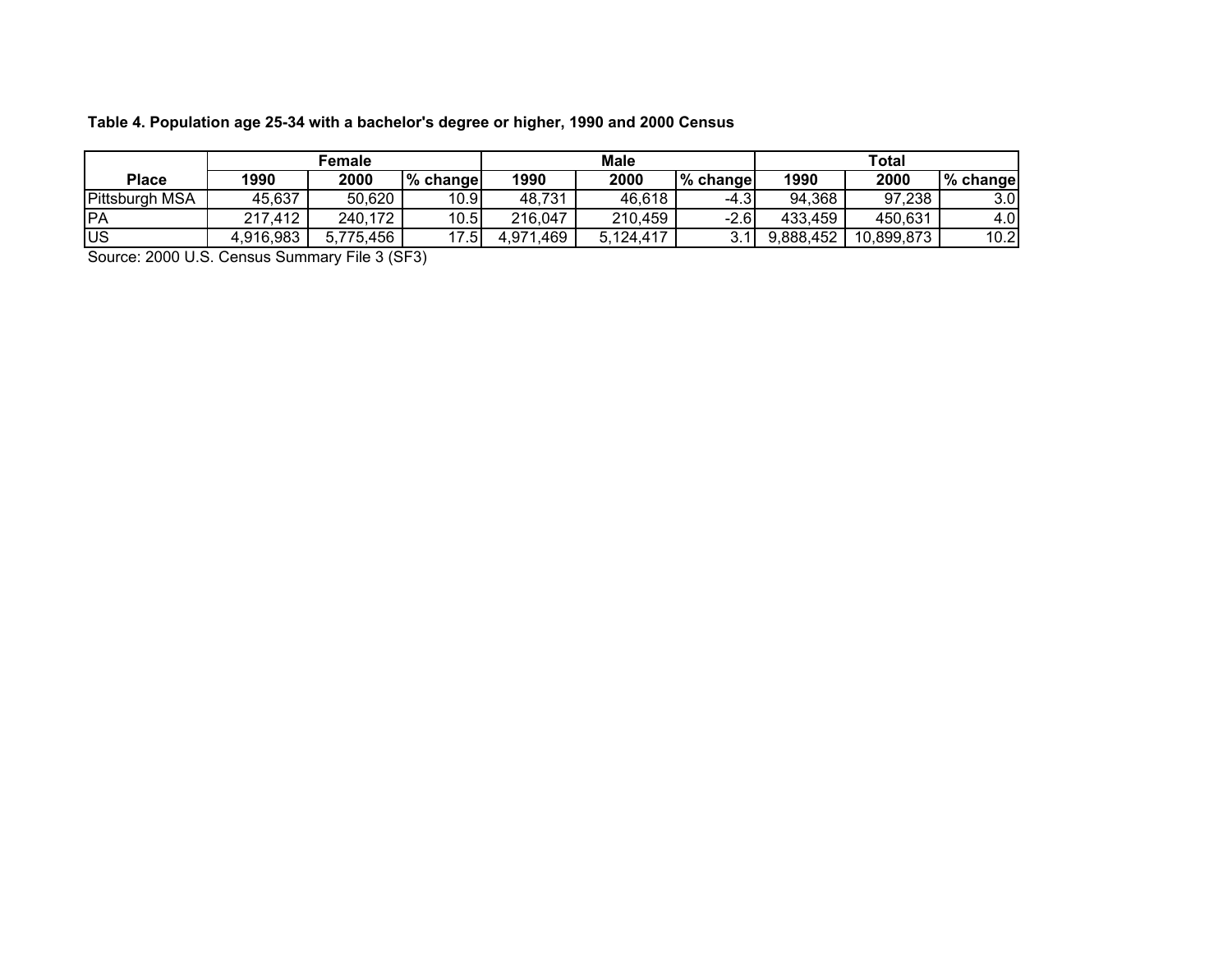**Table 4. Population age 25-34 with a bachelor's degree or higher, 1990 and 2000 Census**

| | Female | | | Male | | | Total | | |
|---|---|---|---|---|---|---|---|---|---|
| Place | 1990 | 2000 | % change | 1990 | 2000 | % change | 1990 | 2000 | % change |
| Pittsburgh MSA | 45,637 | 50,620 | 10.9 | 48,731 | 46,618 | -4.3 | 94,368 | 97,238 | 3.0 |
| PA | 217,412 | 240,172 | 10.5 | 216,047 | 210,459 | -2.6 | 433,459 | 450,631 | 4.0 |
| US | 4,916,983 | 5,775,456 | 17.5 | 4,971,469 | 5,124,417 | 3.1 | 9,888,452 | 10,899,873 | 10.2 |

Source: 2000 U.S. Census Summary File 3 (SF3)